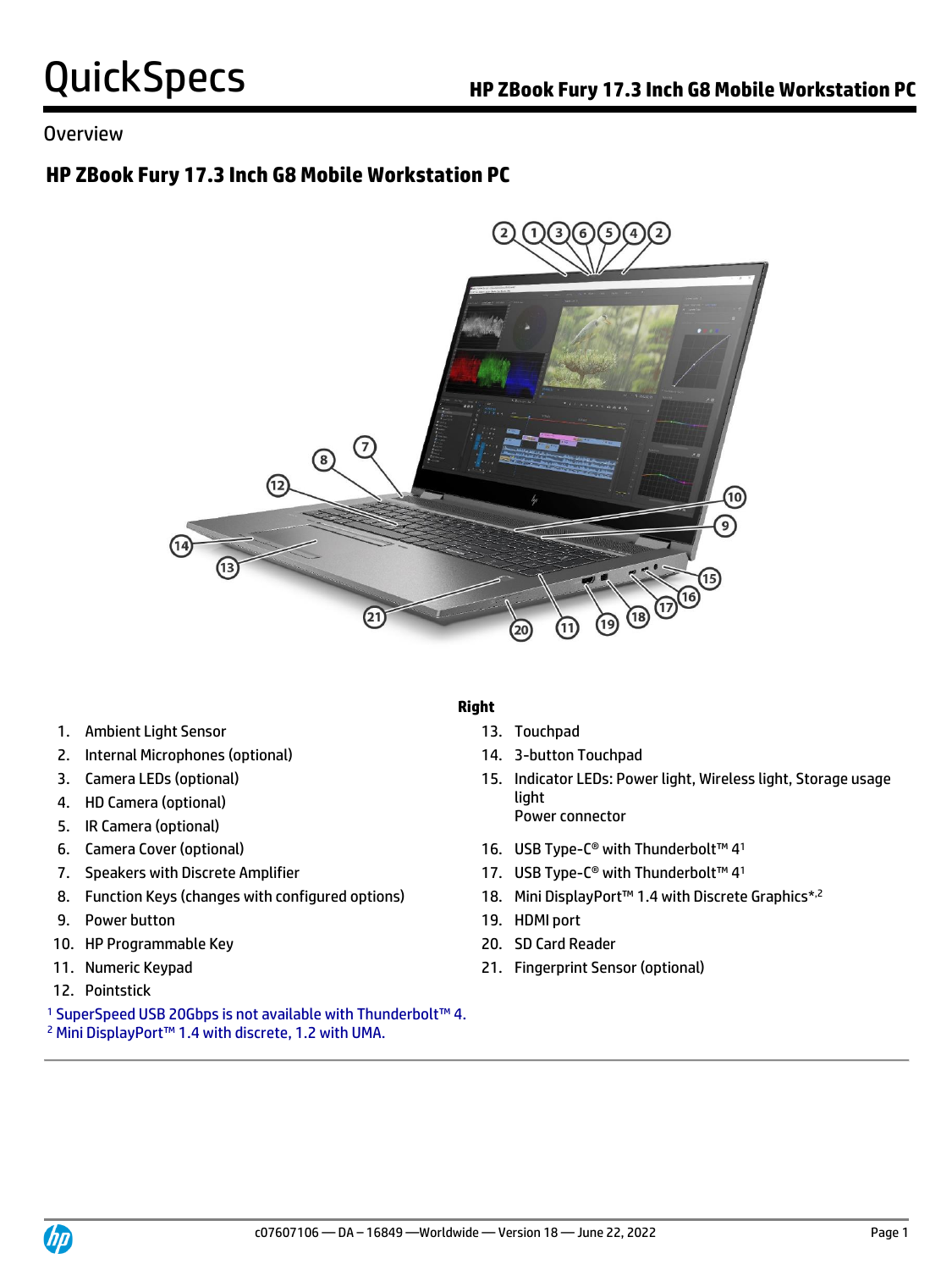# QuickSpecs

## HP ZBook Fury 17.3 Inch G8 Mobile Workstation PC

Overview

### HP ZBook Fury 17.3 Inch G8 Mobile Workstation PC

1. Ambient Light Sensor
2. Internal Microphones (optional)
3. Camera LEDs (optional)
4. HD Camera (optional)
5. IR Camera (optional)
6. Camera Cover (optional)
7. Speakers with Discrete Amplifier
8. Function Keys (changes with configured options)
9. Power button
10. HP Programmable Key
11. Numeric Keypad
12. Pointstick

**Right**

13. Touchpad
14. 3-button Touchpad
15. Indicator LEDs: Power light, Wireless light, Storage usage light
    Power connector
16. USB Type-C® with Thunderbolt™ 4[1]
17. USB Type-C® with Thunderbolt™ 4[1]
18. Mini DisplayPort™ 1.4 with Discrete Graphics*[,2]
19. HDMI port
20. SD Card Reader
21. Fingerprint Sensor (optional)

[1] SuperSpeed USB 20Gbps is not available with Thunderbolt™ 4.
[2] Mini DisplayPort™ 1.4 with discrete, 1.2 with UMA.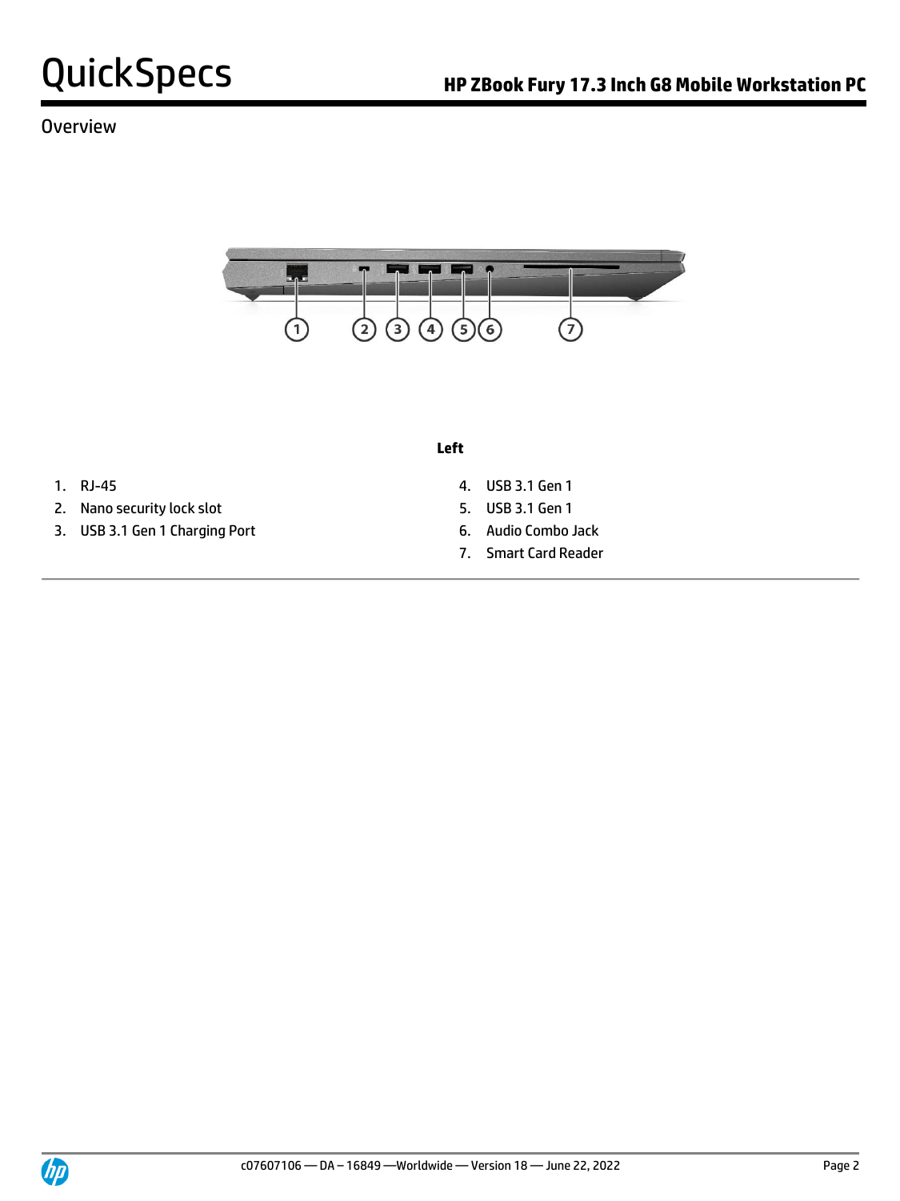Overview

**Left**

1. RJ-45
2. Nano security lock slot
3. USB 3.1 Gen 1 Charging Port
4. USB 3.1 Gen 1
5. USB 3.1 Gen 1
6. Audio Combo Jack
7. Smart Card Reader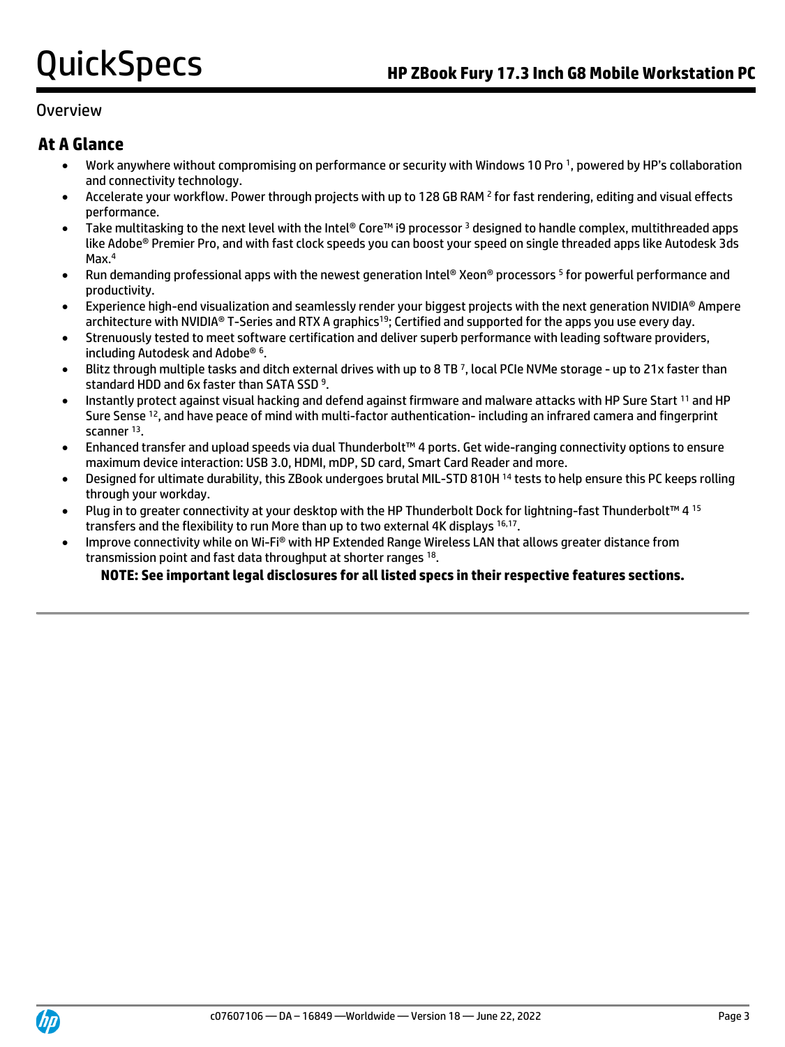Overview

## At A Glance

- Work anywhere without compromising on performance or security with Windows 10 Pro [1], powered by HP's collaboration and connectivity technology.
- Accelerate your workflow. Power through projects with up to 128 GB RAM [2] for fast rendering, editing and visual effects performance.
- Take multitasking to the next level with the Intel® Core™ i9 processor [3] designed to handle complex, multithreaded apps like Adobe® Premier Pro, and with fast clock speeds you can boost your speed on single threaded apps like Autodesk 3ds Max.[4]
- Run demanding professional apps with the newest generation Intel® Xeon® processors [5] for powerful performance and productivity.
- Experience high-end visualization and seamlessly render your biggest projects with the next generation NVIDIA® Ampere architecture with NVIDIA® T-Series and RTX A graphics[19]; Certified and supported for the apps you use every day.
- Strenuously tested to meet software certification and deliver superb performance with leading software providers, including Autodesk and Adobe® [6].
- Blitz through multiple tasks and ditch external drives with up to 8 TB [7], local PCIe NVMe storage - up to 21x faster than standard HDD and 6x faster than SATA SSD [9].
- Instantly protect against visual hacking and defend against firmware and malware attacks with HP Sure Start [11] and HP Sure Sense [12], and have peace of mind with multi-factor authentication- including an infrared camera and fingerprint scanner [13].
- Enhanced transfer and upload speeds via dual Thunderbolt™ 4 ports. Get wide-ranging connectivity options to ensure maximum device interaction: USB 3.0, HDMI, mDP, SD card, Smart Card Reader and more.
- Designed for ultimate durability, this ZBook undergoes brutal MIL-STD 810H [14] tests to help ensure this PC keeps rolling through your workday.
- Plug in to greater connectivity at your desktop with the HP Thunderbolt Dock for lightning-fast Thunderbolt™ 4 [15] transfers and the flexibility to run More than up to two external 4K displays [16,17].
- Improve connectivity while on Wi-Fi® with HP Extended Range Wireless LAN that allows greater distance from transmission point and fast data throughput at shorter ranges [18].

**NOTE: See important legal disclosures for all listed specs in their respective features sections.**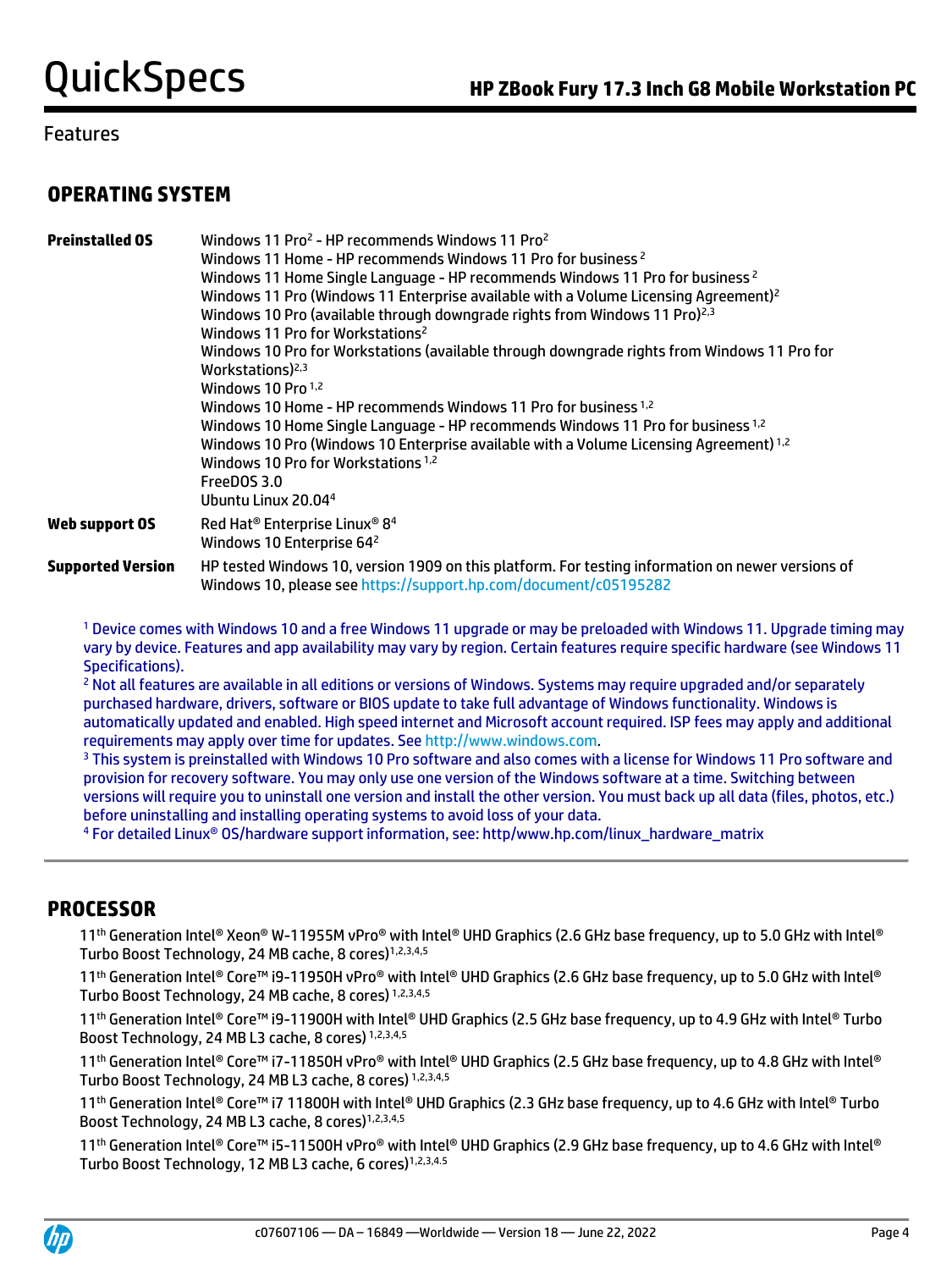## Features

### OPERATING SYSTEM

| | |
|---|---|
| **Preinstalled OS** | Windows 11 Pro[2] - HP recommends Windows 11 Pro[2]<br>Windows 11 Home - HP recommends Windows 11 Pro for business [2]<br>Windows 11 Home Single Language - HP recommends Windows 11 Pro for business [2]<br>Windows 11 Pro (Windows 11 Enterprise available with a Volume Licensing Agreement)[2]<br>Windows 10 Pro (available through downgrade rights from Windows 11 Pro)[2,3]<br>Windows 11 Pro for Workstations[2]<br>Windows 10 Pro for Workstations (available through downgrade rights from Windows 11 Pro for Workstations)[2,3]<br>Windows 10 Pro [1,2]<br>Windows 10 Home - HP recommends Windows 11 Pro for business [1,2]<br>Windows 10 Home Single Language - HP recommends Windows 11 Pro for business [1,2]<br>Windows 10 Pro (Windows 10 Enterprise available with a Volume Licensing Agreement) [1,2]<br>Windows 10 Pro for Workstations [1,2]<br>FreeDOS 3.0<br>Ubuntu Linux 20.04[4] |
| **Web support OS** | Red Hat® Enterprise Linux® 8[4]<br>Windows 10 Enterprise 64[2] |
| **Supported Version** | HP tested Windows 10, version 1909 on this platform. For testing information on newer versions of Windows 10, please see https://support.hp.com/document/c05195282 |

[1] Device comes with Windows 10 and a free Windows 11 upgrade or may be preloaded with Windows 11. Upgrade timing may vary by device. Features and app availability may vary by region. Certain features require specific hardware (see Windows 11 Specifications).

[2] Not all features are available in all editions or versions of Windows. Systems may require upgraded and/or separately purchased hardware, drivers, software or BIOS update to take full advantage of Windows functionality. Windows is automatically updated and enabled. High speed internet and Microsoft account required. ISP fees may apply and additional requirements may apply over time for updates. See http://www.windows.com.

[3] This system is preinstalled with Windows 10 Pro software and also comes with a license for Windows 11 Pro software and provision for recovery software. You may only use one version of the Windows software at a time. Switching between versions will require you to uninstall one version and install the other version. You must back up all data (files, photos, etc.) before uninstalling and installing operating systems to avoid loss of your data.

[4] For detailed Linux® OS/hardware support information, see: http/www.hp.com/linux_hardware_matrix

### PROCESSOR

11th Generation Intel® Xeon® W-11955M vPro® with Intel® UHD Graphics (2.6 GHz base frequency, up to 5.0 GHz with Intel® Turbo Boost Technology, 24 MB cache, 8 cores)[1,2,3,4,5]

11th Generation Intel® Core™ i9-11950H vPro® with Intel® UHD Graphics (2.6 GHz base frequency, up to 5.0 GHz with Intel® Turbo Boost Technology, 24 MB cache, 8 cores) [1,2,3,4,5]

11th Generation Intel® Core™ i9-11900H with Intel® UHD Graphics (2.5 GHz base frequency, up to 4.9 GHz with Intel® Turbo Boost Technology, 24 MB L3 cache, 8 cores) [1,2,3,4,5]

11th Generation Intel® Core™ i7-11850H vPro® with Intel® UHD Graphics (2.5 GHz base frequency, up to 4.8 GHz with Intel® Turbo Boost Technology, 24 MB L3 cache, 8 cores) [1,2,3,4,5]

11th Generation Intel® Core™ i7 11800H with Intel® UHD Graphics (2.3 GHz base frequency, up to 4.6 GHz with Intel® Turbo Boost Technology, 24 MB L3 cache, 8 cores)[1,2,3,4,5]

11th Generation Intel® Core™ i5-11500H vPro® with Intel® UHD Graphics (2.9 GHz base frequency, up to 4.6 GHz with Intel® Turbo Boost Technology, 12 MB L3 cache, 6 cores)[1,2,3,4.5]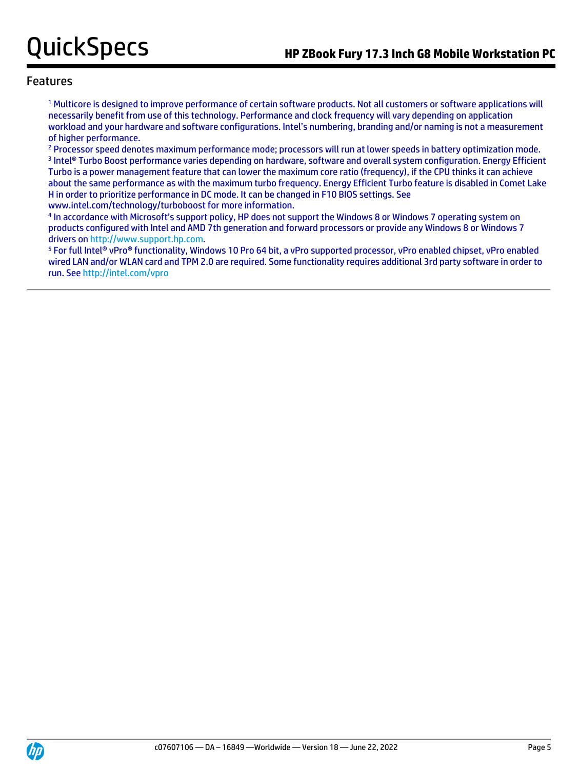## Features

[1] Multicore is designed to improve performance of certain software products. Not all customers or software applications will necessarily benefit from use of this technology. Performance and clock frequency will vary depending on application workload and your hardware and software configurations. Intel's numbering, branding and/or naming is not a measurement of higher performance.

[2] Processor speed denotes maximum performance mode; processors will run at lower speeds in battery optimization mode.

[3] Intel® Turbo Boost performance varies depending on hardware, software and overall system configuration. Energy Efficient Turbo is a power management feature that can lower the maximum core ratio (frequency), if the CPU thinks it can achieve about the same performance as with the maximum turbo frequency. Energy Efficient Turbo feature is disabled in Comet Lake H in order to prioritize performance in DC mode. It can be changed in F10 BIOS settings. See www.intel.com/technology/turboboost for more information.

[4] In accordance with Microsoft's support policy, HP does not support the Windows 8 or Windows 7 operating system on products configured with Intel and AMD 7th generation and forward processors or provide any Windows 8 or Windows 7 drivers on http://www.support.hp.com.

[5] For full Intel® vPro® functionality, Windows 10 Pro 64 bit, a vPro supported processor, vPro enabled chipset, vPro enabled wired LAN and/or WLAN card and TPM 2.0 are required. Some functionality requires additional 3rd party software in order to run. See http://intel.com/vpro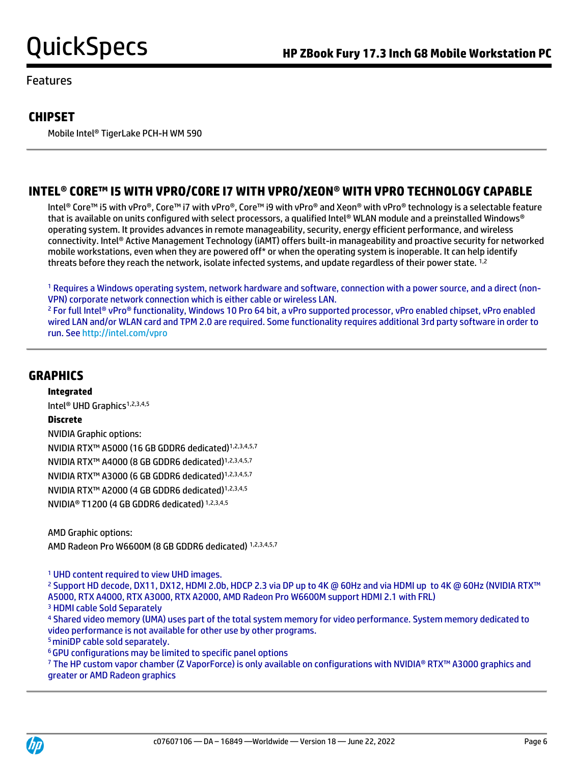Features

## CHIPSET

Mobile Intel® TigerLake PCH-H WM 590

## INTEL® CORE™ I5 WITH VPRO/CORE I7 WITH VPRO/XEON® WITH VPRO TECHNOLOGY CAPABLE

Intel® Core™ i5 with vPro®, Core™ i7 with vPro®, Core™ i9 with vPro® and Xeon® with vPro® technology is a selectable feature that is available on units configured with select processors, a qualified Intel® WLAN module and a preinstalled Windows® operating system. It provides advances in remote manageability, security, energy efficient performance, and wireless connectivity. Intel® Active Management Technology (iAMT) offers built-in manageability and proactive security for networked mobile workstations, even when they are powered off* or when the operating system is inoperable. It can help identify threats before they reach the network, isolate infected systems, and update regardless of their power state. [1,2]

[1] Requires a Windows operating system, network hardware and software, connection with a power source, and a direct (non-VPN) corporate network connection which is either cable or wireless LAN.
[2] For full Intel® vPro® functionality, Windows 10 Pro 64 bit, a vPro supported processor, vPro enabled chipset, vPro enabled wired LAN and/or WLAN card and TPM 2.0 are required. Some functionality requires additional 3rd party software in order to run. See http://intel.com/vpro

## GRAPHICS

**Integrated**

Intel® UHD Graphics[1,2,3,4,5]

**Discrete**

NVIDIA Graphic options:
NVIDIA RTX™ A5000 (16 GB GDDR6 dedicated)[1,2,3,4,5,7]
NVIDIA RTX™ A4000 (8 GB GDDR6 dedicated)[1,2,3,4,5,7]
NVIDIA RTX™ A3000 (6 GB GDDR6 dedicated)[1,2,3,4,5,7]
NVIDIA RTX™ A2000 (4 GB GDDR6 dedicated)[1,2,3,4,5]
NVIDIA® T1200 (4 GB GDDR6 dedicated) [1,2,3,4,5]

AMD Graphic options:
AMD Radeon Pro W6600M (8 GB GDDR6 dedicated) [1,2,3,4,5,7]

[1] UHD content required to view UHD images.
[2] Support HD decode, DX11, DX12, HDMI 2.0b, HDCP 2.3 via DP up to 4K @ 60Hz and via HDMI up to 4K @ 60Hz (NVIDIA RTX™ A5000, RTX A4000, RTX A3000, RTX A2000, AMD Radeon Pro W6600M support HDMI 2.1 with FRL)
[3] HDMI cable Sold Separately
[4] Shared video memory (UMA) uses part of the total system memory for video performance. System memory dedicated to video performance is not available for other use by other programs.
[5] miniDP cable sold separately.
[6] GPU configurations may be limited to specific panel options
[7] The HP custom vapor chamber (Z VaporForce) is only available on configurations with NVIDIA® RTX™ A3000 graphics and greater or AMD Radeon graphics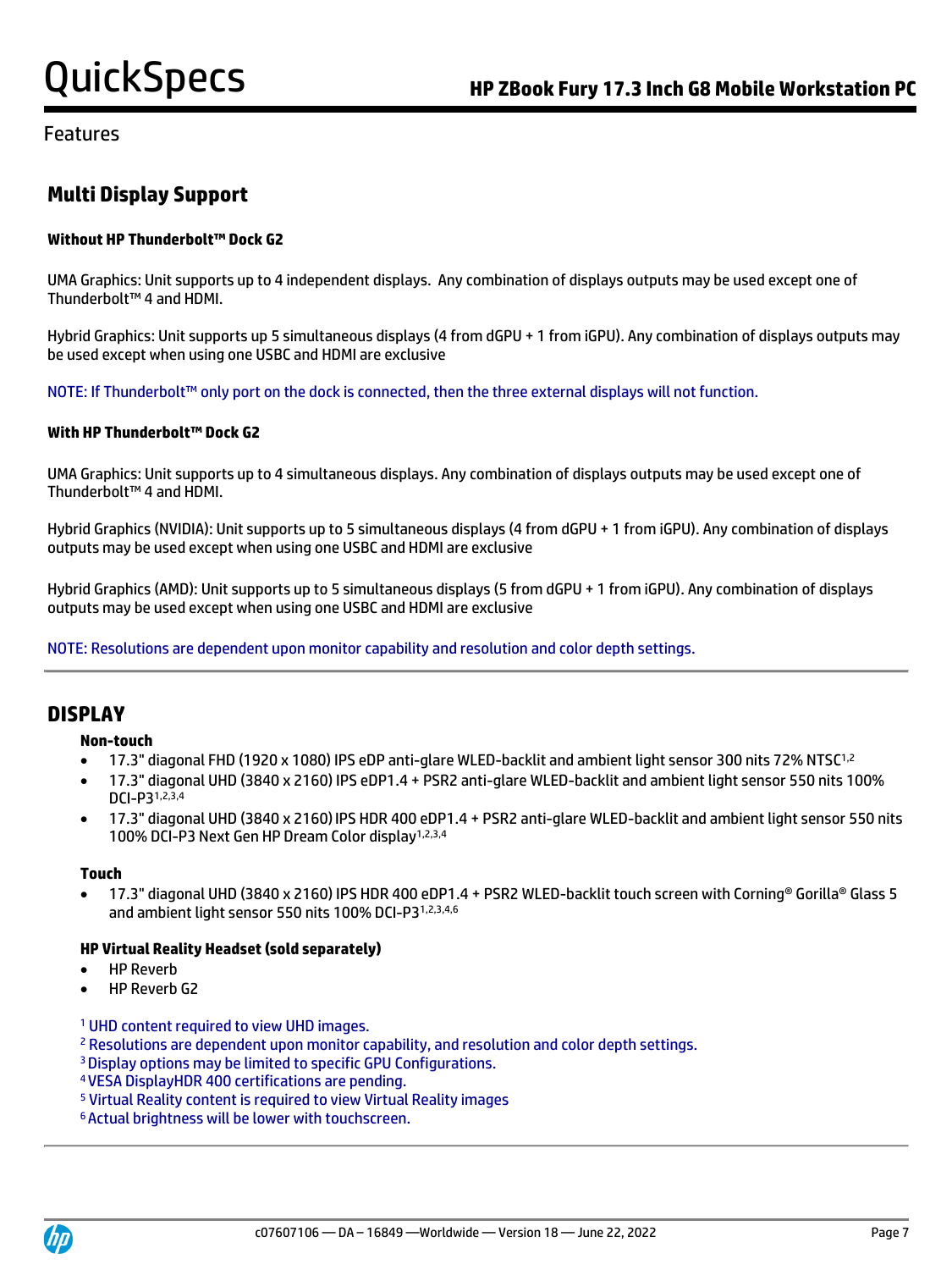Features

## Multi Display Support

**Without HP Thunderbolt™ Dock G2**

UMA Graphics: Unit supports up to 4 independent displays. Any combination of displays outputs may be used except one of Thunderbolt™ 4 and HDMI.

Hybrid Graphics: Unit supports up 5 simultaneous displays (4 from dGPU + 1 from iGPU). Any combination of displays outputs may be used except when using one USBC and HDMI are exclusive

NOTE: If Thunderbolt™ only port on the dock is connected, then the three external displays will not function.

**With HP Thunderbolt™ Dock G2**

UMA Graphics: Unit supports up to 4 simultaneous displays. Any combination of displays outputs may be used except one of Thunderbolt™ 4 and HDMI.

Hybrid Graphics (NVIDIA): Unit supports up to 5 simultaneous displays (4 from dGPU + 1 from iGPU). Any combination of displays outputs may be used except when using one USBC and HDMI are exclusive

Hybrid Graphics (AMD): Unit supports up to 5 simultaneous displays (5 from dGPU + 1 from iGPU). Any combination of displays outputs may be used except when using one USBC and HDMI are exclusive

NOTE: Resolutions are dependent upon monitor capability and resolution and color depth settings.

## DISPLAY

**Non-touch**

- 17.3" diagonal FHD (1920 x 1080) IPS eDP anti-glare WLED-backlit and ambient light sensor 300 nits 72% NTSC[1,2]
- 17.3" diagonal UHD (3840 x 2160) IPS eDP1.4 + PSR2 anti-glare WLED-backlit and ambient light sensor 550 nits 100% DCI-P3[1,2,3,4]
- 17.3" diagonal UHD (3840 x 2160) IPS HDR 400 eDP1.4 + PSR2 anti-glare WLED-backlit and ambient light sensor 550 nits 100% DCI-P3 Next Gen HP Dream Color display[1,2,3,4]

**Touch**

- 17.3" diagonal UHD (3840 x 2160) IPS HDR 400 eDP1.4 + PSR2 WLED-backlit touch screen with Corning® Gorilla® Glass 5 and ambient light sensor 550 nits 100% DCI-P3[1,2,3,4,6]

**HP Virtual Reality Headset (sold separately)**

- HP Reverb
- HP Reverb G2

[1] UHD content required to view UHD images.
[2] Resolutions are dependent upon monitor capability, and resolution and color depth settings.
[3] Display options may be limited to specific GPU Configurations.
[4] VESA DisplayHDR 400 certifications are pending.
[5] Virtual Reality content is required to view Virtual Reality images
[6] Actual brightness will be lower with touchscreen.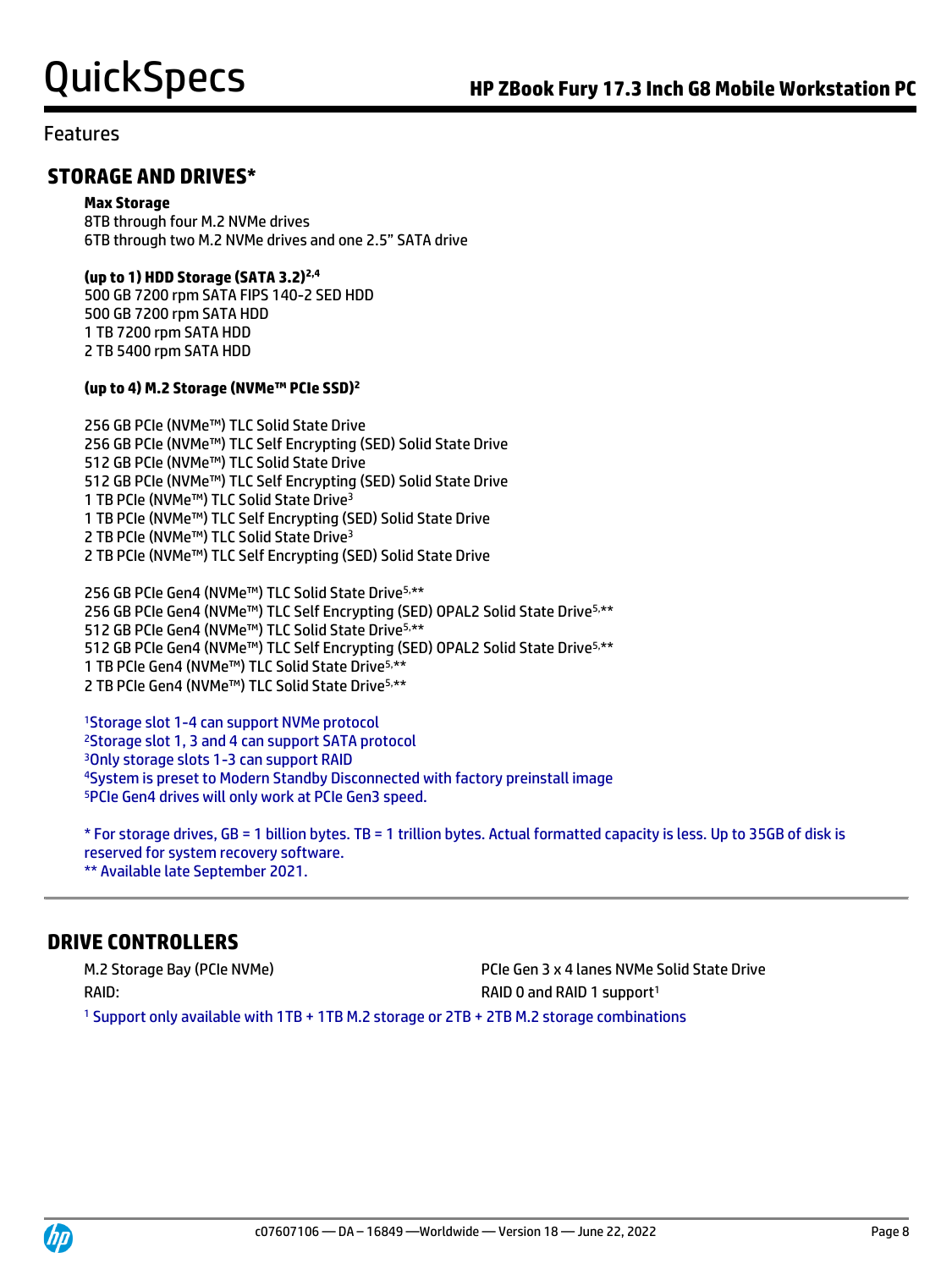## Features

## STORAGE AND DRIVES*

**Max Storage**
8TB through four M.2 NVMe drives
6TB through two M.2 NVMe drives and one 2.5" SATA drive

**(up to 1) HDD Storage (SATA 3.2)[2,4]**
500 GB 7200 rpm SATA FIPS 140-2 SED HDD
500 GB 7200 rpm SATA HDD
1 TB 7200 rpm SATA HDD
2 TB 5400 rpm SATA HDD

**(up to 4) M.2 Storage (NVMe™ PCIe SSD)[2]**

256 GB PCIe (NVMe™) TLC Solid State Drive
256 GB PCIe (NVMe™) TLC Self Encrypting (SED) Solid State Drive
512 GB PCIe (NVMe™) TLC Solid State Drive
512 GB PCIe (NVMe™) TLC Self Encrypting (SED) Solid State Drive
1 TB PCIe (NVMe™) TLC Solid State Drive[3]
1 TB PCIe (NVMe™) TLC Self Encrypting (SED) Solid State Drive
2 TB PCIe (NVMe™) TLC Solid State Drive[3]
2 TB PCIe (NVMe™) TLC Self Encrypting (SED) Solid State Drive

256 GB PCIe Gen4 (NVMe™) TLC Solid State Drive[5,**]
256 GB PCIe Gen4 (NVMe™) TLC Self Encrypting (SED) OPAL2 Solid State Drive[5,**]
512 GB PCIe Gen4 (NVMe™) TLC Solid State Drive[5,**]
512 GB PCIe Gen4 (NVMe™) TLC Self Encrypting (SED) OPAL2 Solid State Drive[5,**]
1 TB PCIe Gen4 (NVMe™) TLC Solid State Drive[5,**]
2 TB PCIe Gen4 (NVMe™) TLC Solid State Drive[5,**]

[1]Storage slot 1-4 can support NVMe protocol
[2]Storage slot 1, 3 and 4 can support SATA protocol
[3]Only storage slots 1-3 can support RAID
[4]System is preset to Modern Standby Disconnected with factory preinstall image
[5]PCIe Gen4 drives will only work at PCIe Gen3 speed.

* For storage drives, GB = 1 billion bytes. TB = 1 trillion bytes. Actual formatted capacity is less. Up to 35GB of disk is reserved for system recovery software.
** Available late September 2021.

## DRIVE CONTROLLERS

| | |
|---|---|
| M.2 Storage Bay (PCIe NVMe) | PCIe Gen 3 x 4 lanes NVMe Solid State Drive |
| RAID: | RAID 0 and RAID 1 support[1] |

[1] Support only available with 1TB + 1TB M.2 storage or 2TB + 2TB M.2 storage combinations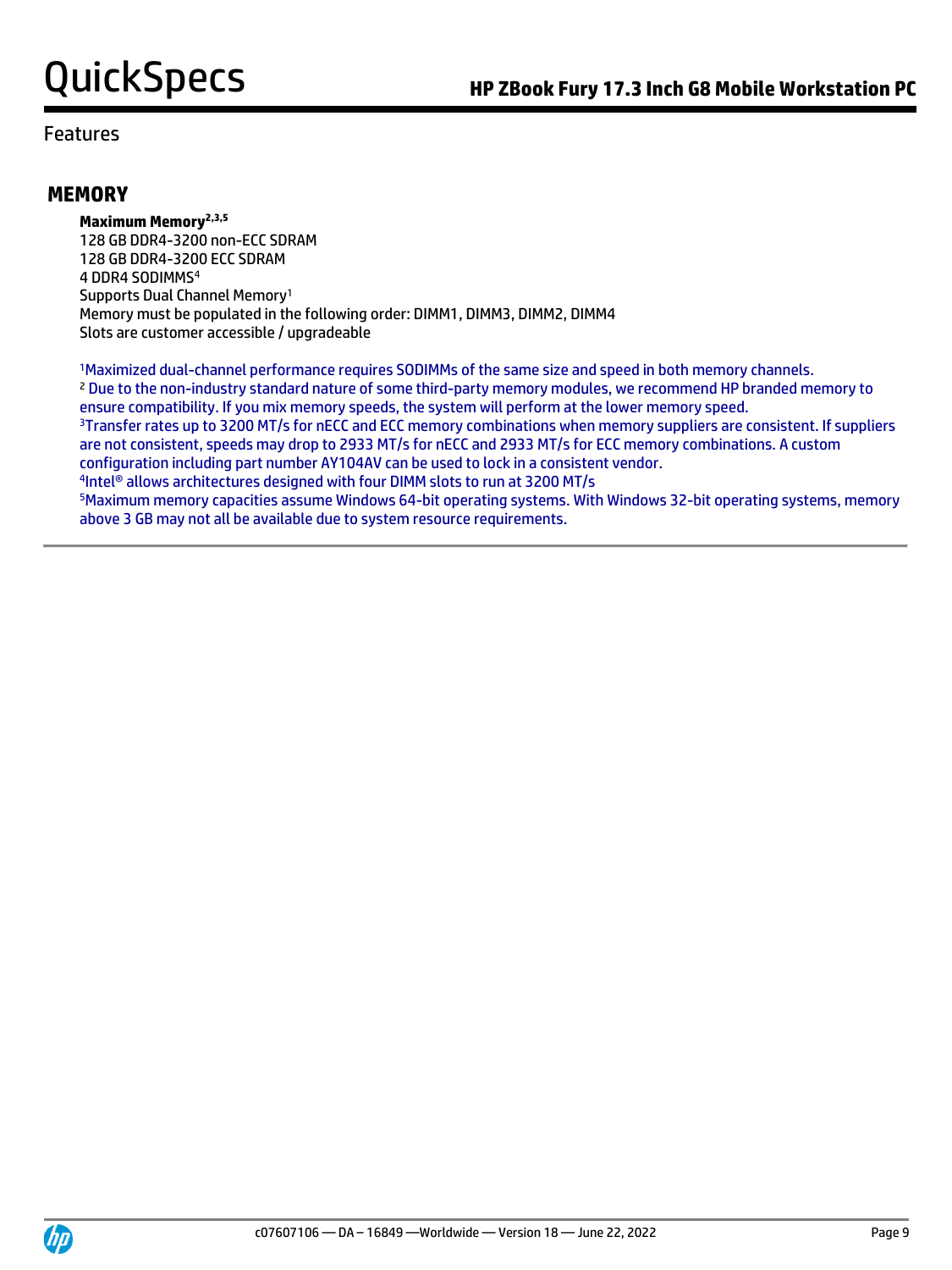## Features

### MEMORY

**Maximum Memory**[2,3,5]
128 GB DDR4-3200 non-ECC SDRAM
128 GB DDR4-3200 ECC SDRAM
4 DDR4 SODIMMS[4]
Supports Dual Channel Memory[1]
Memory must be populated in the following order: DIMM1, DIMM3, DIMM2, DIMM4
Slots are customer accessible / upgradeable

[1]Maximized dual-channel performance requires SODIMMs of the same size and speed in both memory channels.
[2] Due to the non-industry standard nature of some third-party memory modules, we recommend HP branded memory to ensure compatibility. If you mix memory speeds, the system will perform at the lower memory speed.
[3]Transfer rates up to 3200 MT/s for nECC and ECC memory combinations when memory suppliers are consistent. If suppliers are not consistent, speeds may drop to 2933 MT/s for nECC and 2933 MT/s for ECC memory combinations. A custom configuration including part number AY104AV can be used to lock in a consistent vendor.
[4]Intel® allows architectures designed with four DIMM slots to run at 3200 MT/s
[5]Maximum memory capacities assume Windows 64-bit operating systems. With Windows 32-bit operating systems, memory above 3 GB may not all be available due to system resource requirements.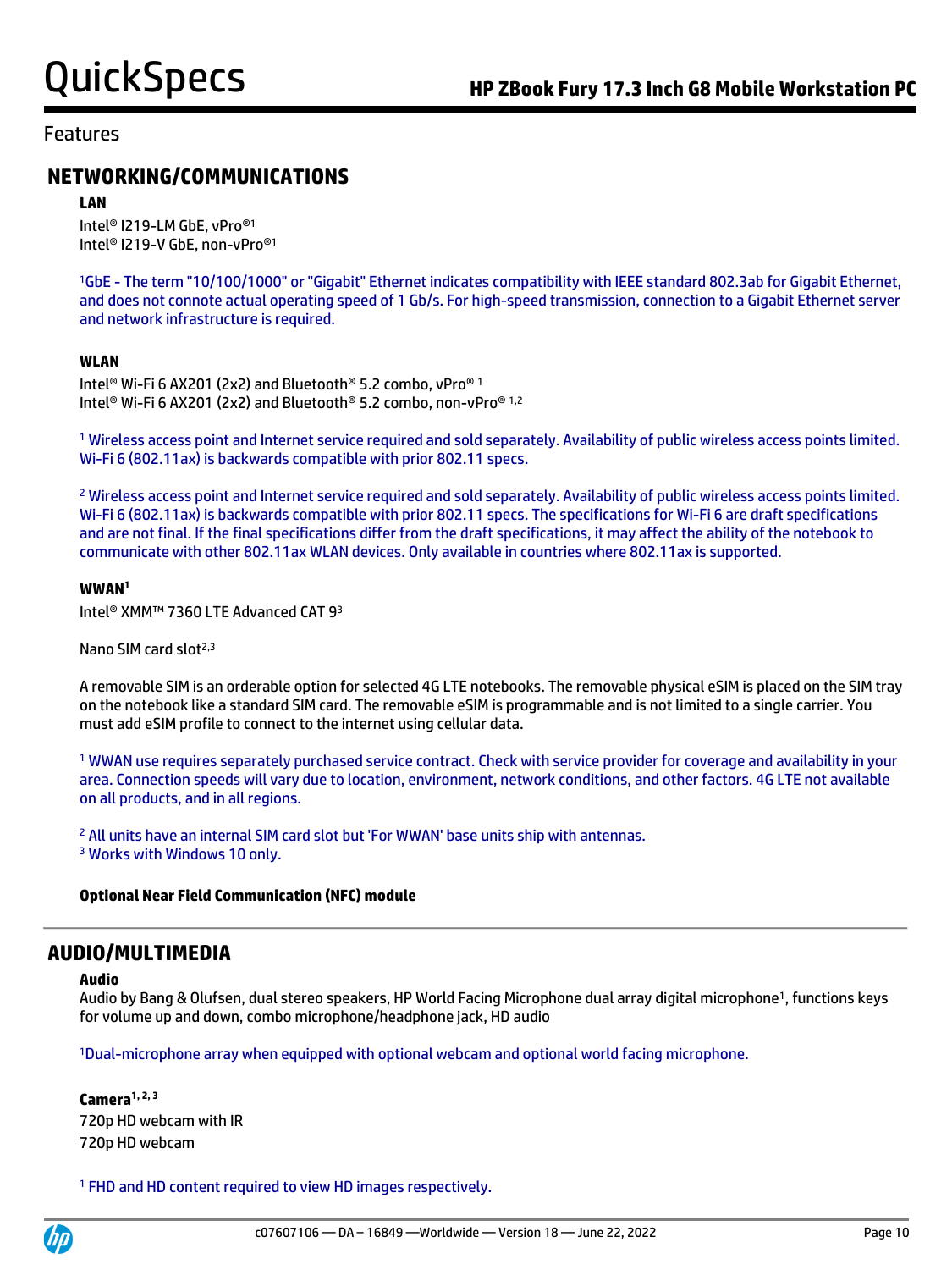## Features

## NETWORKING/COMMUNICATIONS

### LAN

Intel® I219-LM GbE, vPro®[1]
Intel® I219-V GbE, non-vPro®[1]

[1]GbE - The term "10/100/1000" or "Gigabit" Ethernet indicates compatibility with IEEE standard 802.3ab for Gigabit Ethernet, and does not connote actual operating speed of 1 Gb/s. For high-speed transmission, connection to a Gigabit Ethernet server and network infrastructure is required.

### WLAN

Intel® Wi-Fi 6 AX201 (2x2) and Bluetooth® 5.2 combo, vPro® [1]
Intel® Wi-Fi 6 AX201 (2x2) and Bluetooth® 5.2 combo, non-vPro® [1,2]

[1] Wireless access point and Internet service required and sold separately. Availability of public wireless access points limited. Wi-Fi 6 (802.11ax) is backwards compatible with prior 802.11 specs.

[2] Wireless access point and Internet service required and sold separately. Availability of public wireless access points limited. Wi-Fi 6 (802.11ax) is backwards compatible with prior 802.11 specs. The specifications for Wi-Fi 6 are draft specifications and are not final. If the final specifications differ from the draft specifications, it may affect the ability of the notebook to communicate with other 802.11ax WLAN devices. Only available in countries where 802.11ax is supported.

### WWAN[1]

Intel® XMM™ 7360 LTE Advanced CAT 9[3]

Nano SIM card slot[2,3]

A removable SIM is an orderable option for selected 4G LTE notebooks. The removable physical eSIM is placed on the SIM tray on the notebook like a standard SIM card. The removable eSIM is programmable and is not limited to a single carrier. You must add eSIM profile to connect to the internet using cellular data.

[1] WWAN use requires separately purchased service contract. Check with service provider for coverage and availability in your area. Connection speeds will vary due to location, environment, network conditions, and other factors. 4G LTE not available on all products, and in all regions.

[2] All units have an internal SIM card slot but 'For WWAN' base units ship with antennas.
[3] Works with Windows 10 only.

**Optional Near Field Communication (NFC) module**

## AUDIO/MULTIMEDIA

### Audio

Audio by Bang & Olufsen, dual stereo speakers, HP World Facing Microphone dual array digital microphone[1], functions keys for volume up and down, combo microphone/headphone jack, HD audio

[1]Dual-microphone array when equipped with optional webcam and optional world facing microphone.

### Camera[1, 2, 3]

720p HD webcam with IR
720p HD webcam

[1] FHD and HD content required to view HD images respectively.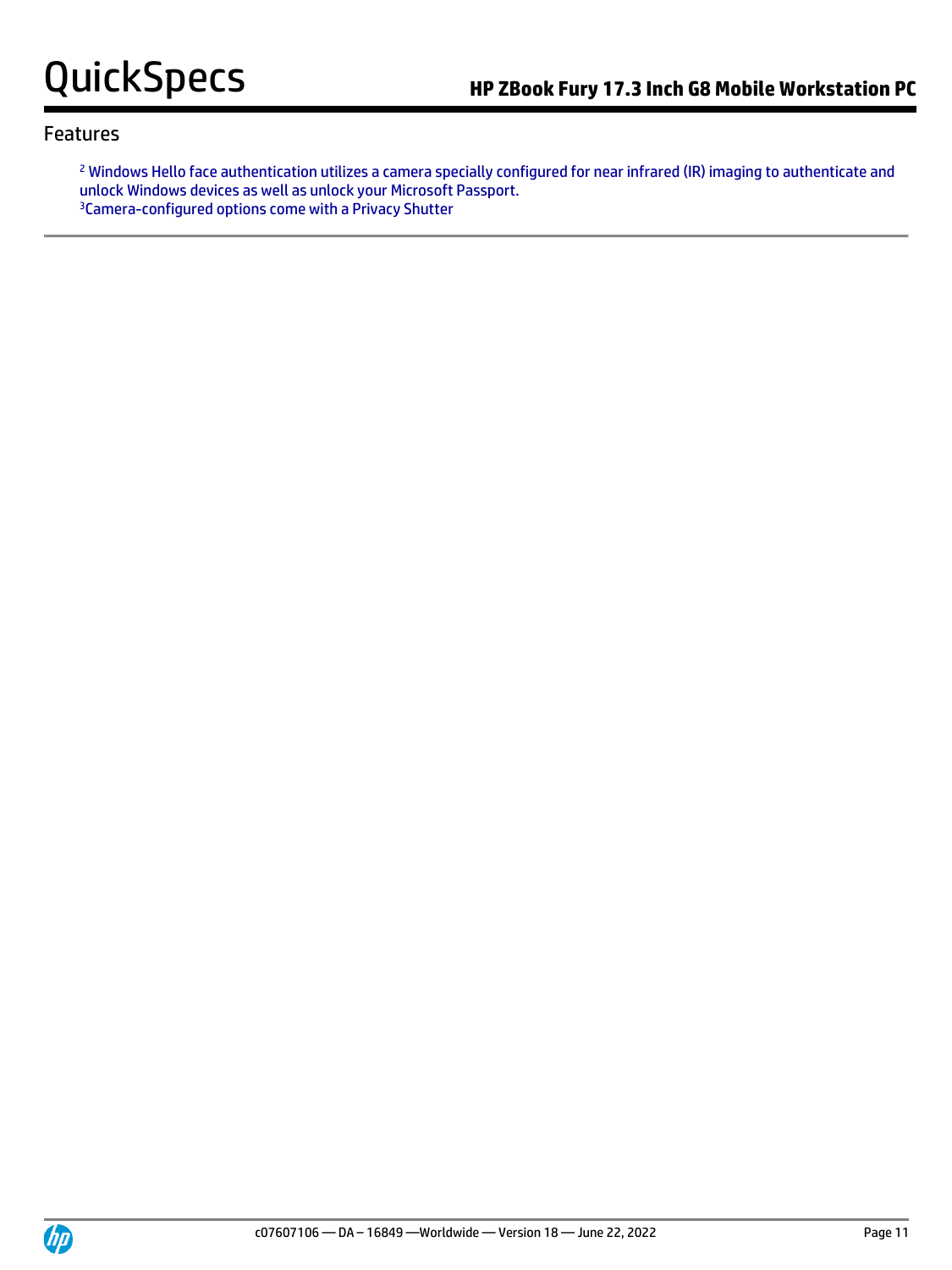## Features

[2] Windows Hello face authentication utilizes a camera specially configured for near infrared (IR) imaging to authenticate and unlock Windows devices as well as unlock your Microsoft Passport.
[3]Camera-configured options come with a Privacy Shutter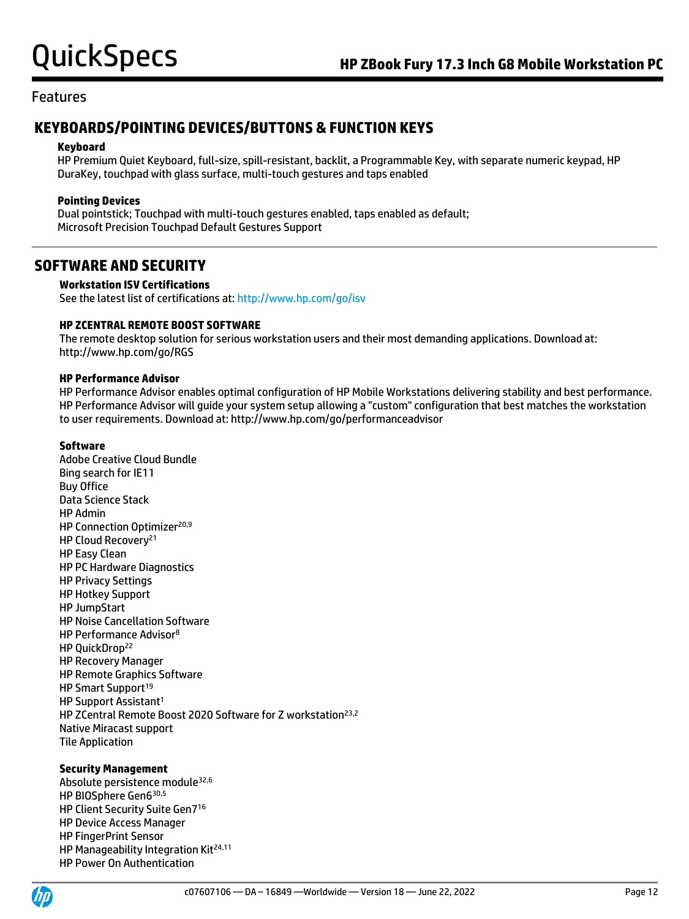## Features

## KEYBOARDS/POINTING DEVICES/BUTTONS & FUNCTION KEYS

**Keyboard**

HP Premium Quiet Keyboard, full-size, spill-resistant, backlit, a Programmable Key, with separate numeric keypad, HP DuraKey, touchpad with glass surface, multi-touch gestures and taps enabled

**Pointing Devices**

Dual pointstick; Touchpad with multi-touch gestures enabled, taps enabled as default;
Microsoft Precision Touchpad Default Gestures Support

## SOFTWARE AND SECURITY

**Workstation ISV Certifications**

See the latest list of certifications at: http://www.hp.com/go/isv

**HP ZCENTRAL REMOTE BOOST SOFTWARE**

The remote desktop solution for serious workstation users and their most demanding applications. Download at: http://www.hp.com/go/RGS

**HP Performance Advisor**

HP Performance Advisor enables optimal configuration of HP Mobile Workstations delivering stability and best performance. HP Performance Advisor will guide your system setup allowing a "custom" configuration that best matches the workstation to user requirements. Download at: http://www.hp.com/go/performanceadvisor

**Software**

Adobe Creative Cloud Bundle
Bing search for IE11
Buy Office
Data Science Stack
HP Admin
HP Connection Optimizer[20,9]
HP Cloud Recovery[21]
HP Easy Clean
HP PC Hardware Diagnostics
HP Privacy Settings
HP Hotkey Support
HP JumpStart
HP Noise Cancellation Software
HP Performance Advisor[8]
HP QuickDrop[22]
HP Recovery Manager
HP Remote Graphics Software
HP Smart Support[19]
HP Support Assistant[1]
HP ZCentral Remote Boost 2020 Software for Z workstation[23,2]
Native Miracast support
Tile Application

**Security Management**

Absolute persistence module[32,6]
HP BIOSphere Gen6[30,5]
HP Client Security Suite Gen7[16]
HP Device Access Manager
HP FingerPrint Sensor
HP Manageability Integration Kit[24,11]
HP Power On Authentication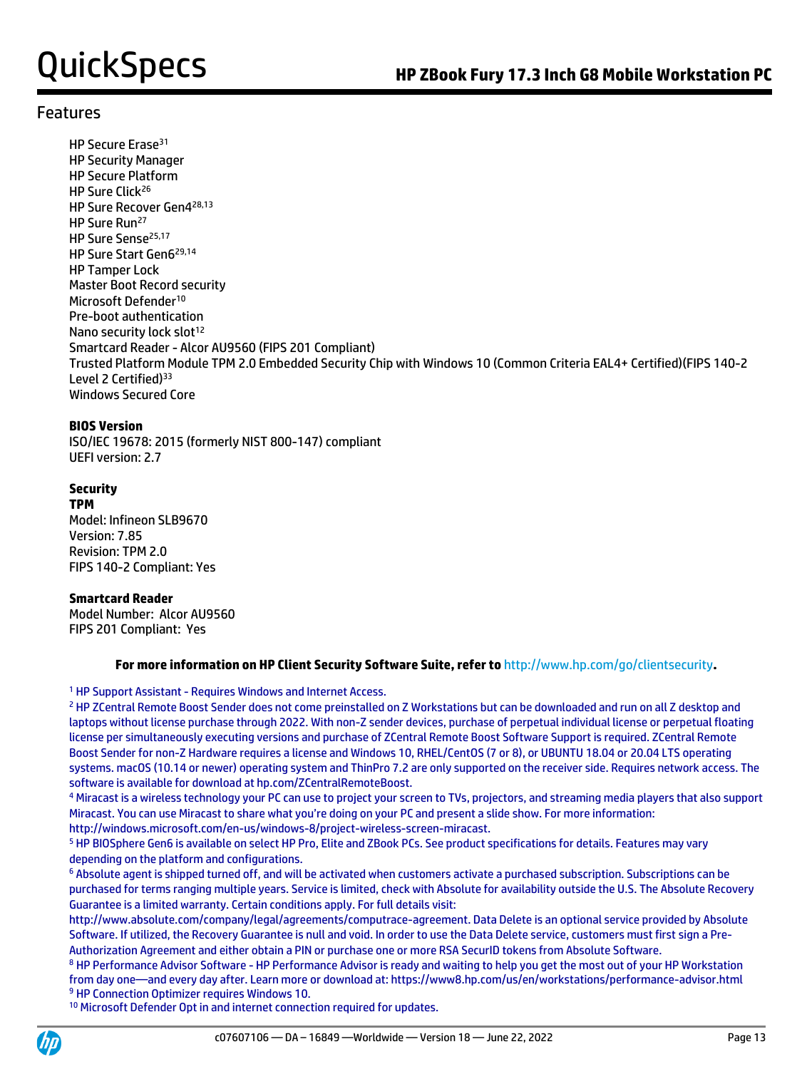## Features

HP Secure Erase[31]
HP Security Manager
HP Secure Platform
HP Sure Click[26]
HP Sure Recover Gen4[28,13]
HP Sure Run[27]
HP Sure Sense[25,17]
HP Sure Start Gen6[29,14]
HP Tamper Lock
Master Boot Record security
Microsoft Defender[10]
Pre-boot authentication
Nano security lock slot[12]
Smartcard Reader - Alcor AU9560 (FIPS 201 Compliant)
Trusted Platform Module TPM 2.0 Embedded Security Chip with Windows 10 (Common Criteria EAL4+ Certified)(FIPS 140-2 Level 2 Certified)[33]
Windows Secured Core

**BIOS Version**
ISO/IEC 19678: 2015 (formerly NIST 800-147) compliant
UEFI version: 2.7

**Security**
**TPM**
Model: Infineon SLB9670
Version: 7.85
Revision: TPM 2.0
FIPS 140-2 Compliant: Yes

**Smartcard Reader**
Model Number: Alcor AU9560
FIPS 201 Compliant: Yes

**For more information on HP Client Security Software Suite, refer to** http://www.hp.com/go/clientsecurity**.**

[1] HP Support Assistant - Requires Windows and Internet Access.
[2] HP ZCentral Remote Boost Sender does not come preinstalled on Z Workstations but can be downloaded and run on all Z desktop and laptops without license purchase through 2022. With non-Z sender devices, purchase of perpetual individual license or perpetual floating license per simultaneously executing versions and purchase of ZCentral Remote Boost Software Support is required. ZCentral Remote Boost Sender for non-Z Hardware requires a license and Windows 10, RHEL/CentOS (7 or 8), or UBUNTU 18.04 or 20.04 LTS operating systems. macOS (10.14 or newer) operating system and ThinPro 7.2 are only supported on the receiver side. Requires network access. The software is available for download at hp.com/ZCentralRemoteBoost.
[4] Miracast is a wireless technology your PC can use to project your screen to TVs, projectors, and streaming media players that also support Miracast. You can use Miracast to share what you're doing on your PC and present a slide show. For more information: http://windows.microsoft.com/en-us/windows-8/project-wireless-screen-miracast.
[5] HP BIOSphere Gen6 is available on select HP Pro, Elite and ZBook PCs. See product specifications for details. Features may vary depending on the platform and configurations.
[6] Absolute agent is shipped turned off, and will be activated when customers activate a purchased subscription. Subscriptions can be purchased for terms ranging multiple years. Service is limited, check with Absolute for availability outside the U.S. The Absolute Recovery Guarantee is a limited warranty. Certain conditions apply. For full details visit: http://www.absolute.com/company/legal/agreements/computrace-agreement. Data Delete is an optional service provided by Absolute Software. If utilized, the Recovery Guarantee is null and void. In order to use the Data Delete service, customers must first sign a Pre-Authorization Agreement and either obtain a PIN or purchase one or more RSA SecurID tokens from Absolute Software.
[8] HP Performance Advisor Software - HP Performance Advisor is ready and waiting to help you get the most out of your HP Workstation from day one—and every day after. Learn more or download at: https://www8.hp.com/us/en/workstations/performance-advisor.html
[9] HP Connection Optimizer requires Windows 10.
[10] Microsoft Defender Opt in and internet connection required for updates.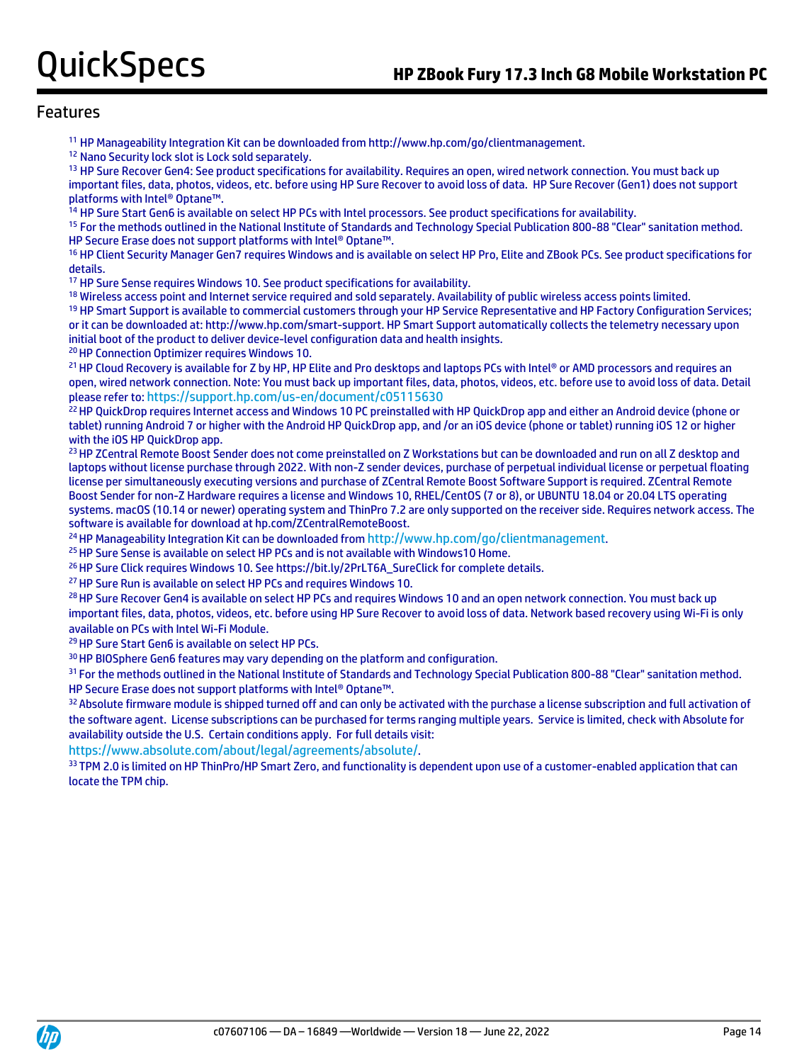## Features

[11] HP Manageability Integration Kit can be downloaded from http://www.hp.com/go/clientmanagement.

[12] Nano Security lock slot is Lock sold separately.

[13] HP Sure Recover Gen4: See product specifications for availability. Requires an open, wired network connection. You must back up important files, data, photos, videos, etc. before using HP Sure Recover to avoid loss of data. HP Sure Recover (Gen1) does not support platforms with Intel® Optane™.

[14] HP Sure Start Gen6 is available on select HP PCs with Intel processors. See product specifications for availability.

[15] For the methods outlined in the National Institute of Standards and Technology Special Publication 800-88 "Clear" sanitation method. HP Secure Erase does not support platforms with Intel® Optane™.

[16] HP Client Security Manager Gen7 requires Windows and is available on select HP Pro, Elite and ZBook PCs. See product specifications for details.

[17] HP Sure Sense requires Windows 10. See product specifications for availability.

[18] Wireless access point and Internet service required and sold separately. Availability of public wireless access points limited.

[19] HP Smart Support is available to commercial customers through your HP Service Representative and HP Factory Configuration Services; or it can be downloaded at: http://www.hp.com/smart-support. HP Smart Support automatically collects the telemetry necessary upon initial boot of the product to deliver device-level configuration data and health insights.

[20] HP Connection Optimizer requires Windows 10.

[21] HP Cloud Recovery is available for Z by HP, HP Elite and Pro desktops and laptops PCs with Intel® or AMD processors and requires an open, wired network connection. Note: You must back up important files, data, photos, videos, etc. before use to avoid loss of data. Detail please refer to: https://support.hp.com/us-en/document/c05115630

[22] HP QuickDrop requires Internet access and Windows 10 PC preinstalled with HP QuickDrop app and either an Android device (phone or tablet) running Android 7 or higher with the Android HP QuickDrop app, and /or an iOS device (phone or tablet) running iOS 12 or higher with the iOS HP QuickDrop app.

[23] HP ZCentral Remote Boost Sender does not come preinstalled on Z Workstations but can be downloaded and run on all Z desktop and laptops without license purchase through 2022. With non-Z sender devices, purchase of perpetual individual license or perpetual floating license per simultaneously executing versions and purchase of ZCentral Remote Boost Software Support is required. ZCentral Remote Boost Sender for non-Z Hardware requires a license and Windows 10, RHEL/CentOS (7 or 8), or UBUNTU 18.04 or 20.04 LTS operating systems. macOS (10.14 or newer) operating system and ThinPro 7.2 are only supported on the receiver side. Requires network access. The software is available for download at hp.com/ZCentralRemoteBoost.

[24] HP Manageability Integration Kit can be downloaded from http://www.hp.com/go/clientmanagement.

[25] HP Sure Sense is available on select HP PCs and is not available with Windows10 Home.

[26] HP Sure Click requires Windows 10. See https://bit.ly/2PrLT6A_SureClick for complete details.

[27] HP Sure Run is available on select HP PCs and requires Windows 10.

[28] HP Sure Recover Gen4 is available on select HP PCs and requires Windows 10 and an open network connection. You must back up important files, data, photos, videos, etc. before using HP Sure Recover to avoid loss of data. Network based recovery using Wi-Fi is only available on PCs with Intel Wi-Fi Module.

[29] HP Sure Start Gen6 is available on select HP PCs.

[30] HP BIOSphere Gen6 features may vary depending on the platform and configuration.

[31] For the methods outlined in the National Institute of Standards and Technology Special Publication 800-88 "Clear" sanitation method. HP Secure Erase does not support platforms with Intel® Optane™.

[32] Absolute firmware module is shipped turned off and can only be activated with the purchase a license subscription and full activation of the software agent. License subscriptions can be purchased for terms ranging multiple years. Service is limited, check with Absolute for availability outside the U.S. Certain conditions apply. For full details visit: https://www.absolute.com/about/legal/agreements/absolute/.

[33] TPM 2.0 is limited on HP ThinPro/HP Smart Zero, and functionality is dependent upon use of a customer-enabled application that can locate the TPM chip.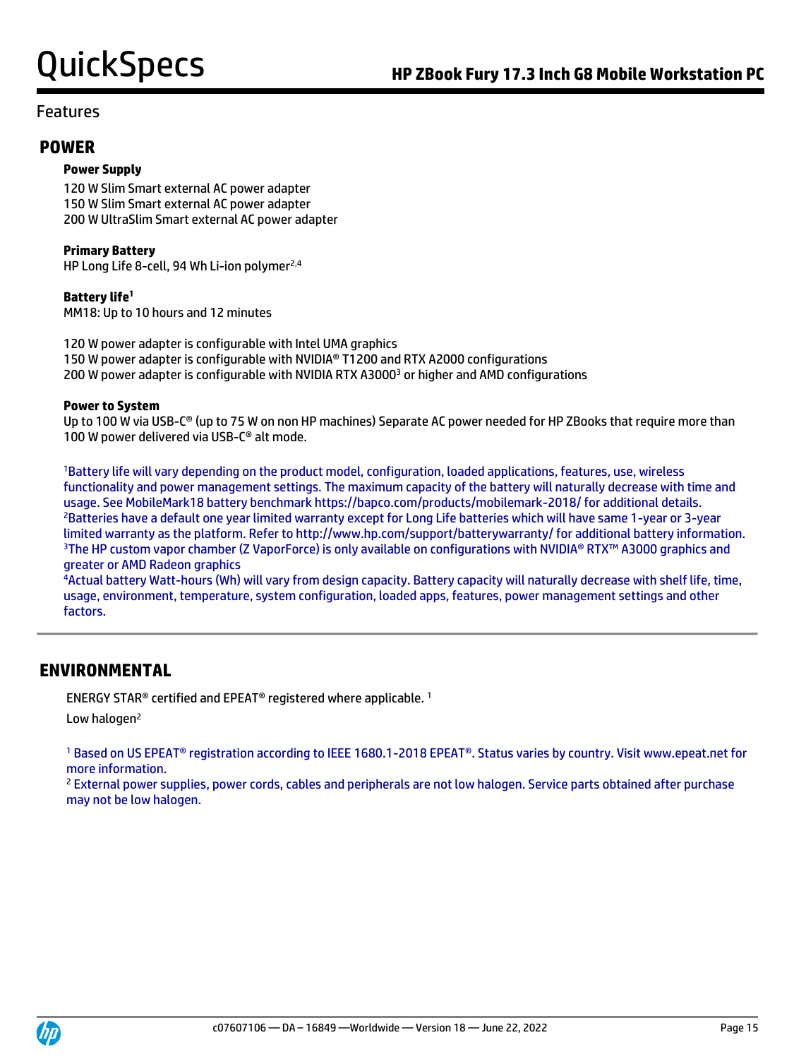Features

## POWER

**Power Supply**

120 W Slim Smart external AC power adapter
150 W Slim Smart external AC power adapter
200 W UltraSlim Smart external AC power adapter

**Primary Battery**
HP Long Life 8-cell, 94 Wh Li-ion polymer[2,4]

**Battery life[1]**
MM18: Up to 10 hours and 12 minutes

120 W power adapter is configurable with Intel UMA graphics
150 W power adapter is configurable with NVIDIA® T1200 and RTX A2000 configurations
200 W power adapter is configurable with NVIDIA RTX A3000[3] or higher and AMD configurations

**Power to System**
Up to 100 W via USB-C® (up to 75 W on non HP machines) Separate AC power needed for HP ZBooks that require more than 100 W power delivered via USB-C® alt mode.

[1]Battery life will vary depending on the product model, configuration, loaded applications, features, use, wireless functionality and power management settings. The maximum capacity of the battery will naturally decrease with time and usage. See MobileMark18 battery benchmark https://bapco.com/products/mobilemark-2018/ for additional details.
[2]Batteries have a default one year limited warranty except for Long Life batteries which will have same 1-year or 3-year limited warranty as the platform. Refer to http://www.hp.com/support/batterywarranty/ for additional battery information.
[3]The HP custom vapor chamber (Z VaporForce) is only available on configurations with NVIDIA® RTX™ A3000 graphics and greater or AMD Radeon graphics
[4]Actual battery Watt-hours (Wh) will vary from design capacity. Battery capacity will naturally decrease with shelf life, time, usage, environment, temperature, system configuration, loaded apps, features, power management settings and other factors.

## ENVIRONMENTAL

ENERGY STAR® certified and EPEAT® registered where applicable. [1]

Low halogen[2]

[1] Based on US EPEAT® registration according to IEEE 1680.1-2018 EPEAT®. Status varies by country. Visit www.epeat.net for more information.
[2] External power supplies, power cords, cables and peripherals are not low halogen. Service parts obtained after purchase may not be low halogen.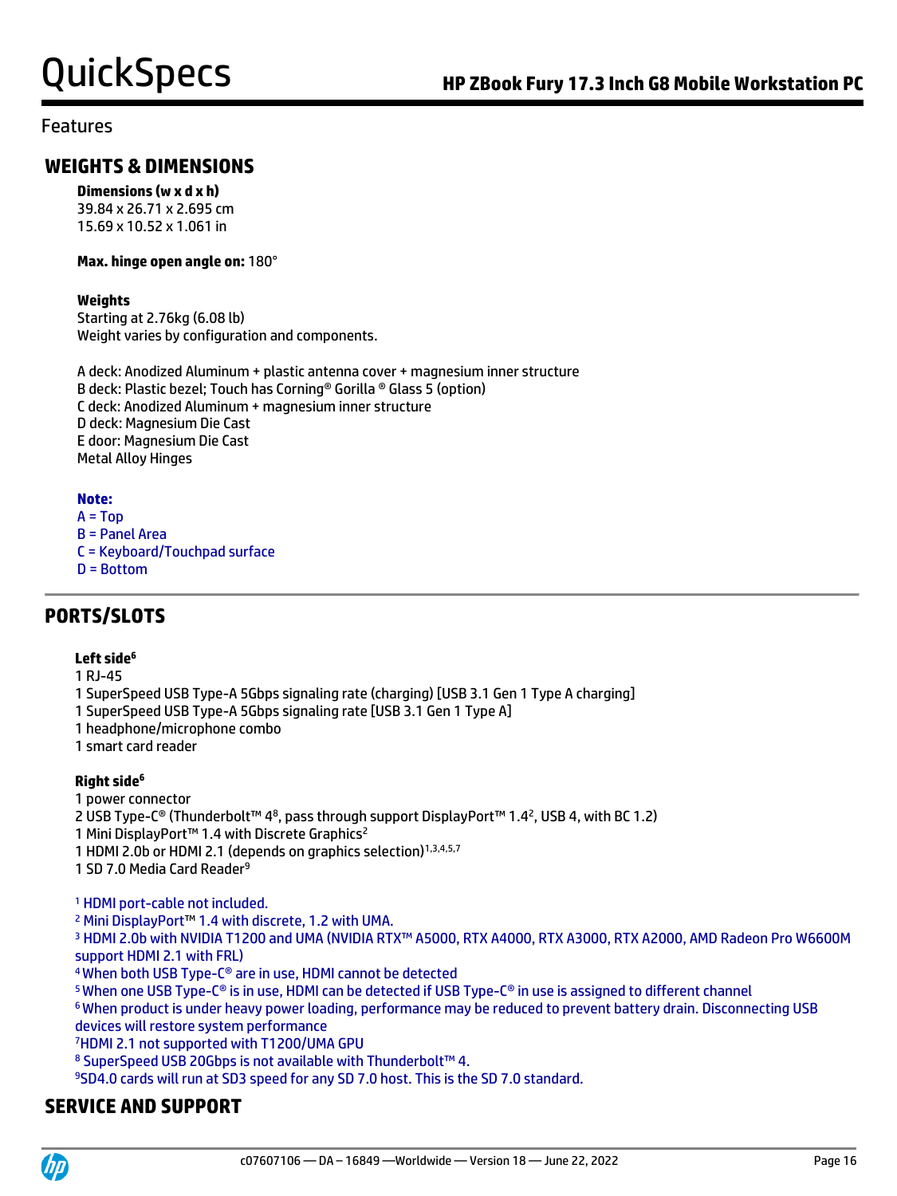Features

## WEIGHTS & DIMENSIONS

**Dimensions (w x d x h)**
39.84 x 26.71 x 2.695 cm
15.69 x 10.52 x 1.061 in

**Max. hinge open angle on:** 180°

**Weights**
Starting at 2.76kg (6.08 lb)
Weight varies by configuration and components.

A deck: Anodized Aluminum + plastic antenna cover + magnesium inner structure
B deck: Plastic bezel; Touch has Corning® Gorilla ® Glass 5 (option)
C deck: Anodized Aluminum + magnesium inner structure
D deck: Magnesium Die Cast
E door: Magnesium Die Cast
Metal Alloy Hinges

**Note:**
A = Top
B = Panel Area
C = Keyboard/Touchpad surface
D = Bottom

## PORTS/SLOTS

**Left side**[6]
1 RJ-45
1 SuperSpeed USB Type-A 5Gbps signaling rate (charging) [USB 3.1 Gen 1 Type A charging]
1 SuperSpeed USB Type-A 5Gbps signaling rate [USB 3.1 Gen 1 Type A]
1 headphone/microphone combo
1 smart card reader

**Right side**[6]
1 power connector
2 USB Type-C® (Thunderbolt™ 4[8], pass through support DisplayPort™ 1.4[2], USB 4, with BC 1.2)
1 Mini DisplayPort™ 1.4 with Discrete Graphics[2]
1 HDMI 2.0b or HDMI 2.1 (depends on graphics selection)[1,3,4,5,7]
1 SD 7.0 Media Card Reader[9]

[1] HDMI port-cable not included.
[2] Mini DisplayPort™ 1.4 with discrete, 1.2 with UMA.
[3] HDMI 2.0b with NVIDIA T1200 and UMA (NVIDIA RTX™ A5000, RTX A4000, RTX A3000, RTX A2000, AMD Radeon Pro W6600M support HDMI 2.1 with FRL)
[4] When both USB Type-C® are in use, HDMI cannot be detected
[5] When one USB Type-C® is in use, HDMI can be detected if USB Type-C® in use is assigned to different channel
[6] When product is under heavy power loading, performance may be reduced to prevent battery drain. Disconnecting USB devices will restore system performance
[7] HDMI 2.1 not supported with T1200/UMA GPU
[8] SuperSpeed USB 20Gbps is not available with Thunderbolt™ 4.
[9] SD4.0 cards will run at SD3 speed for any SD 7.0 host. This is the SD 7.0 standard.

## SERVICE AND SUPPORT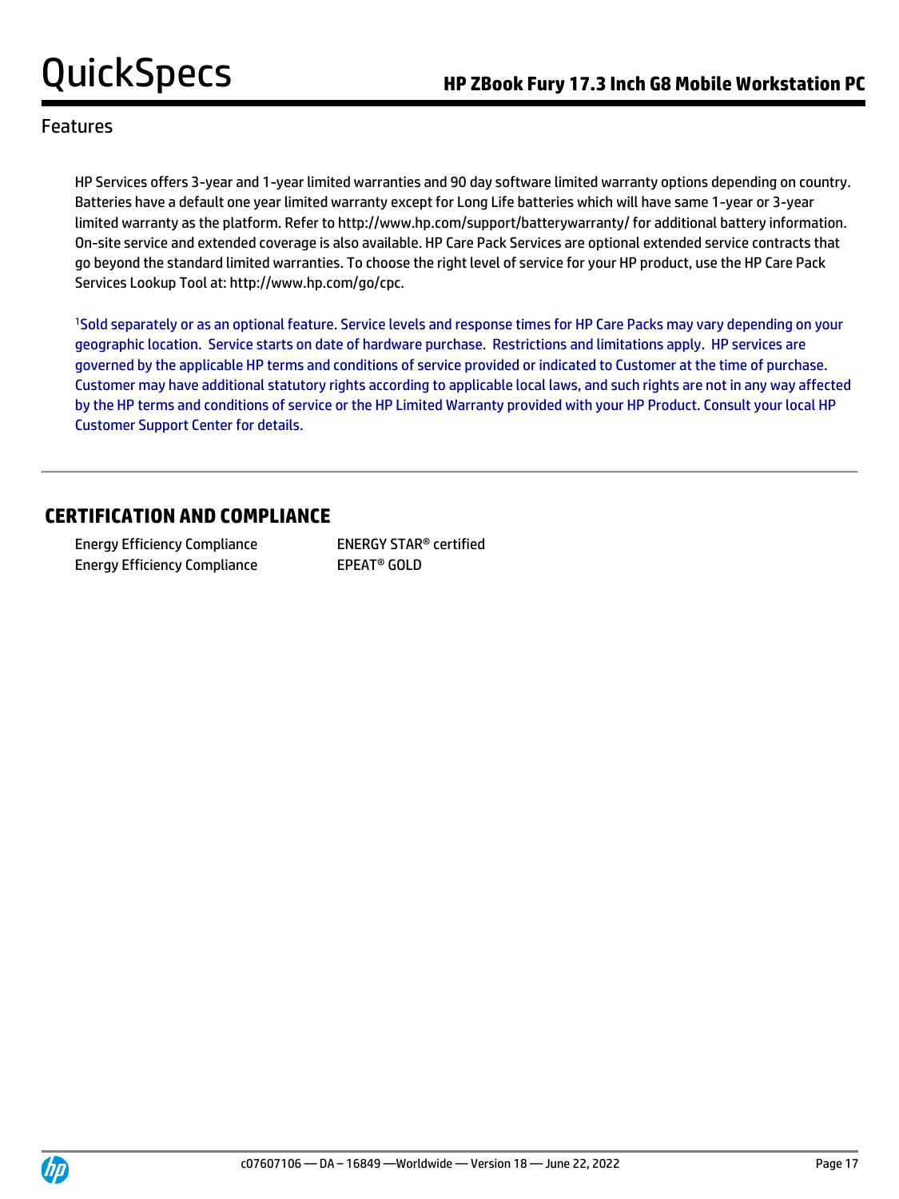## Features

HP Services offers 3-year and 1-year limited warranties and 90 day software limited warranty options depending on country. Batteries have a default one year limited warranty except for Long Life batteries which will have same 1-year or 3-year limited warranty as the platform. Refer to http://www.hp.com/support/batterywarranty/ for additional battery information. On-site service and extended coverage is also available. HP Care Pack Services are optional extended service contracts that go beyond the standard limited warranties. To choose the right level of service for your HP product, use the HP Care Pack Services Lookup Tool at: http://www.hp.com/go/cpc.

[1]Sold separately or as an optional feature. Service levels and response times for HP Care Packs may vary depending on your geographic location. Service starts on date of hardware purchase. Restrictions and limitations apply. HP services are governed by the applicable HP terms and conditions of service provided or indicated to Customer at the time of purchase. Customer may have additional statutory rights according to applicable local laws, and such rights are not in any way affected by the HP terms and conditions of service or the HP Limited Warranty provided with your HP Product. Consult your local HP Customer Support Center for details.

## CERTIFICATION AND COMPLIANCE

| | |
|---|---|
| Energy Efficiency Compliance | ENERGY STAR® certified |
| Energy Efficiency Compliance | EPEAT® GOLD |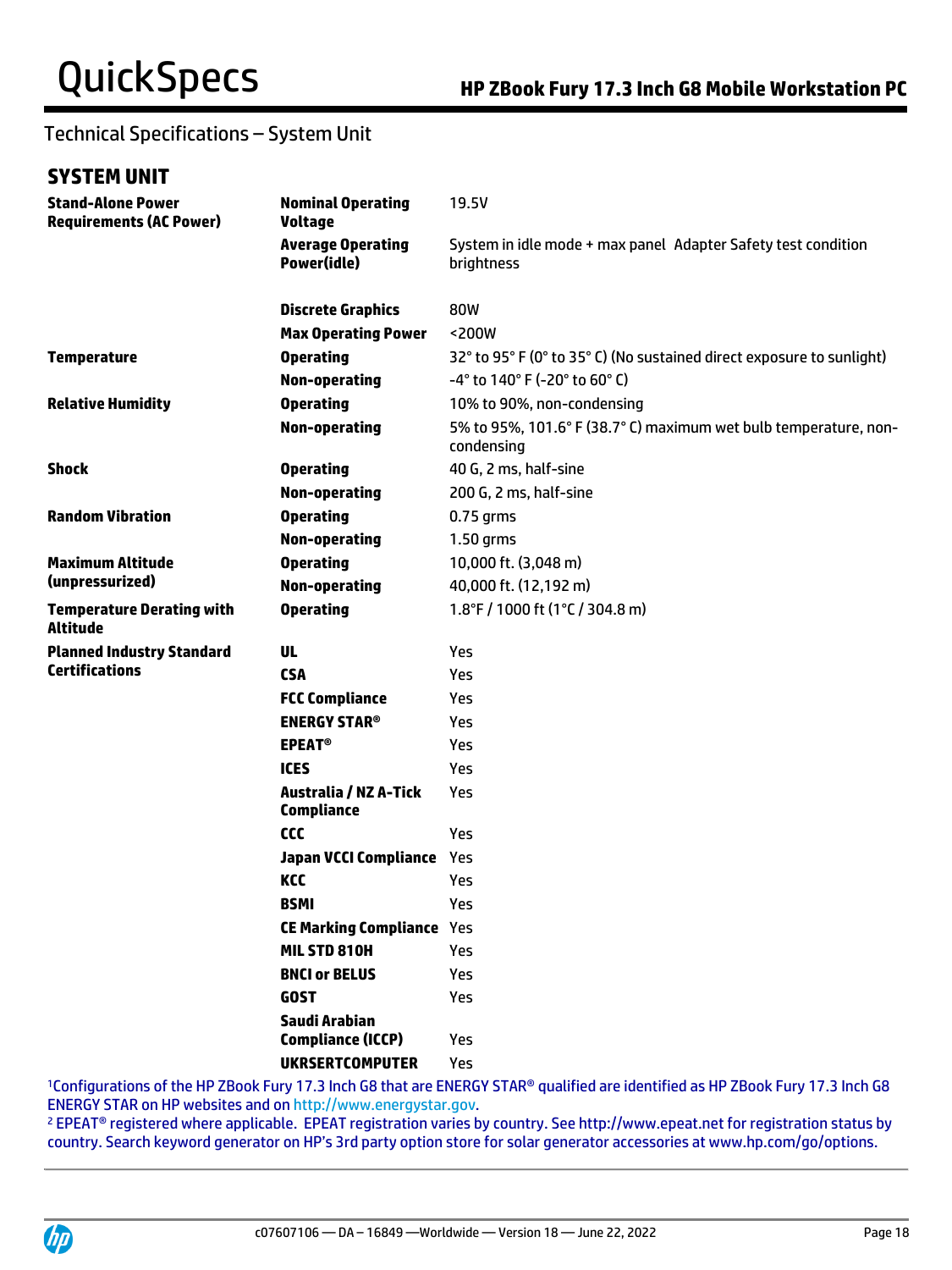Technical Specifications – System Unit

## SYSTEM UNIT

| | | |
|---|---|---|
| **Stand-Alone Power Requirements (AC Power)** | **Nominal Operating Voltage** | 19.5V |
| | **Average Operating Power(idle)** | System in idle mode + max panel brightness Adapter Safety test condition |
| | **Discrete Graphics** | 80W |
| | **Max Operating Power** | <200W |
| **Temperature** | **Operating** | 32° to 95° F (0° to 35° C) (No sustained direct exposure to sunlight) |
| | **Non-operating** | -4° to 140° F (-20° to 60° C) |
| **Relative Humidity** | **Operating** | 10% to 90%, non-condensing |
| | **Non-operating** | 5% to 95%, 101.6° F (38.7° C) maximum wet bulb temperature, non-condensing |
| **Shock** | **Operating** | 40 G, 2 ms, half-sine |
| | **Non-operating** | 200 G, 2 ms, half-sine |
| **Random Vibration** | **Operating** | 0.75 grms |
| | **Non-operating** | 1.50 grms |
| **Maximum Altitude (unpressurized)** | **Operating** | 10,000 ft. (3,048 m) |
| | **Non-operating** | 40,000 ft. (12,192 m) |
| **Temperature Derating with Altitude** | **Operating** | 1.8°F / 1000 ft (1°C / 304.8 m) |
| **Planned Industry Standard Certifications** | **UL** | Yes |
| | **CSA** | Yes |
| | **FCC Compliance** | Yes |
| | **ENERGY STAR®** | Yes |
| | **EPEAT®** | Yes |
| | **ICES** | Yes |
| | **Australia / NZ A-Tick Compliance** | Yes |
| | **CCC** | Yes |
| | **Japan VCCI Compliance** | Yes |
| | **KCC** | Yes |
| | **BSMI** | Yes |
| | **CE Marking Compliance** | Yes |
| | **MIL STD 810H** | Yes |
| | **BNCI or BELUS** | Yes |
| | **GOST** | Yes |
| | **Saudi Arabian Compliance (ICCP)** | Yes |
| | **UKRSERTCOMPUTER** | Yes |

[1]Configurations of the HP ZBook Fury 17.3 Inch G8 that are ENERGY STAR® qualified are identified as HP ZBook Fury 17.3 Inch G8 ENERGY STAR on HP websites and on http://www.energystar.gov.

[2] EPEAT® registered where applicable. EPEAT registration varies by country. See http://www.epeat.net for registration status by country. Search keyword generator on HP's 3rd party option store for solar generator accessories at www.hp.com/go/options.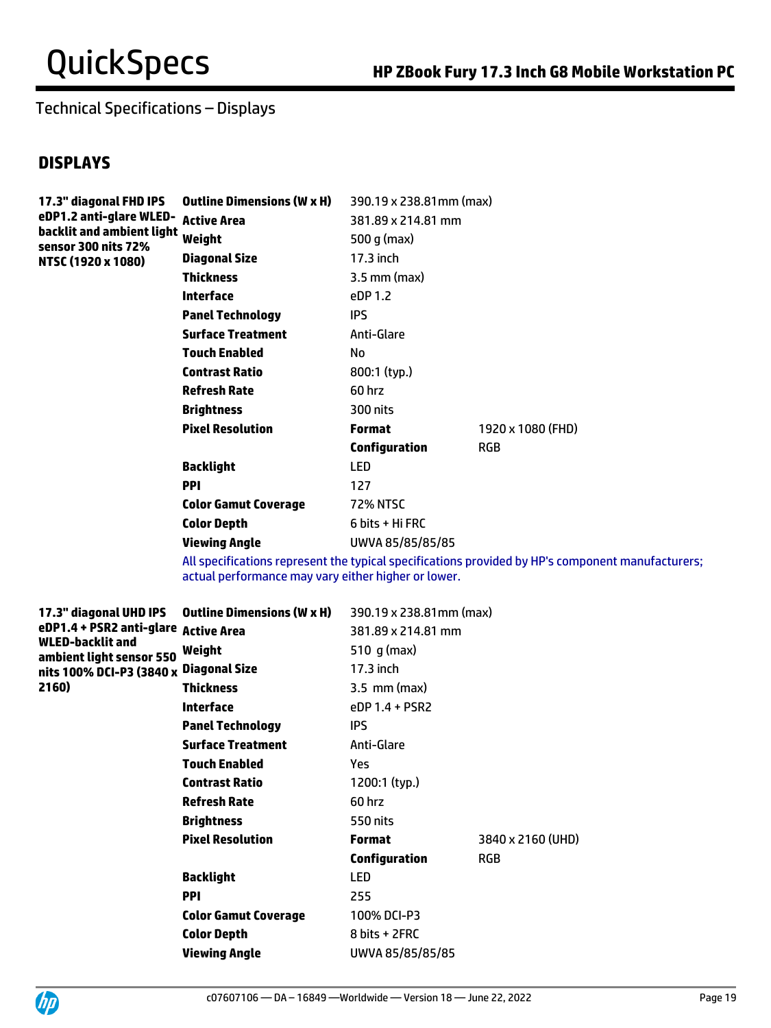Technical Specifications – Displays

## DISPLAYS

| | | | |
|---|---|---|---|
| **17.3" diagonal FHD IPS eDP1.2 anti-glare WLED-backlit and ambient light sensor 300 nits 72% NTSC (1920 x 1080)** | **Outline Dimensions (W x H)** | 390.19 x 238.81mm (max) | |
| | **Active Area** | 381.89 x 214.81 mm | |
| | **Weight** | 500 g (max) | |
| | **Diagonal Size** | 17.3 inch | |
| | **Thickness** | 3.5 mm (max) | |
| | **Interface** | eDP 1.2 | |
| | **Panel Technology** | IPS | |
| | **Surface Treatment** | Anti-Glare | |
| | **Touch Enabled** | No | |
| | **Contrast Ratio** | 800:1 (typ.) | |
| | **Refresh Rate** | 60 hrz | |
| | **Brightness** | 300 nits | |
| | **Pixel Resolution** | **Format** | 1920 x 1080 (FHD) |
| | | **Configuration** | RGB |
| | **Backlight** | LED | |
| | **PPI** | 127 | |
| | **Color Gamut Coverage** | 72% NTSC | |
| | **Color Depth** | 6 bits + Hi FRC | |
| | **Viewing Angle** | UWVA 85/85/85/85 | |

All specifications represent the typical specifications provided by HP's component manufacturers; actual performance may vary either higher or lower.

| | | | |
|---|---|---|---|
| **17.3" diagonal UHD IPS eDP1.4 + PSR2 anti-glare WLED-backlit and ambient light sensor 550 nits 100% DCI-P3 (3840 x 2160)** | **Outline Dimensions (W x H)** | 390.19 x 238.81mm (max) | |
| | **Active Area** | 381.89 x 214.81 mm | |
| | **Weight** | 510 g (max) | |
| | **Diagonal Size** | 17.3 inch | |
| | **Thickness** | 3.5 mm (max) | |
| | **Interface** | eDP 1.4 + PSR2 | |
| | **Panel Technology** | IPS | |
| | **Surface Treatment** | Anti-Glare | |
| | **Touch Enabled** | Yes | |
| | **Contrast Ratio** | 1200:1 (typ.) | |
| | **Refresh Rate** | 60 hrz | |
| | **Brightness** | 550 nits | |
| | **Pixel Resolution** | **Format** | 3840 x 2160 (UHD) |
| | | **Configuration** | RGB |
| | **Backlight** | LED | |
| | **PPI** | 255 | |
| | **Color Gamut Coverage** | 100% DCI-P3 | |
| | **Color Depth** | 8 bits + 2FRC | |
| | **Viewing Angle** | UWVA 85/85/85/85 | |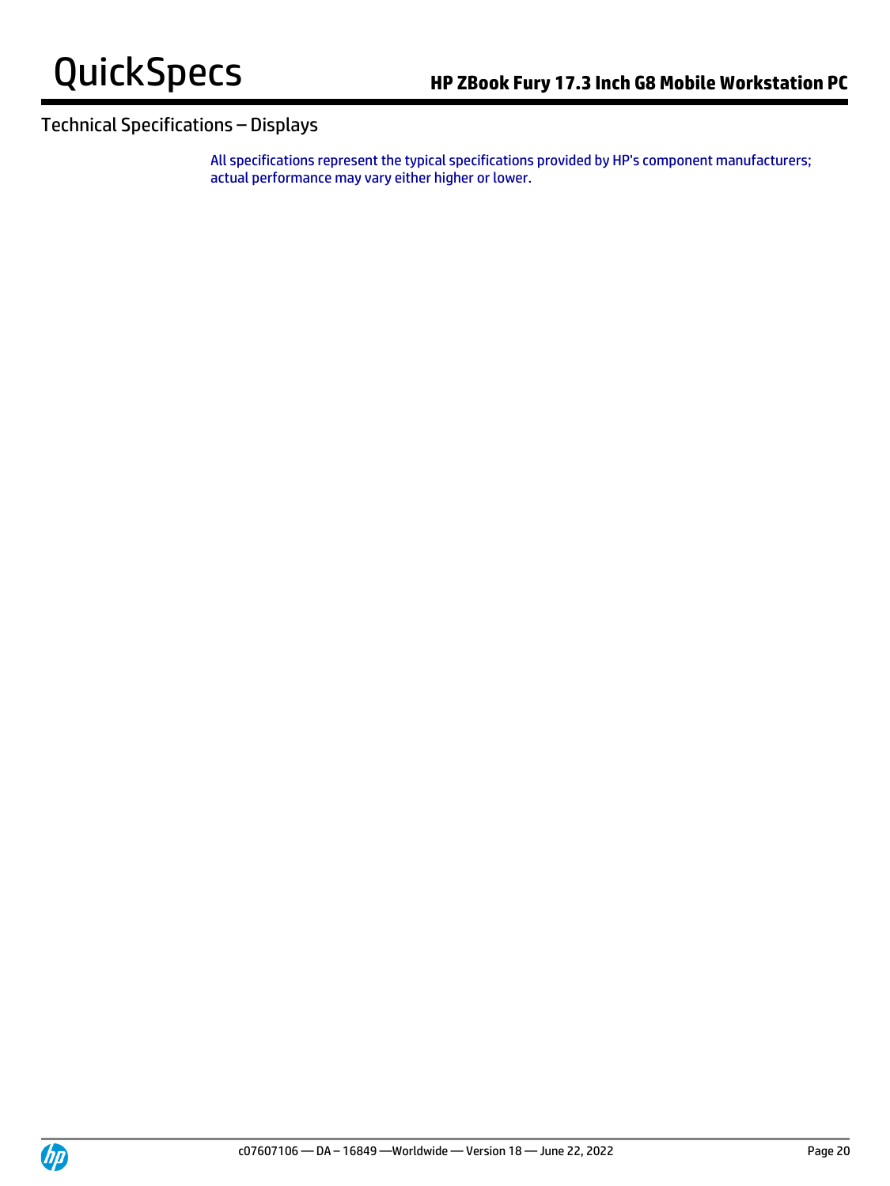## Technical Specifications – Displays

All specifications represent the typical specifications provided by HP's component manufacturers; actual performance may vary either higher or lower.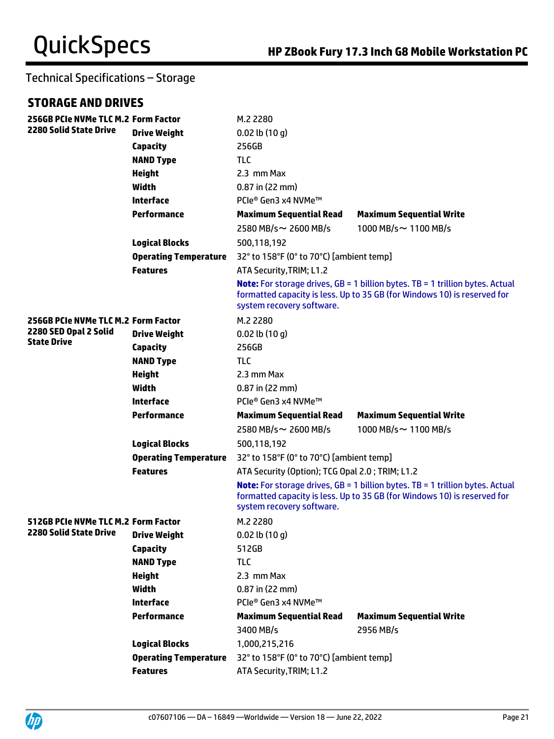Technical Specifications – Storage

## STORAGE AND DRIVES

| | | | |
|---|---|---|---|
| **256GB PCIe NVMe TLC M.2 2280 Solid State Drive** | **Form Factor** | M.2 2280 | |
| | **Drive Weight** | 0.02 lb (10 g) | |
| | **Capacity** | 256GB | |
| | **NAND Type** | TLC | |
| | **Height** | 2.3 mm Max | |
| | **Width** | 0.87 in (22 mm) | |
| | **Interface** | PCIe® Gen3 x4 NVMe™ | |
| | **Performance** | **Maximum Sequential Read** | **Maximum Sequential Write** |
| | | 2580 MB/s~ 2600 MB/s | 1000 MB/s~ 1100 MB/s |
| | **Logical Blocks** | 500,118,192 | |
| | **Operating Temperature** | 32° to 158°F (0° to 70°C) [ambient temp] | |
| | **Features** | ATA Security,TRIM; L1.2 | |
| | | **Note:** For storage drives, GB = 1 billion bytes. TB = 1 trillion bytes. Actual formatted capacity is less. Up to 35 GB (for Windows 10) is reserved for system recovery software. | |
| **256GB PCIe NVMe TLC M.2 2280 SED Opal 2 Solid State Drive** | **Form Factor** | M.2 2280 | |
| | **Drive Weight** | 0.02 lb (10 g) | |
| | **Capacity** | 256GB | |
| | **NAND Type** | TLC | |
| | **Height** | 2.3 mm Max | |
| | **Width** | 0.87 in (22 mm) | |
| | **Interface** | PCIe® Gen3 x4 NVMe™ | |
| | **Performance** | **Maximum Sequential Read** | **Maximum Sequential Write** |
| | | 2580 MB/s~ 2600 MB/s | 1000 MB/s~ 1100 MB/s |
| | **Logical Blocks** | 500,118,192 | |
| | **Operating Temperature** | 32° to 158°F (0° to 70°C) [ambient temp] | |
| | **Features** | ATA Security (Option); TCG Opal 2.0 ; TRIM; L1.2 | |
| | | **Note:** For storage drives, GB = 1 billion bytes. TB = 1 trillion bytes. Actual formatted capacity is less. Up to 35 GB (for Windows 10) is reserved for system recovery software. | |
| **512GB PCIe NVMe TLC M.2 2280 Solid State Drive** | **Form Factor** | M.2 2280 | |
| | **Drive Weight** | 0.02 lb (10 g) | |
| | **Capacity** | 512GB | |
| | **NAND Type** | TLC | |
| | **Height** | 2.3 mm Max | |
| | **Width** | 0.87 in (22 mm) | |
| | **Interface** | PCIe® Gen3 x4 NVMe™ | |
| | **Performance** | **Maximum Sequential Read** | **Maximum Sequential Write** |
| | | 3400 MB/s | 2956 MB/s |
| | **Logical Blocks** | 1,000,215,216 | |
| | **Operating Temperature** | 32° to 158°F (0° to 70°C) [ambient temp] | |
| | **Features** | ATA Security,TRIM; L1.2 | |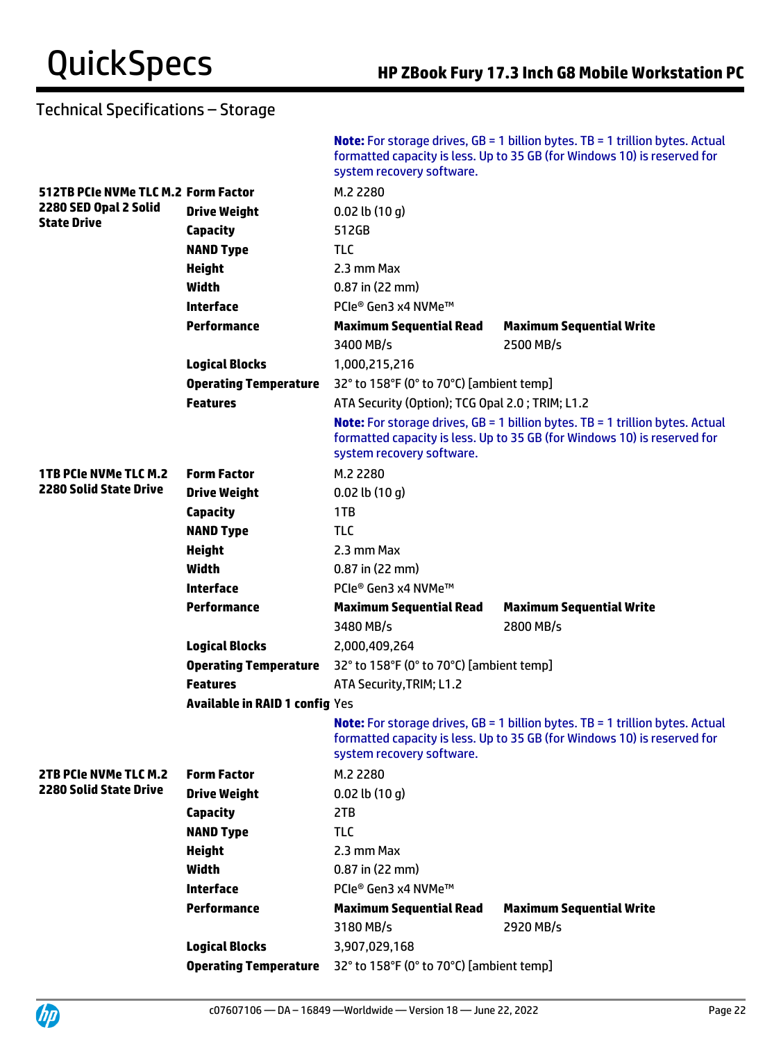## Technical Specifications – Storage

| | | | |
|---|---|---|---|
| | | **Note:** For storage drives, GB = 1 billion bytes. TB = 1 trillion bytes. Actual formatted capacity is less. Up to 35 GB (for Windows 10) is reserved for system recovery software. | |
| **512TB PCIe NVMe TLC M.2 2280 SED Opal 2 Solid State Drive** | **Form Factor** | M.2 2280 | |
| | **Drive Weight** | 0.02 lb (10 g) | |
| | **Capacity** | 512GB | |
| | **NAND Type** | TLC | |
| | **Height** | 2.3 mm Max | |
| | **Width** | 0.87 in (22 mm) | |
| | **Interface** | PCIe® Gen3 x4 NVMe™ | |
| | **Performance** | **Maximum Sequential Read** | **Maximum Sequential Write** |
| | | 3400 MB/s | 2500 MB/s |
| | **Logical Blocks** | 1,000,215,216 | |
| | **Operating Temperature** | 32° to 158°F (0° to 70°C) [ambient temp] | |
| | **Features** | ATA Security (Option); TCG Opal 2.0 ; TRIM; L1.2 | |
| | | **Note:** For storage drives, GB = 1 billion bytes. TB = 1 trillion bytes. Actual formatted capacity is less. Up to 35 GB (for Windows 10) is reserved for system recovery software. | |
| **1TB PCIe NVMe TLC M.2 2280 Solid State Drive** | **Form Factor** | M.2 2280 | |
| | **Drive Weight** | 0.02 lb (10 g) | |
| | **Capacity** | 1TB | |
| | **NAND Type** | TLC | |
| | **Height** | 2.3 mm Max | |
| | **Width** | 0.87 in (22 mm) | |
| | **Interface** | PCIe® Gen3 x4 NVMe™ | |
| | **Performance** | **Maximum Sequential Read** | **Maximum Sequential Write** |
| | | 3480 MB/s | 2800 MB/s |
| | **Logical Blocks** | 2,000,409,264 | |
| | **Operating Temperature** | 32° to 158°F (0° to 70°C) [ambient temp] | |
| | **Features** | ATA Security,TRIM; L1.2 | |
| | **Available in RAID 1 config** | Yes | |
| | | **Note:** For storage drives, GB = 1 billion bytes. TB = 1 trillion bytes. Actual formatted capacity is less. Up to 35 GB (for Windows 10) is reserved for system recovery software. | |
| **2TB PCIe NVMe TLC M.2 2280 Solid State Drive** | **Form Factor** | M.2 2280 | |
| | **Drive Weight** | 0.02 lb (10 g) | |
| | **Capacity** | 2TB | |
| | **NAND Type** | TLC | |
| | **Height** | 2.3 mm Max | |
| | **Width** | 0.87 in (22 mm) | |
| | **Interface** | PCIe® Gen3 x4 NVMe™ | |
| | **Performance** | **Maximum Sequential Read** | **Maximum Sequential Write** |
| | | 3180 MB/s | 2920 MB/s |
| | **Logical Blocks** | 3,907,029,168 | |
| | **Operating Temperature** | 32° to 158°F (0° to 70°C) [ambient temp] | |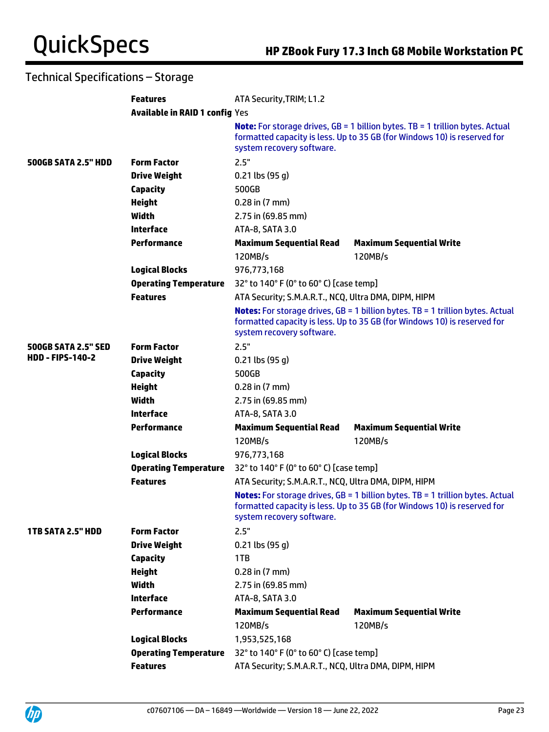## Technical Specifications – Storage

| | | | |
|---|---|---|---|
| | **Features** | ATA Security,TRIM; L1.2 | |
| | **Available in RAID 1 config** | Yes | |
| | | **Note:** For storage drives, GB = 1 billion bytes. TB = 1 trillion bytes. Actual formatted capacity is less. Up to 35 GB (for Windows 10) is reserved for system recovery software. | |
| **500GB SATA 2.5" HDD** | **Form Factor** | 2.5" | |
| | **Drive Weight** | 0.21 lbs (95 g) | |
| | **Capacity** | 500GB | |
| | **Height** | 0.28 in (7 mm) | |
| | **Width** | 2.75 in (69.85 mm) | |
| | **Interface** | ATA-8, SATA 3.0 | |
| | **Performance** | **Maximum Sequential Read** | **Maximum Sequential Write** |
| | | 120MB/s | 120MB/s |
| | **Logical Blocks** | 976,773,168 | |
| | **Operating Temperature** | 32° to 140° F (0° to 60° C) [case temp] | |
| | **Features** | ATA Security; S.M.A.R.T., NCQ, Ultra DMA, DIPM, HIPM | |
| | | **Notes:** For storage drives, GB = 1 billion bytes. TB = 1 trillion bytes. Actual formatted capacity is less. Up to 35 GB (for Windows 10) is reserved for system recovery software. | |
| **500GB SATA 2.5" SED HDD - FIPS-140-2** | **Form Factor** | 2.5" | |
| | **Drive Weight** | 0.21 lbs (95 g) | |
| | **Capacity** | 500GB | |
| | **Height** | 0.28 in (7 mm) | |
| | **Width** | 2.75 in (69.85 mm) | |
| | **Interface** | ATA-8, SATA 3.0 | |
| | **Performance** | **Maximum Sequential Read** | **Maximum Sequential Write** |
| | | 120MB/s | 120MB/s |
| | **Logical Blocks** | 976,773,168 | |
| | **Operating Temperature** | 32° to 140° F (0° to 60° C) [case temp] | |
| | **Features** | ATA Security; S.M.A.R.T., NCQ, Ultra DMA, DIPM, HIPM | |
| | | **Notes:** For storage drives, GB = 1 billion bytes. TB = 1 trillion bytes. Actual formatted capacity is less. Up to 35 GB (for Windows 10) is reserved for system recovery software. | |
| **1TB SATA 2.5" HDD** | **Form Factor** | 2.5" | |
| | **Drive Weight** | 0.21 lbs (95 g) | |
| | **Capacity** | 1TB | |
| | **Height** | 0.28 in (7 mm) | |
| | **Width** | 2.75 in (69.85 mm) | |
| | **Interface** | ATA-8, SATA 3.0 | |
| | **Performance** | **Maximum Sequential Read** | **Maximum Sequential Write** |
| | | 120MB/s | 120MB/s |
| | **Logical Blocks** | 1,953,525,168 | |
| | **Operating Temperature** | 32° to 140° F (0° to 60° C) [case temp] | |
| | **Features** | ATA Security; S.M.A.R.T., NCQ, Ultra DMA, DIPM, HIPM | |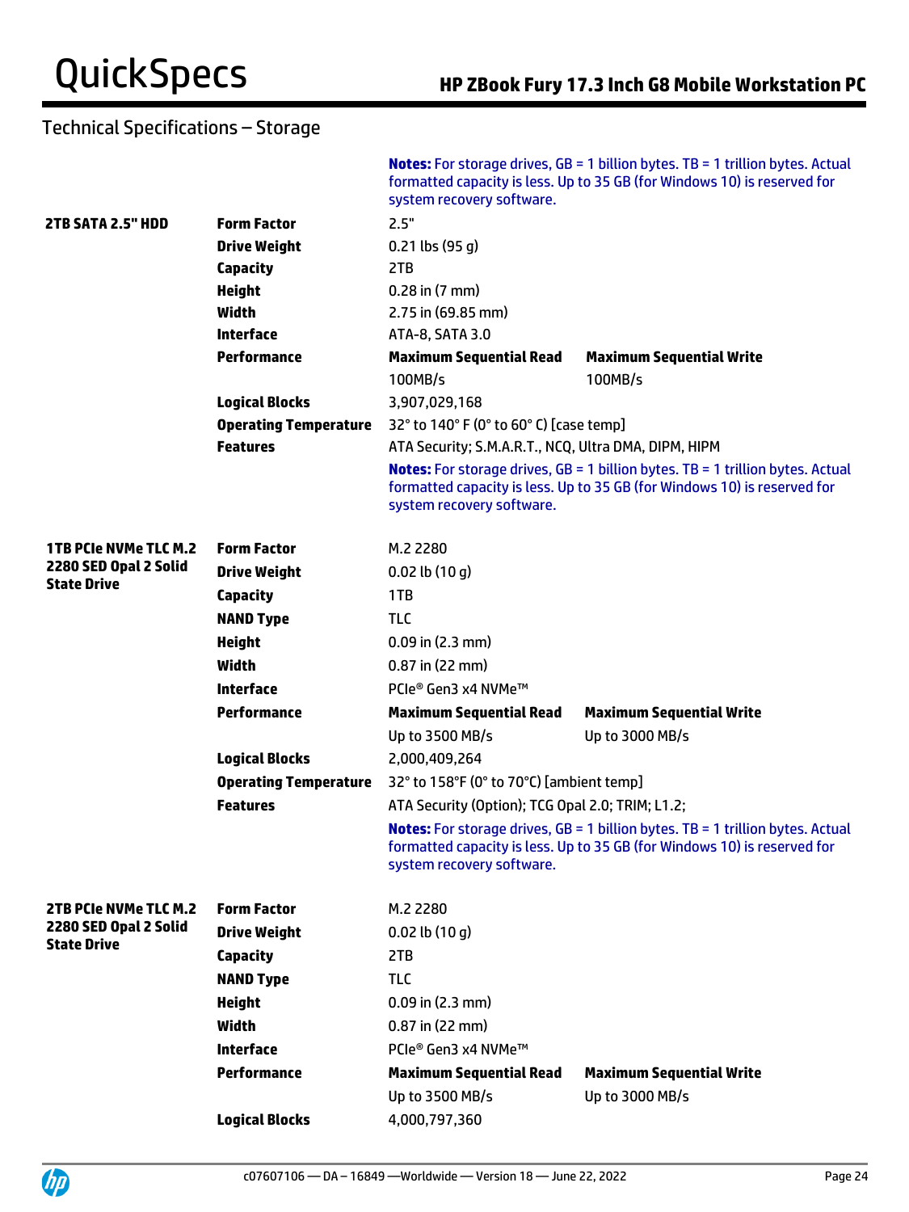## Technical Specifications – Storage

**Notes:** For storage drives, GB = 1 billion bytes. TB = 1 trillion bytes. Actual formatted capacity is less. Up to 35 GB (for Windows 10) is reserved for system recovery software.

| | | | |
|---|---|---|---|
| **2TB SATA 2.5" HDD** | **Form Factor** | 2.5" | |
| | **Drive Weight** | 0.21 lbs (95 g) | |
| | **Capacity** | 2TB | |
| | **Height** | 0.28 in (7 mm) | |
| | **Width** | 2.75 in (69.85 mm) | |
| | **Interface** | ATA-8, SATA 3.0 | |
| | **Performance** | **Maximum Sequential Read** | **Maximum Sequential Write** |
| | | 100MB/s | 100MB/s |
| | **Logical Blocks** | 3,907,029,168 | |
| | **Operating Temperature** | 32° to 140° F (0° to 60° C) [case temp] | |
| | **Features** | ATA Security; S.M.A.R.T., NCQ, Ultra DMA, DIPM, HIPM | |
| | | **Notes:** For storage drives, GB = 1 billion bytes. TB = 1 trillion bytes. Actual formatted capacity is less. Up to 35 GB (for Windows 10) is reserved for system recovery software. | |
| **1TB PCIe NVMe TLC M.2 2280 SED Opal 2 Solid State Drive** | **Form Factor** | M.2 2280 | |
| | **Drive Weight** | 0.02 lb (10 g) | |
| | **Capacity** | 1TB | |
| | **NAND Type** | TLC | |
| | **Height** | 0.09 in (2.3 mm) | |
| | **Width** | 0.87 in (22 mm) | |
| | **Interface** | PCIe® Gen3 x4 NVMe™ | |
| | **Performance** | **Maximum Sequential Read** | **Maximum Sequential Write** |
| | | Up to 3500 MB/s | Up to 3000 MB/s |
| | **Logical Blocks** | 2,000,409,264 | |
| | **Operating Temperature** | 32° to 158°F (0° to 70°C) [ambient temp] | |
| | **Features** | ATA Security (Option); TCG Opal 2.0; TRIM; L1.2; | |
| | | **Notes:** For storage drives, GB = 1 billion bytes. TB = 1 trillion bytes. Actual formatted capacity is less. Up to 35 GB (for Windows 10) is reserved for system recovery software. | |
| **2TB PCIe NVMe TLC M.2 2280 SED Opal 2 Solid State Drive** | **Form Factor** | M.2 2280 | |
| | **Drive Weight** | 0.02 lb (10 g) | |
| | **Capacity** | 2TB | |
| | **NAND Type** | TLC | |
| | **Height** | 0.09 in (2.3 mm) | |
| | **Width** | 0.87 in (22 mm) | |
| | **Interface** | PCIe® Gen3 x4 NVMe™ | |
| | **Performance** | **Maximum Sequential Read** | **Maximum Sequential Write** |
| | | Up to 3500 MB/s | Up to 3000 MB/s |
| | **Logical Blocks** | 4,000,797,360 | |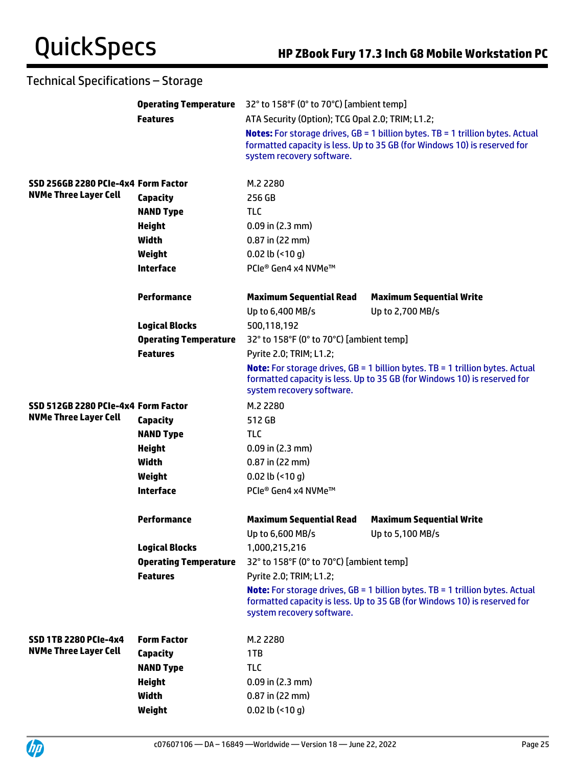## Technical Specifications – Storage

| | | | |
|---|---|---|---|
| | **Operating Temperature** | 32° to 158°F (0° to 70°C) [ambient temp] | |
| | **Features** | ATA Security (Option); TCG Opal 2.0; TRIM; L1.2; | |
| | | **Notes:** For storage drives, GB = 1 billion bytes. TB = 1 trillion bytes. Actual formatted capacity is less. Up to 35 GB (for Windows 10) is reserved for system recovery software. | |
| **SSD 256GB 2280 PCIe-4x4 NVMe Three Layer Cell** | **Form Factor** | M.2 2280 | |
| | **Capacity** | 256 GB | |
| | **NAND Type** | TLC | |
| | **Height** | 0.09 in (2.3 mm) | |
| | **Width** | 0.87 in (22 mm) | |
| | **Weight** | 0.02 lb (<10 g) | |
| | **Interface** | PCIe® Gen4 x4 NVMe™ | |
| | **Performance** | **Maximum Sequential Read** | **Maximum Sequential Write** |
| | | Up to 6,400 MB/s | Up to 2,700 MB/s |
| | **Logical Blocks** | 500,118,192 | |
| | **Operating Temperature** | 32° to 158°F (0° to 70°C) [ambient temp] | |
| | **Features** | Pyrite 2.0; TRIM; L1.2; | |
| | | **Note:** For storage drives, GB = 1 billion bytes. TB = 1 trillion bytes. Actual formatted capacity is less. Up to 35 GB (for Windows 10) is reserved for system recovery software. | |
| **SSD 512GB 2280 PCIe-4x4 NVMe Three Layer Cell** | **Form Factor** | M.2 2280 | |
| | **Capacity** | 512 GB | |
| | **NAND Type** | TLC | |
| | **Height** | 0.09 in (2.3 mm) | |
| | **Width** | 0.87 in (22 mm) | |
| | **Weight** | 0.02 lb (<10 g) | |
| | **Interface** | PCIe® Gen4 x4 NVMe™ | |
| | **Performance** | **Maximum Sequential Read** | **Maximum Sequential Write** |
| | | Up to 6,600 MB/s | Up to 5,100 MB/s |
| | **Logical Blocks** | 1,000,215,216 | |
| | **Operating Temperature** | 32° to 158°F (0° to 70°C) [ambient temp] | |
| | **Features** | Pyrite 2.0; TRIM; L1.2; | |
| | | **Note:** For storage drives, GB = 1 billion bytes. TB = 1 trillion bytes. Actual formatted capacity is less. Up to 35 GB (for Windows 10) is reserved for system recovery software. | |
| **SSD 1TB 2280 PCIe-4x4 NVMe Three Layer Cell** | **Form Factor** | M.2 2280 | |
| | **Capacity** | 1TB | |
| | **NAND Type** | TLC | |
| | **Height** | 0.09 in (2.3 mm) | |
| | **Width** | 0.87 in (22 mm) | |
| | **Weight** | 0.02 lb (<10 g) | |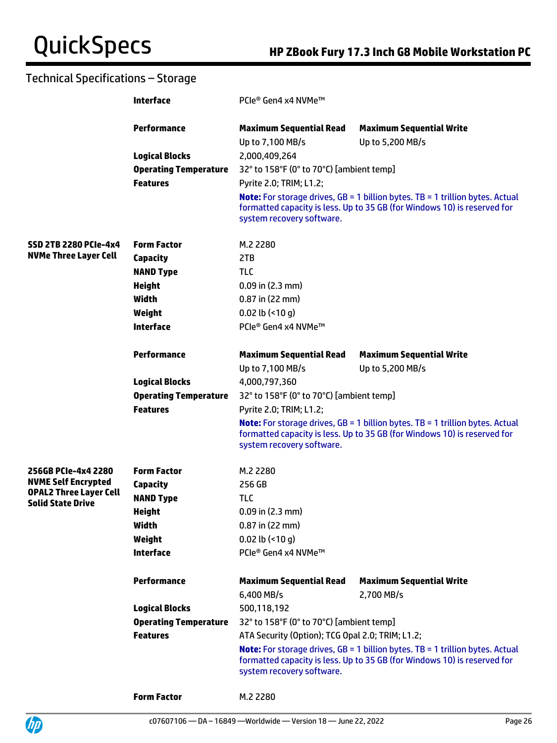## Technical Specifications – Storage

| | | | |
|---|---|---|---|
| | **Interface** | PCIe® Gen4 x4 NVMe™ | |
| | **Performance** | **Maximum Sequential Read** | **Maximum Sequential Write** |
| | | Up to 7,100 MB/s | Up to 5,200 MB/s |
| | **Logical Blocks** | 2,000,409,264 | |
| | **Operating Temperature** | 32° to 158°F (0° to 70°C) [ambient temp] | |
| | **Features** | Pyrite 2.0; TRIM; L1.2; | |
| | | **Note:** For storage drives, GB = 1 billion bytes. TB = 1 trillion bytes. Actual formatted capacity is less. Up to 35 GB (for Windows 10) is reserved for system recovery software. | |
| **SSD 2TB 2280 PCIe-4x4 NVMe Three Layer Cell** | **Form Factor** | M.2 2280 | |
| | **Capacity** | 2TB | |
| | **NAND Type** | TLC | |
| | **Height** | 0.09 in (2.3 mm) | |
| | **Width** | 0.87 in (22 mm) | |
| | **Weight** | 0.02 lb (<10 g) | |
| | **Interface** | PCIe® Gen4 x4 NVMe™ | |
| | **Performance** | **Maximum Sequential Read** | **Maximum Sequential Write** |
| | | Up to 7,100 MB/s | Up to 5,200 MB/s |
| | **Logical Blocks** | 4,000,797,360 | |
| | **Operating Temperature** | 32° to 158°F (0° to 70°C) [ambient temp] | |
| | **Features** | Pyrite 2.0; TRIM; L1.2; | |
| | | **Note:** For storage drives, GB = 1 billion bytes. TB = 1 trillion bytes. Actual formatted capacity is less. Up to 35 GB (for Windows 10) is reserved for system recovery software. | |
| **256GB PCIe-4x4 2280 NVME Self Encrypted OPAL2 Three Layer Cell Solid State Drive** | **Form Factor** | M.2 2280 | |
| | **Capacity** | 256 GB | |
| | **NAND Type** | TLC | |
| | **Height** | 0.09 in (2.3 mm) | |
| | **Width** | 0.87 in (22 mm) | |
| | **Weight** | 0.02 lb (<10 g) | |
| | **Interface** | PCIe® Gen4 x4 NVMe™ | |
| | **Performance** | **Maximum Sequential Read** | **Maximum Sequential Write** |
| | | 6,400 MB/s | 2,700 MB/s |
| | **Logical Blocks** | 500,118,192 | |
| | **Operating Temperature** | 32° to 158°F (0° to 70°C) [ambient temp] | |
| | **Features** | ATA Security (Option); TCG Opal 2.0; TRIM; L1.2; | |
| | | **Note:** For storage drives, GB = 1 billion bytes. TB = 1 trillion bytes. Actual formatted capacity is less. Up to 35 GB (for Windows 10) is reserved for system recovery software. | |
| | **Form Factor** | M.2 2280 | |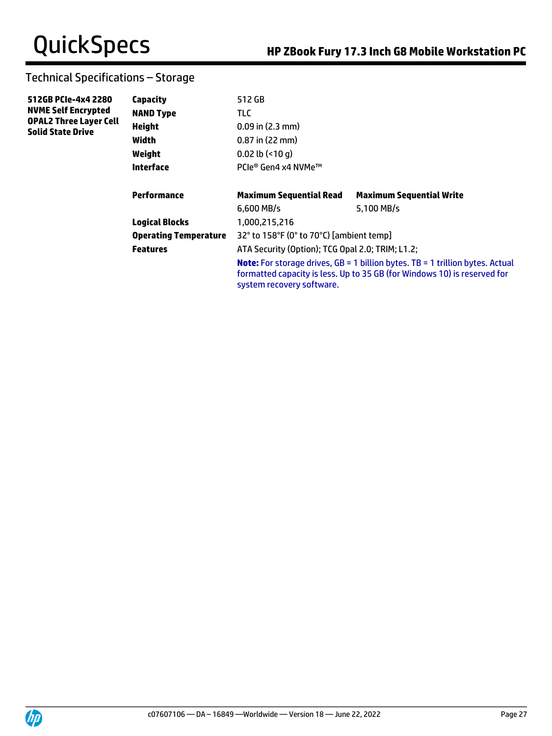## Technical Specifications – Storage

| 512GB PCIe-4x4 2280 NVME Self Encrypted OPAL2 Three Layer Cell Solid State Drive | | | |
|---|---|---|---|
| | **Capacity** | 512 GB | |
| | **NAND Type** | TLC | |
| | **Height** | 0.09 in (2.3 mm) | |
| | **Width** | 0.87 in (22 mm) | |
| | **Weight** | 0.02 lb (<10 g) | |
| | **Interface** | PCIe® Gen4 x4 NVMe™ | |
| | **Performance** | **Maximum Sequential Read** | **Maximum Sequential Write** |
| | | 6,600 MB/s | 5,100 MB/s |
| | **Logical Blocks** | 1,000,215,216 | |
| | **Operating Temperature** | 32° to 158°F (0° to 70°C) [ambient temp] | |
| | **Features** | ATA Security (Option); TCG Opal 2.0; TRIM; L1.2; | |

**Note:** For storage drives, GB = 1 billion bytes. TB = 1 trillion bytes. Actual formatted capacity is less. Up to 35 GB (for Windows 10) is reserved for system recovery software.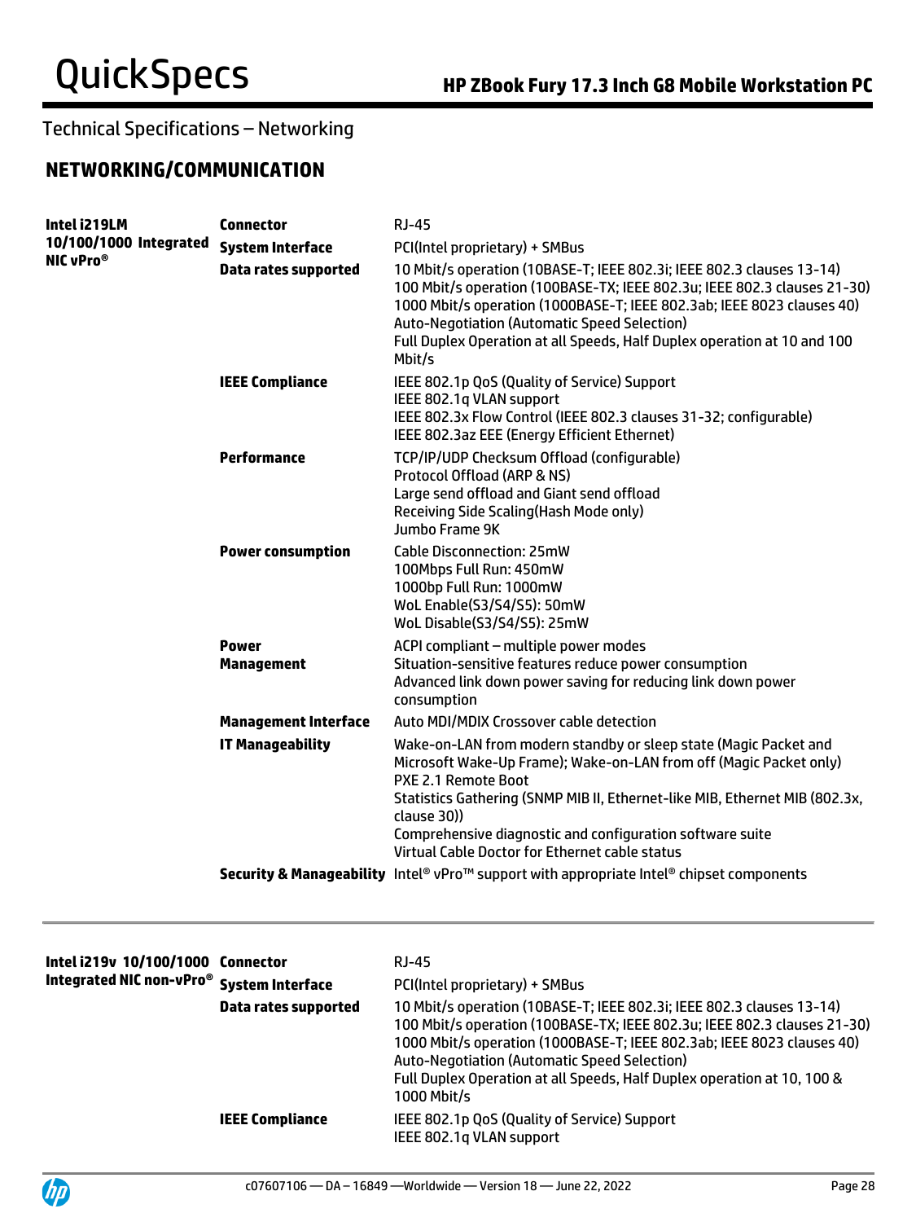## Technical Specifications – Networking

### NETWORKING/COMMUNICATION

| | | |
|---|---|---|
| **Intel i219LM 10/100/1000 Integrated NIC vPro®** | **Connector** | RJ-45 |
| | **System Interface** | PCI(Intel proprietary) + SMBus |
| | **Data rates supported** | 10 Mbit/s operation (10BASE-T; IEEE 802.3i; IEEE 802.3 clauses 13-14)<br>100 Mbit/s operation (100BASE-TX; IEEE 802.3u; IEEE 802.3 clauses 21-30)<br>1000 Mbit/s operation (1000BASE-T; IEEE 802.3ab; IEEE 8023 clauses 40)<br>Auto-Negotiation (Automatic Speed Selection)<br>Full Duplex Operation at all Speeds, Half Duplex operation at 10 and 100 Mbit/s |
| | **IEEE Compliance** | IEEE 802.1p QoS (Quality of Service) Support<br>IEEE 802.1q VLAN support<br>IEEE 802.3x Flow Control (IEEE 802.3 clauses 31-32; configurable)<br>IEEE 802.3az EEE (Energy Efficient Ethernet) |
| | **Performance** | TCP/IP/UDP Checksum Offload (configurable)<br>Protocol Offload (ARP & NS)<br>Large send offload and Giant send offload<br>Receiving Side Scaling(Hash Mode only)<br>Jumbo Frame 9K |
| | **Power consumption** | Cable Disconnection: 25mW<br>100Mbps Full Run: 450mW<br>1000bp Full Run: 1000mW<br>WoL Enable(S3/S4/S5): 50mW<br>WoL Disable(S3/S4/S5): 25mW |
| | **Power Management** | ACPI compliant – multiple power modes<br>Situation-sensitive features reduce power consumption<br>Advanced link down power saving for reducing link down power consumption |
| | **Management Interface** | Auto MDI/MDIX Crossover cable detection |
| | **IT Manageability** | Wake-on-LAN from modern standby or sleep state (Magic Packet and Microsoft Wake-Up Frame); Wake-on-LAN from off (Magic Packet only)<br>PXE 2.1 Remote Boot<br>Statistics Gathering (SNMP MIB II, Ethernet-like MIB, Ethernet MIB (802.3x, clause 30))<br>Comprehensive diagnostic and configuration software suite<br>Virtual Cable Doctor for Ethernet cable status |
| | **Security & Manageability** | Intel® vPro™ support with appropriate Intel® chipset components |

| | | |
|---|---|---|
| **Intel i219v 10/100/1000 Integrated NIC non-vPro®** | **Connector** | RJ-45 |
| | **System Interface** | PCI(Intel proprietary) + SMBus |
| | **Data rates supported** | 10 Mbit/s operation (10BASE-T; IEEE 802.3i; IEEE 802.3 clauses 13-14)<br>100 Mbit/s operation (100BASE-TX; IEEE 802.3u; IEEE 802.3 clauses 21-30)<br>1000 Mbit/s operation (1000BASE-T; IEEE 802.3ab; IEEE 8023 clauses 40)<br>Auto-Negotiation (Automatic Speed Selection)<br>Full Duplex Operation at all Speeds, Half Duplex operation at 10, 100 & 1000 Mbit/s |
| | **IEEE Compliance** | IEEE 802.1p QoS (Quality of Service) Support<br>IEEE 802.1q VLAN support |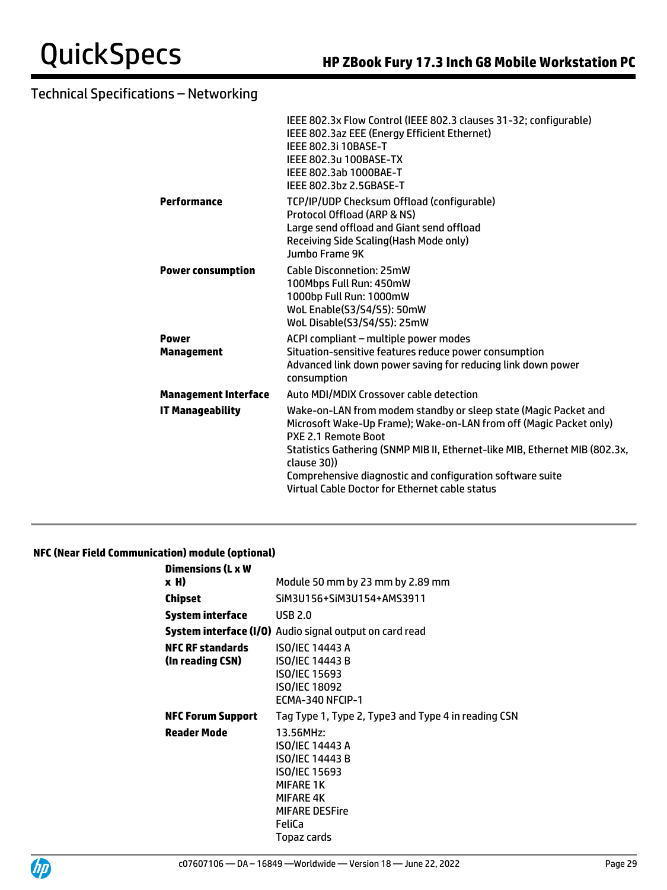## Technical Specifications – Networking

| | |
|---|---|
| | IEEE 802.3x Flow Control (IEEE 802.3 clauses 31-32; configurable)<br>IEEE 802.3az EEE (Energy Efficient Ethernet)<br>IEEE 802.3i 10BASE-T<br>IEEE 802.3u 100BASE-TX<br>IEEE 802.3ab 1000BAE-T<br>IEEE 802.3bz 2.5GBASE-T |
| **Performance** | TCP/IP/UDP Checksum Offload (configurable)<br>Protocol Offload (ARP & NS)<br>Large send offload and Giant send offload<br>Receiving Side Scaling(Hash Mode only)<br>Jumbo Frame 9K |
| **Power consumption** | Cable Disconnetion: 25mW<br>100Mbps Full Run: 450mW<br>1000bp Full Run: 1000mW<br>WoL Enable(S3/S4/S5): 50mW<br>WoL Disable(S3/S4/S5): 25mW |
| **Power Management** | ACPI compliant – multiple power modes<br>Situation-sensitive features reduce power consumption<br>Advanced link down power saving for reducing link down power consumption |
| **Management Interface** | Auto MDI/MDIX Crossover cable detection |
| **IT Manageability** | Wake-on-LAN from modem standby or sleep state (Magic Packet and Microsoft Wake-Up Frame); Wake-on-LAN from off (Magic Packet only)<br>PXE 2.1 Remote Boot<br>Statistics Gathering (SNMP MIB II, Ethernet-like MIB, Ethernet MIB (802.3x, clause 30))<br>Comprehensive diagnostic and configuration software suite<br>Virtual Cable Doctor for Ethernet cable status |

**NFC (Near Field Communication) module (optional)**

| | |
|---|---|
| **Dimensions (L x W x H)** | Module 50 mm by 23 mm by 2.89 mm |
| **Chipset** | SiM3U156+SiM3U154+AMS3911 |
| **System interface** | USB 2.0 |
| **System interface (I/O)** | Audio signal output on card read |
| **NFC RF standards (In reading CSN)** | ISO/IEC 14443 A<br>ISO/IEC 14443 B<br>ISO/IEC 15693<br>ISO/IEC 18092<br>ECMA-340 NFCIP-1 |
| **NFC Forum Support** | Tag Type 1, Type 2, Type3 and Type 4 in reading CSN |
| **Reader Mode** | 13.56MHz:<br>ISO/IEC 14443 A<br>ISO/IEC 14443 B<br>ISO/IEC 15693<br>MIFARE 1K<br>MIFARE 4K<br>MIFARE DESFire<br>FeliCa<br>Topaz cards |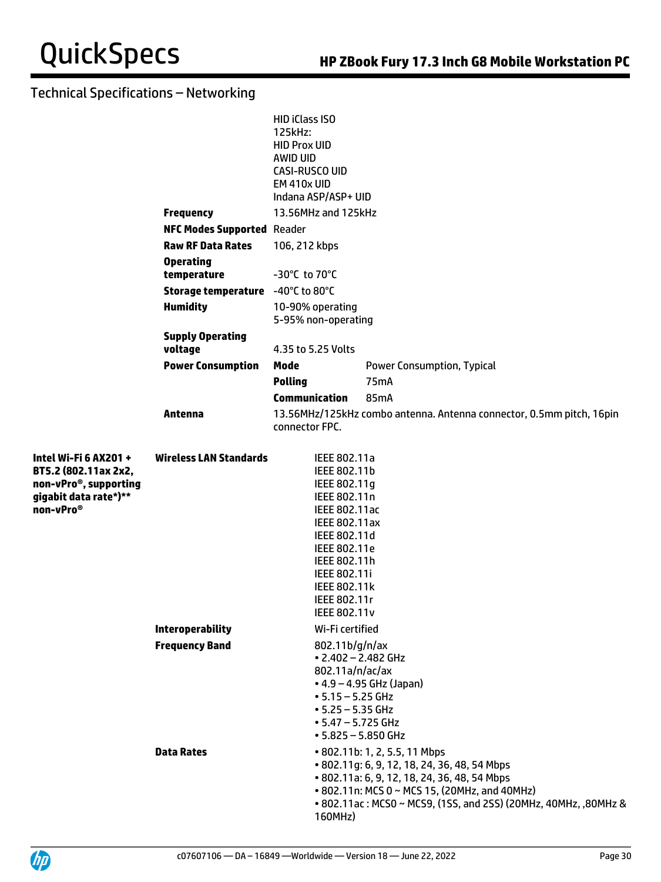## Technical Specifications – Networking

| | | | |
|---|---|---|---|
| | | HID iClass ISO<br>125kHz:<br>HID Prox UID<br>AWID UID<br>CASI-RUSCO UID<br>EM 410x UID<br>Indana ASP/ASP+ UID | |
| | **Frequency** | 13.56MHz and 125kHz | |
| | **NFC Modes Supported** | Reader | |
| | **Raw RF Data Rates** | 106, 212 kbps | |
| | **Operating temperature** | -30°C to 70°C | |
| | **Storage temperature** | -40°C to 80°C | |
| | **Humidity** | 10-90% operating<br>5-95% non-operating | |
| | **Supply Operating voltage** | 4.35 to 5.25 Volts | |
| | **Power Consumption** | **Mode** | Power Consumption, Typical |
| | | **Polling** | 75mA |
| | | **Communication** | 85mA |
| | **Antenna** | 13.56MHz/125kHz combo antenna. Antenna connector, 0.5mm pitch, 16pin connector FPC. | |

| | | |
|---|---|---|
| **Intel Wi-Fi 6 AX201 + BT5.2 (802.11ax 2x2, non-vPro®, supporting gigabit data rate*)** non-vPro®** | **Wireless LAN Standards** | IEEE 802.11a<br>IEEE 802.11b<br>IEEE 802.11g<br>IEEE 802.11n<br>IEEE 802.11ac<br>IEEE 802.11ax<br>IEEE 802.11d<br>IEEE 802.11e<br>IEEE 802.11h<br>IEEE 802.11i<br>IEEE 802.11k<br>IEEE 802.11r<br>IEEE 802.11v |
| | **Interoperability** | Wi-Fi certified |
| | **Frequency Band** | 802.11b/g/n/ax<br>• 2.402 – 2.482 GHz<br>802.11a/n/ac/ax<br>• 4.9 – 4.95 GHz (Japan)<br>• 5.15 – 5.25 GHz<br>• 5.25 – 5.35 GHz<br>• 5.47 – 5.725 GHz<br>• 5.825 – 5.850 GHz |
| | **Data Rates** | • 802.11b: 1, 2, 5.5, 11 Mbps<br>• 802.11g: 6, 9, 12, 18, 24, 36, 48, 54 Mbps<br>• 802.11a: 6, 9, 12, 18, 24, 36, 48, 54 Mbps<br>• 802.11n: MCS 0 ~ MCS 15, (20MHz, and 40MHz)<br>• 802.11ac : MCS0 ~ MCS9, (1SS, and 2SS) (20MHz, 40MHz, ,80MHz & 160MHz) |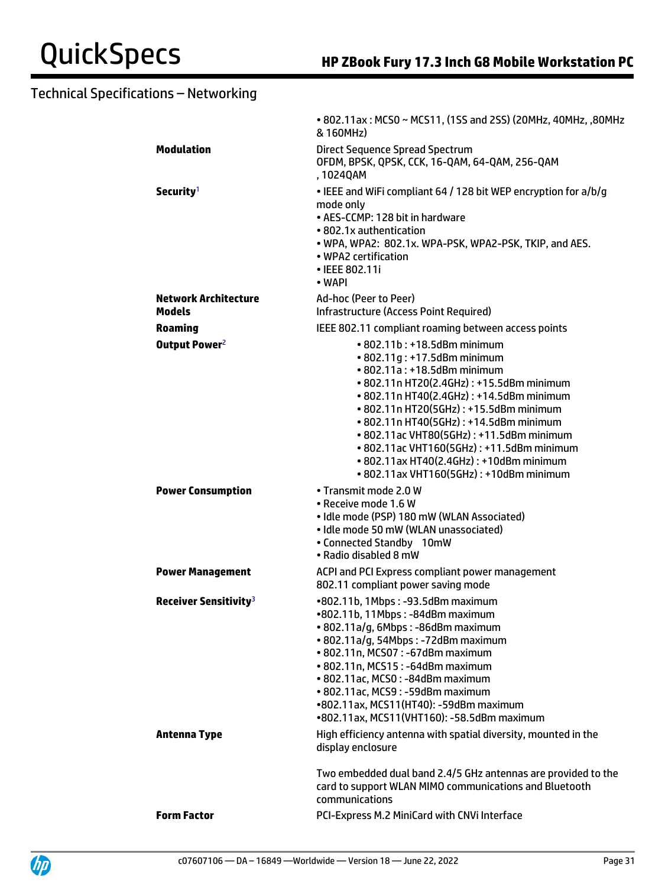## Technical Specifications – Networking

| | |
|---|---|
| | • 802.11ax : MCS0 ~ MCS11, (1SS and 2SS) (20MHz, 40MHz, ,80MHz & 160MHz) |
| **Modulation** | Direct Sequence Spread Spectrum<br>OFDM, BPSK, QPSK, CCK, 16-QAM, 64-QAM, 256-QAM , 1024QAM |
| **Security**[1] | • IEEE and WiFi compliant 64 / 128 bit WEP encryption for a/b/g mode only<br>• AES-CCMP: 128 bit in hardware<br>• 802.1x authentication<br>• WPA, WPA2: 802.1x. WPA-PSK, WPA2-PSK, TKIP, and AES.<br>• WPA2 certification<br>• IEEE 802.11i<br>• WAPI |
| **Network Architecture Models** | Ad-hoc (Peer to Peer)<br>Infrastructure (Access Point Required) |
| **Roaming** | IEEE 802.11 compliant roaming between access points |
| **Output Power**[2] | • 802.11b : +18.5dBm minimum<br>• 802.11g : +17.5dBm minimum<br>• 802.11a : +18.5dBm minimum<br>• 802.11n HT20(2.4GHz) : +15.5dBm minimum<br>• 802.11n HT40(2.4GHz) : +14.5dBm minimum<br>• 802.11n HT20(5GHz) : +15.5dBm minimum<br>• 802.11n HT40(5GHz) : +14.5dBm minimum<br>• 802.11ac VHT80(5GHz) : +11.5dBm minimum<br>• 802.11ac VHT160(5GHz) : +11.5dBm minimum<br>• 802.11ax HT40(2.4GHz) : +10dBm minimum<br>• 802.11ax VHT160(5GHz) : +10dBm minimum |
| **Power Consumption** | • Transmit mode 2.0 W<br>• Receive mode 1.6 W<br>• Idle mode (PSP) 180 mW (WLAN Associated)<br>• Idle mode 50 mW (WLAN unassociated)<br>• Connected Standby 10mW<br>• Radio disabled 8 mW |
| **Power Management** | ACPI and PCI Express compliant power management<br>802.11 compliant power saving mode |
| **Receiver Sensitivity**[3] | •802.11b, 1Mbps : -93.5dBm maximum<br>•802.11b, 11Mbps : -84dBm maximum<br>• 802.11a/g, 6Mbps : -86dBm maximum<br>• 802.11a/g, 54Mbps : -72dBm maximum<br>• 802.11n, MCS07 : -67dBm maximum<br>• 802.11n, MCS15 : -64dBm maximum<br>• 802.11ac, MCS0 : -84dBm maximum<br>• 802.11ac, MCS9 : -59dBm maximum<br>•802.11ax, MCS11(HT40): -59dBm maximum<br>•802.11ax, MCS11(VHT160): -58.5dBm maximum |
| **Antenna Type** | High efficiency antenna with spatial diversity, mounted in the display enclosure<br><br>Two embedded dual band 2.4/5 GHz antennas are provided to the card to support WLAN MIMO communications and Bluetooth communications |
| **Form Factor** | PCI-Express M.2 MiniCard with CNVi Interface |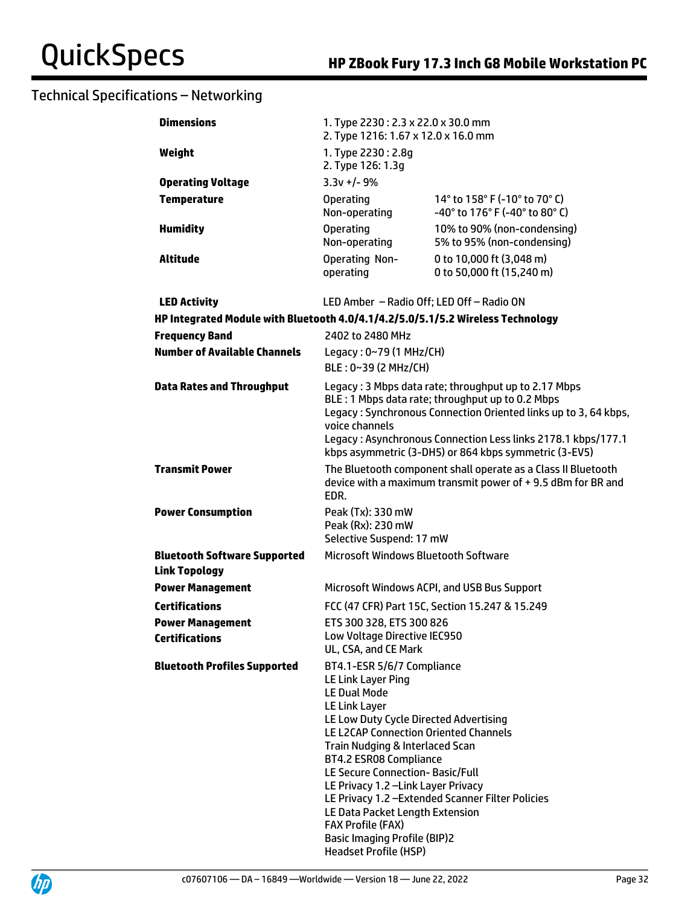## Technical Specifications – Networking

| | | |
|---|---|---|
| **Dimensions** | 1. Type 2230 : 2.3 x 22.0 x 30.0 mm<br>2. Type 1216: 1.67 x 12.0 x 16.0 mm | |
| **Weight** | 1. Type 2230 : 2.8g<br>2. Type 126: 1.3g | |
| **Operating Voltage** | 3.3v +/- 9% | |
| **Temperature** | Operating<br>Non-operating | 14° to 158° F (-10° to 70° C)<br>-40° to 176° F (-40° to 80° C) |
| **Humidity** | Operating<br>Non-operating | 10% to 90% (non-condensing)<br>5% to 95% (non-condensing) |
| **Altitude** | Operating Non-operating | 0 to 10,000 ft (3,048 m)<br>0 to 50,000 ft (15,240 m) |
| **LED Activity** | LED Amber – Radio Off; LED Off – Radio ON | |

**HP Integrated Module with Bluetooth 4.0/4.1/4.2/5.0/5.1/5.2 Wireless Technology**

| | |
|---|---|
| **Frequency Band** | 2402 to 2480 MHz |
| **Number of Available Channels** | Legacy : 0~79 (1 MHz/CH)<br>BLE : 0~39 (2 MHz/CH) |
| **Data Rates and Throughput** | Legacy : 3 Mbps data rate; throughput up to 2.17 Mbps<br>BLE : 1 Mbps data rate; throughput up to 0.2 Mbps<br>Legacy : Synchronous Connection Oriented links up to 3, 64 kbps, voice channels<br>Legacy : Asynchronous Connection Less links 2178.1 kbps/177.1 kbps asymmetric (3-DH5) or 864 kbps symmetric (3-EV5) |
| **Transmit Power** | The Bluetooth component shall operate as a Class II Bluetooth device with a maximum transmit power of + 9.5 dBm for BR and EDR. |
| **Power Consumption** | Peak (Tx): 330 mW<br>Peak (Rx): 230 mW<br>Selective Suspend: 17 mW |
| **Bluetooth Software Supported** | Microsoft Windows Bluetooth Software |
| **Link Topology** | |
| **Power Management** | Microsoft Windows ACPI, and USB Bus Support |
| **Certifications** | FCC (47 CFR) Part 15C, Section 15.247 & 15.249 |
| **Power Management**<br>**Certifications** | ETS 300 328, ETS 300 826<br>Low Voltage Directive IEC950<br>UL, CSA, and CE Mark |
| **Bluetooth Profiles Supported** | BT4.1-ESR 5/6/7 Compliance<br>LE Link Layer Ping<br>LE Dual Mode<br>LE Link Layer<br>LE Low Duty Cycle Directed Advertising<br>LE L2CAP Connection Oriented Channels<br>Train Nudging & Interlaced Scan<br>BT4.2 ESR08 Compliance<br>LE Secure Connection- Basic/Full<br>LE Privacy 1.2 –Link Layer Privacy<br>LE Privacy 1.2 –Extended Scanner Filter Policies<br>LE Data Packet Length Extension<br>FAX Profile (FAX)<br>Basic Imaging Profile (BIP)2<br>Headset Profile (HSP) |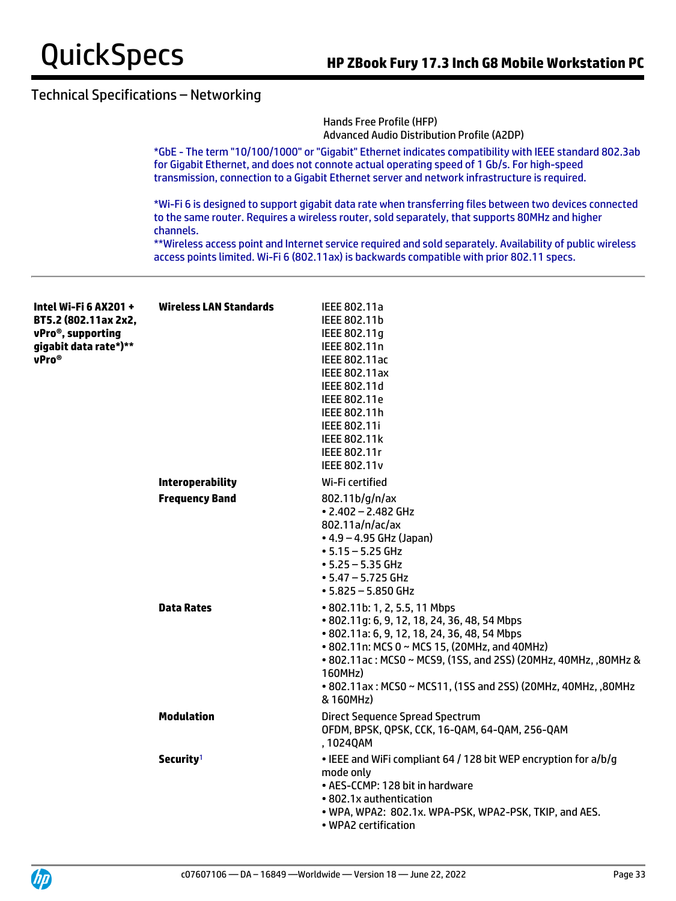## Technical Specifications – Networking

Hands Free Profile (HFP)
Advanced Audio Distribution Profile (A2DP)

*GbE - The term "10/100/1000" or "Gigabit" Ethernet indicates compatibility with IEEE standard 802.3ab for Gigabit Ethernet, and does not connote actual operating speed of 1 Gb/s. For high-speed transmission, connection to a Gigabit Ethernet server and network infrastructure is required.

*Wi-Fi 6 is designed to support gigabit data rate when transferring files between two devices connected to the same router. Requires a wireless router, sold separately, that supports 80MHz and higher channels.
**Wireless access point and Internet service required and sold separately. Availability of public wireless access points limited. Wi-Fi 6 (802.11ax) is backwards compatible with prior 802.11 specs.

---

| | | |
|---|---|---|
| **Intel Wi-Fi 6 AX201 + BT5.2 (802.11ax 2x2, vPro®, supporting gigabit data rate*)** vPro®** | **Wireless LAN Standards** | IEEE 802.11a<br>IEEE 802.11b<br>IEEE 802.11g<br>IEEE 802.11n<br>IEEE 802.11ac<br>IEEE 802.11ax<br>IEEE 802.11d<br>IEEE 802.11e<br>IEEE 802.11h<br>IEEE 802.11i<br>IEEE 802.11k<br>IEEE 802.11r<br>IEEE 802.11v |
| | **Interoperability** | Wi-Fi certified |
| | **Frequency Band** | 802.11b/g/n/ax<br>• 2.402 – 2.482 GHz<br>802.11a/n/ac/ax<br>• 4.9 – 4.95 GHz (Japan)<br>• 5.15 – 5.25 GHz<br>• 5.25 – 5.35 GHz<br>• 5.47 – 5.725 GHz<br>• 5.825 – 5.850 GHz |
| | **Data Rates** | • 802.11b: 1, 2, 5.5, 11 Mbps<br>• 802.11g: 6, 9, 12, 18, 24, 36, 48, 54 Mbps<br>• 802.11a: 6, 9, 12, 18, 24, 36, 48, 54 Mbps<br>• 802.11n: MCS 0 ~ MCS 15, (20MHz, and 40MHz)<br>• 802.11ac : MCS0 ~ MCS9, (1SS, and 2SS) (20MHz, 40MHz, ,80MHz & 160MHz)<br>• 802.11ax : MCS0 ~ MCS11, (1SS and 2SS) (20MHz, 40MHz, ,80MHz & 160MHz) |
| | **Modulation** | Direct Sequence Spread Spectrum<br>OFDM, BPSK, QPSK, CCK, 16-QAM, 64-QAM, 256-QAM , 1024QAM |
| | **Security**[1] | • IEEE and WiFi compliant 64 / 128 bit WEP encryption for a/b/g mode only<br>• AES-CCMP: 128 bit in hardware<br>• 802.1x authentication<br>• WPA, WPA2: 802.1x. WPA-PSK, WPA2-PSK, TKIP, and AES.<br>• WPA2 certification |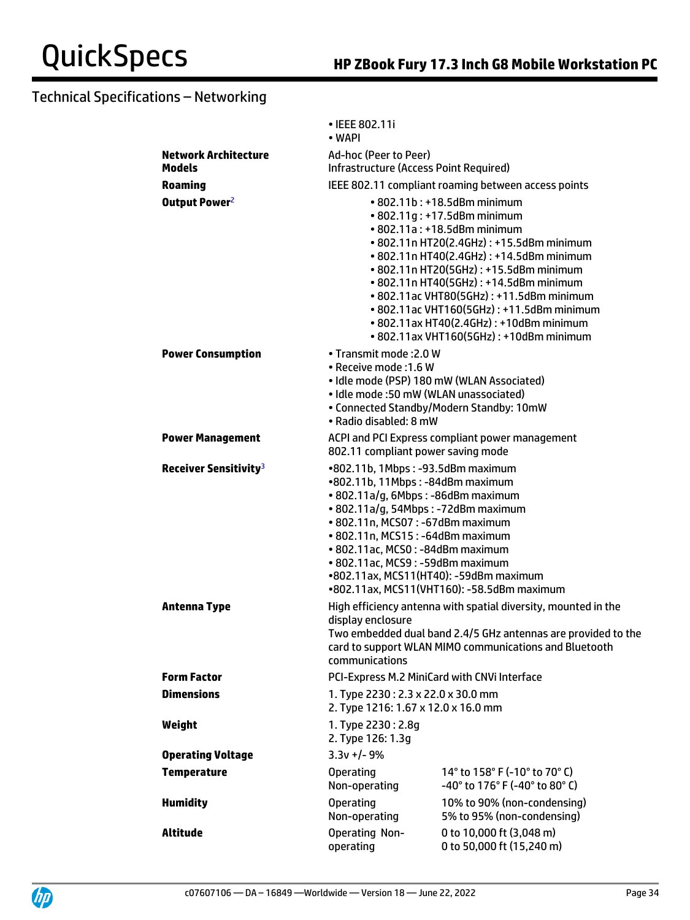## Technical Specifications – Networking

| | |
|---|---|
| | • IEEE 802.11i<br>• WAPI |
| **Network Architecture Models** | Ad-hoc (Peer to Peer)<br>Infrastructure (Access Point Required) |
| **Roaming** | IEEE 802.11 compliant roaming between access points |
| **Output Power**[2] | • 802.11b : +18.5dBm minimum<br>• 802.11g : +17.5dBm minimum<br>• 802.11a : +18.5dBm minimum<br>• 802.11n HT20(2.4GHz) : +15.5dBm minimum<br>• 802.11n HT40(2.4GHz) : +14.5dBm minimum<br>• 802.11n HT20(5GHz) : +15.5dBm minimum<br>• 802.11n HT40(5GHz) : +14.5dBm minimum<br>• 802.11ac VHT80(5GHz) : +11.5dBm minimum<br>• 802.11ac VHT160(5GHz) : +11.5dBm minimum<br>• 802.11ax HT40(2.4GHz) : +10dBm minimum<br>• 802.11ax VHT160(5GHz) : +10dBm minimum |
| **Power Consumption** | • Transmit mode :2.0 W<br>• Receive mode :1.6 W<br>• Idle mode (PSP) 180 mW (WLAN Associated)<br>• Idle mode :50 mW (WLAN unassociated)<br>• Connected Standby/Modern Standby: 10mW<br>• Radio disabled: 8 mW |
| **Power Management** | ACPI and PCI Express compliant power management<br>802.11 compliant power saving mode |
| **Receiver Sensitivity**[3] | •802.11b, 1Mbps : -93.5dBm maximum<br>•802.11b, 11Mbps : -84dBm maximum<br>• 802.11a/g, 6Mbps : -86dBm maximum<br>• 802.11a/g, 54Mbps : -72dBm maximum<br>• 802.11n, MCS07 : -67dBm maximum<br>• 802.11n, MCS15 : -64dBm maximum<br>• 802.11ac, MCS0 : -84dBm maximum<br>• 802.11ac, MCS9 : -59dBm maximum<br>•802.11ax, MCS11(HT40): -59dBm maximum<br>•802.11ax, MCS11(VHT160): -58.5dBm maximum |
| **Antenna Type** | High efficiency antenna with spatial diversity, mounted in the display enclosure<br>Two embedded dual band 2.4/5 GHz antennas are provided to the card to support WLAN MIMO communications and Bluetooth communications |
| **Form Factor** | PCI-Express M.2 MiniCard with CNVi Interface |
| **Dimensions** | 1. Type 2230 : 2.3 x 22.0 x 30.0 mm<br>2. Type 1216: 1.67 x 12.0 x 16.0 mm |
| **Weight** | 1. Type 2230 : 2.8g<br>2. Type 126: 1.3g |
| **Operating Voltage** | 3.3v +/- 9% |

| | | |
|---|---|---|
| **Temperature** | Operating<br>Non-operating | 14° to 158° F (-10° to 70° C)<br>-40° to 176° F (-40° to 80° C) |
| **Humidity** | Operating<br>Non-operating | 10% to 90% (non-condensing)<br>5% to 95% (non-condensing) |
| **Altitude** | Operating Non-operating | 0 to 10,000 ft (3,048 m)<br>0 to 50,000 ft (15,240 m) |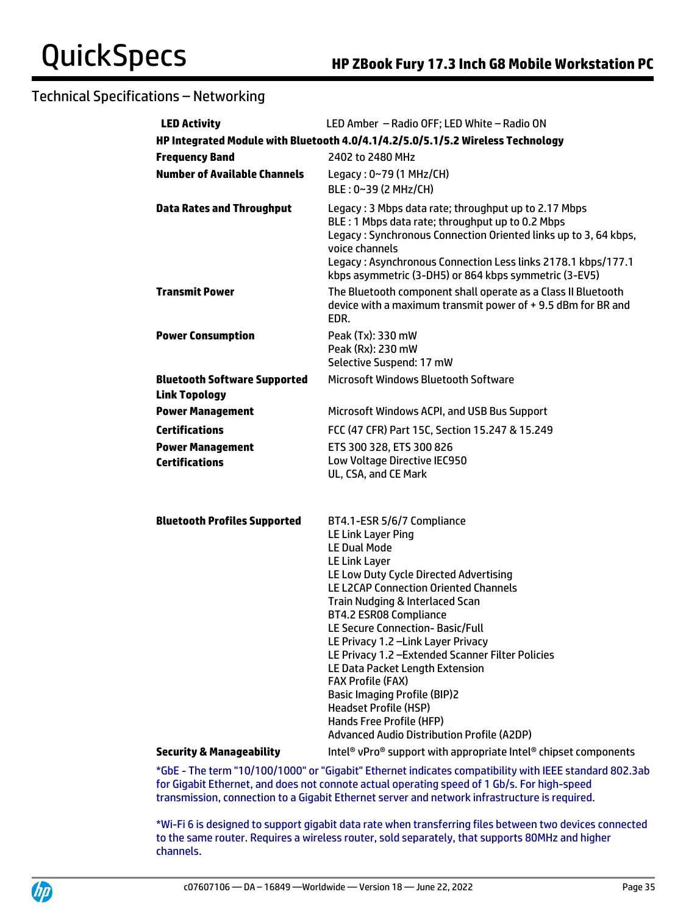## Technical Specifications – Networking

| | |
|---|---|
| **LED Activity** | LED Amber – Radio OFF; LED White – Radio ON |
| **HP Integrated Module with Bluetooth 4.0/4.1/4.2/5.0/5.1/5.2 Wireless Technology** | |
| **Frequency Band** | 2402 to 2480 MHz |
| **Number of Available Channels** | Legacy : 0~79 (1 MHz/CH)<br>BLE : 0~39 (2 MHz/CH) |
| **Data Rates and Throughput** | Legacy : 3 Mbps data rate; throughput up to 2.17 Mbps<br>BLE : 1 Mbps data rate; throughput up to 0.2 Mbps<br>Legacy : Synchronous Connection Oriented links up to 3, 64 kbps, voice channels<br>Legacy : Asynchronous Connection Less links 2178.1 kbps/177.1 kbps asymmetric (3-DH5) or 864 kbps symmetric (3-EV5) |
| **Transmit Power** | The Bluetooth component shall operate as a Class II Bluetooth device with a maximum transmit power of + 9.5 dBm for BR and EDR. |
| **Power Consumption** | Peak (Tx): 330 mW<br>Peak (Rx): 230 mW<br>Selective Suspend: 17 mW |
| **Bluetooth Software Supported Link Topology** | Microsoft Windows Bluetooth Software |
| **Power Management** | Microsoft Windows ACPI, and USB Bus Support |
| **Certifications** | FCC (47 CFR) Part 15C, Section 15.247 & 15.249 |
| **Power Management Certifications** | ETS 300 328, ETS 300 826<br>Low Voltage Directive IEC950<br>UL, CSA, and CE Mark |
| **Bluetooth Profiles Supported** | BT4.1-ESR 5/6/7 Compliance<br>LE Link Layer Ping<br>LE Dual Mode<br>LE Link Layer<br>LE Low Duty Cycle Directed Advertising<br>LE L2CAP Connection Oriented Channels<br>Train Nudging & Interlaced Scan<br>BT4.2 ESR08 Compliance<br>LE Secure Connection- Basic/Full<br>LE Privacy 1.2 –Link Layer Privacy<br>LE Privacy 1.2 –Extended Scanner Filter Policies<br>LE Data Packet Length Extension<br>FAX Profile (FAX)<br>Basic Imaging Profile (BIP)2<br>Headset Profile (HSP)<br>Hands Free Profile (HFP)<br>Advanced Audio Distribution Profile (A2DP) |
| **Security & Manageability** | Intel® vPro® support with appropriate Intel® chipset components |

*GbE - The term "10/100/1000" or "Gigabit" Ethernet indicates compatibility with IEEE standard 802.3ab for Gigabit Ethernet, and does not connote actual operating speed of 1 Gb/s. For high-speed transmission, connection to a Gigabit Ethernet server and network infrastructure is required.

*Wi-Fi 6 is designed to support gigabit data rate when transferring files between two devices connected to the same router. Requires a wireless router, sold separately, that supports 80MHz and higher channels.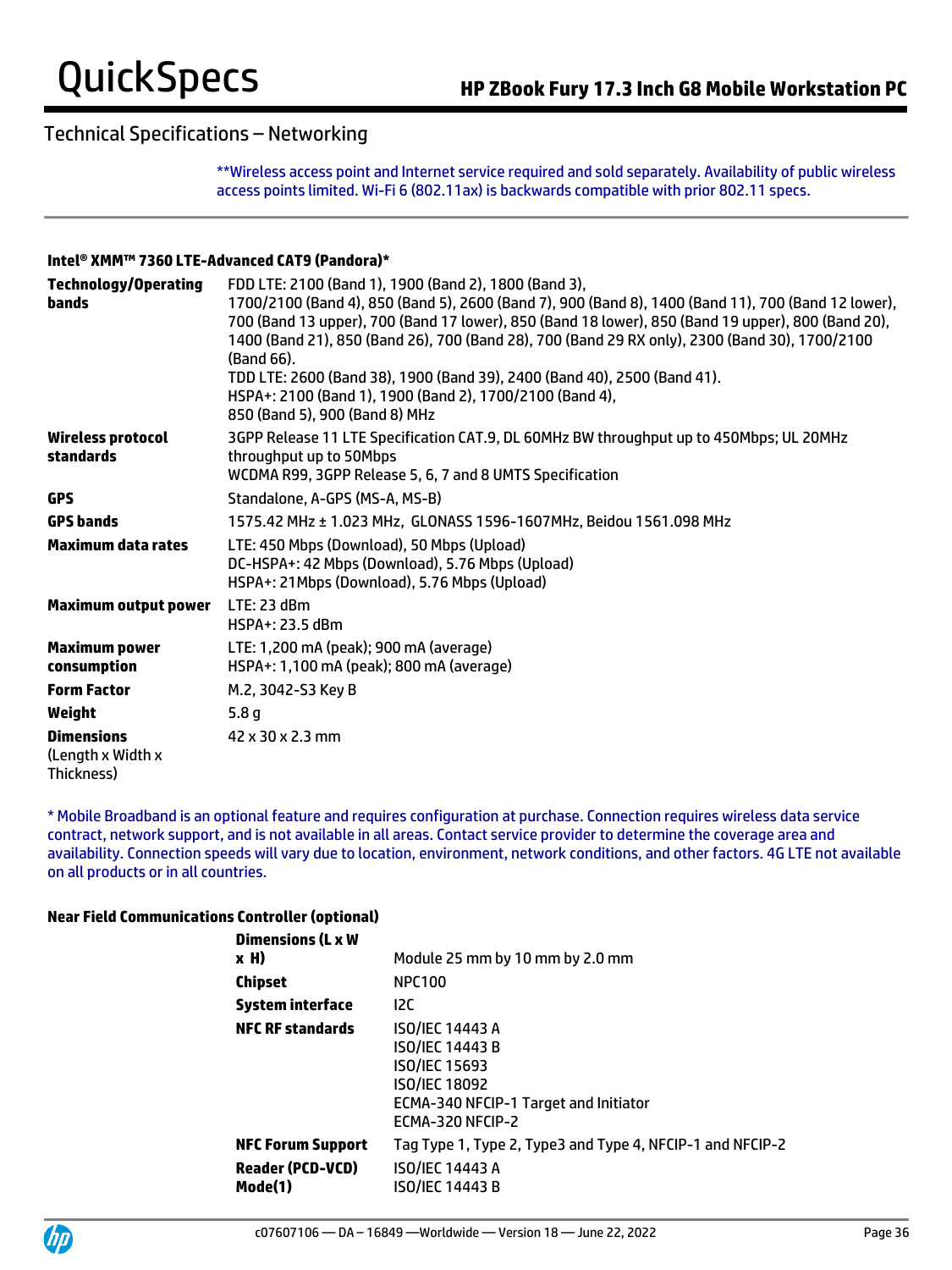## Technical Specifications – Networking

**Wireless access point and Internet service required and sold separately. Availability of public wireless access points limited. Wi-Fi 6 (802.11ax) is backwards compatible with prior 802.11 specs.

### Intel® XMM™ 7360 LTE-Advanced CAT9 (Pandora)*

| | |
|---|---|
| **Technology/Operating bands** | FDD LTE: 2100 (Band 1), 1900 (Band 2), 1800 (Band 3), 1700/2100 (Band 4), 850 (Band 5), 2600 (Band 7), 900 (Band 8), 1400 (Band 11), 700 (Band 12 lower), 700 (Band 13 upper), 700 (Band 17 lower), 850 (Band 18 lower), 850 (Band 19 upper), 800 (Band 20), 1400 (Band 21), 850 (Band 26), 700 (Band 28), 700 (Band 29 RX only), 2300 (Band 30), 1700/2100 (Band 66).<br>TDD LTE: 2600 (Band 38), 1900 (Band 39), 2400 (Band 40), 2500 (Band 41).<br>HSPA+: 2100 (Band 1), 1900 (Band 2), 1700/2100 (Band 4), 850 (Band 5), 900 (Band 8) MHz |
| **Wireless protocol standards** | 3GPP Release 11 LTE Specification CAT.9, DL 60MHz BW throughput up to 450Mbps; UL 20MHz throughput up to 50Mbps<br>WCDMA R99, 3GPP Release 5, 6, 7 and 8 UMTS Specification |
| **GPS** | Standalone, A-GPS (MS-A, MS-B) |
| **GPS bands** | 1575.42 MHz ± 1.023 MHz, GLONASS 1596-1607MHz, Beidou 1561.098 MHz |
| **Maximum data rates** | LTE: 450 Mbps (Download), 50 Mbps (Upload)<br>DC-HSPA+: 42 Mbps (Download), 5.76 Mbps (Upload)<br>HSPA+: 21Mbps (Download), 5.76 Mbps (Upload) |
| **Maximum output power** | LTE: 23 dBm<br>HSPA+: 23.5 dBm |
| **Maximum power consumption** | LTE: 1,200 mA (peak); 900 mA (average)<br>HSPA+: 1,100 mA (peak); 800 mA (average) |
| **Form Factor** | M.2, 3042-S3 Key B |
| **Weight** | 5.8 g |
| **Dimensions** (Length x Width x Thickness) | 42 x 30 x 2.3 mm |

* Mobile Broadband is an optional feature and requires configuration at purchase. Connection requires wireless data service contract, network support, and is not available in all areas. Contact service provider to determine the coverage area and availability. Connection speeds will vary due to location, environment, network conditions, and other factors. 4G LTE not available on all products or in all countries.

### Near Field Communications Controller (optional)

| | |
|---|---|
| **Dimensions (L x W x H)** | Module 25 mm by 10 mm by 2.0 mm |
| **Chipset** | NPC100 |
| **System interface** | I2C |
| **NFC RF standards** | ISO/IEC 14443 A<br>ISO/IEC 14443 B<br>ISO/IEC 15693<br>ISO/IEC 18092<br>ECMA-340 NFCIP-1 Target and Initiator<br>ECMA-320 NFCIP-2 |
| **NFC Forum Support** | Tag Type 1, Type 2, Type3 and Type 4, NFCIP-1 and NFCIP-2 |
| **Reader (PCD-VCD) Mode(1)** | ISO/IEC 14443 A<br>ISO/IEC 14443 B |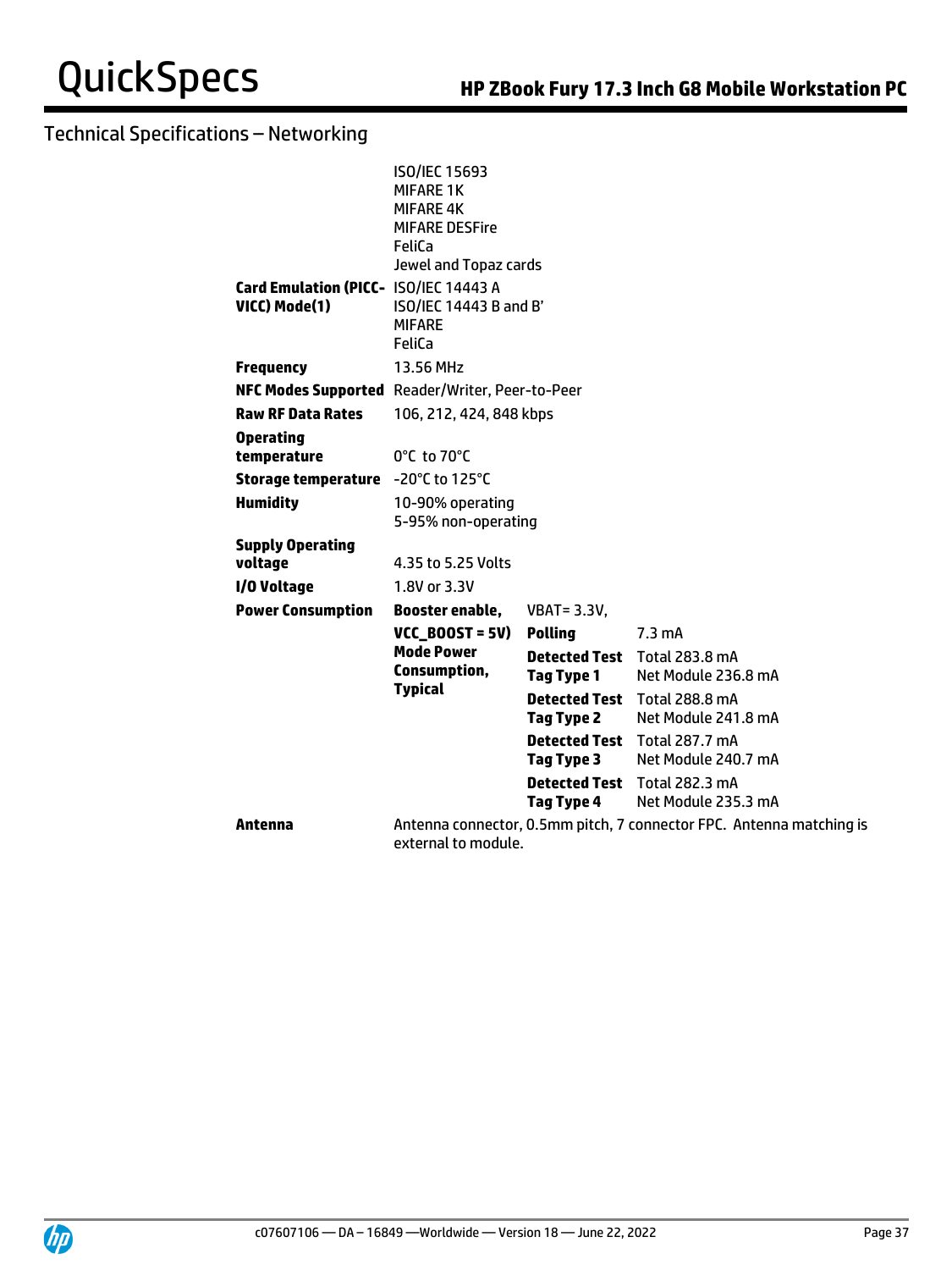## Technical Specifications – Networking

| | | | |
|---|---|---|---|
| | ISO/IEC 15693<br>MIFARE 1K<br>MIFARE 4K<br>MIFARE DESFire<br>FeliCa<br>Jewel and Topaz cards | | |
| **Card Emulation (PICC-VICC) Mode(1)** | ISO/IEC 14443 A<br>ISO/IEC 14443 B and B'<br>MIFARE<br>FeliCa | | |
| **Frequency** | 13.56 MHz | | |
| **NFC Modes Supported** | Reader/Writer, Peer-to-Peer | | |
| **Raw RF Data Rates** | 106, 212, 424, 848 kbps | | |
| **Operating temperature** | 0°C to 70°C | | |
| **Storage temperature** | -20°C to 125°C | | |
| **Humidity** | 10-90% operating<br>5-95% non-operating | | |
| **Supply Operating voltage** | 4.35 to 5.25 Volts | | |
| **I/O Voltage** | 1.8V or 3.3V | | |
| **Power Consumption** | **Booster enable, VCC_BOOST = 5V) Mode Power Consumption, Typical** | VBAT= 3.3V, | |
| | | **Polling** | 7.3 mA |
| | | **Detected Test Tag Type 1** | Total 283.8 mA<br>Net Module 236.8 mA |
| | | **Detected Test Tag Type 2** | Total 288.8 mA<br>Net Module 241.8 mA |
| | | **Detected Test Tag Type 3** | Total 287.7 mA<br>Net Module 240.7 mA |
| | | **Detected Test Tag Type 4** | Total 282.3 mA<br>Net Module 235.3 mA |
| **Antenna** | Antenna connector, 0.5mm pitch, 7 connector FPC. Antenna matching is external to module. | | |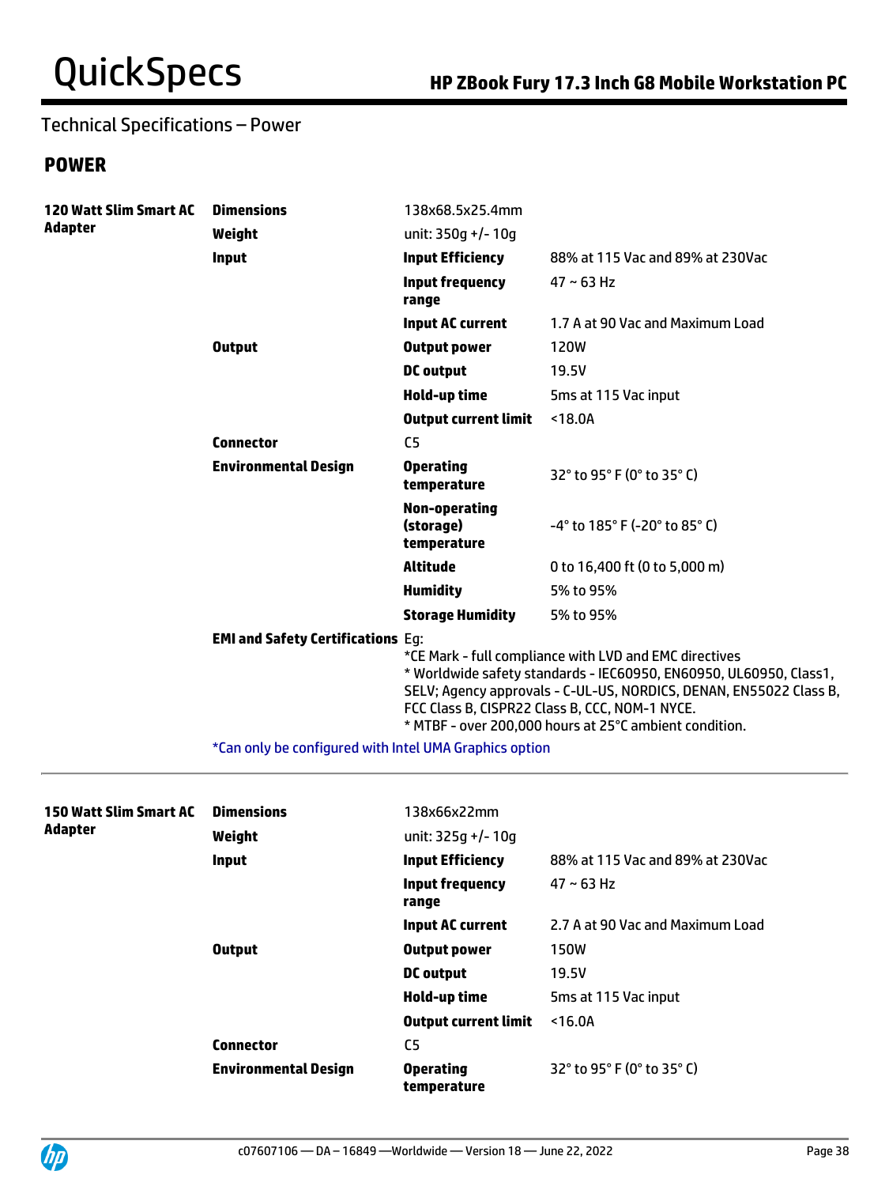## Technical Specifications – Power

### POWER

| | | | |
|---|---|---|---|
| **120 Watt Slim Smart AC Adapter** | **Dimensions** | 138x68.5x25.4mm | |
| | **Weight** | unit: 350g +/- 10g | |
| | **Input** | **Input Efficiency** | 88% at 115 Vac and 89% at 230Vac |
| | | **Input frequency range** | 47 ~ 63 Hz |
| | | **Input AC current** | 1.7 A at 90 Vac and Maximum Load |
| | **Output** | **Output power** | 120W |
| | | **DC output** | 19.5V |
| | | **Hold-up time** | 5ms at 115 Vac input |
| | | **Output current limit** | <18.0A |
| | **Connector** | C5 | |
| | **Environmental Design** | **Operating temperature** | 32° to 95° F (0° to 35° C) |
| | | **Non-operating (storage) temperature** | -4° to 185° F (-20° to 85° C) |
| | | **Altitude** | 0 to 16,400 ft (0 to 5,000 m) |
| | | **Humidity** | 5% to 95% |
| | | **Storage Humidity** | 5% to 95% |
| | **EMI and Safety Certifications** | Eg:<br>*CE Mark - full compliance with LVD and EMC directives<br>* Worldwide safety standards - IEC60950, EN60950, UL60950, Class1, SELV; Agency approvals - C-UL-US, NORDICS, DENAN, EN55022 Class B, FCC Class B, CISPR22 Class B, CCC, NOM-1 NYCE.<br>* MTBF - over 200,000 hours at 25°C ambient condition. | |

*Can only be configured with Intel UMA Graphics option

| | | | |
|---|---|---|---|
| **150 Watt Slim Smart AC Adapter** | **Dimensions** | 138x66x22mm | |
| | **Weight** | unit: 325g +/- 10g | |
| | **Input** | **Input Efficiency** | 88% at 115 Vac and 89% at 230Vac |
| | | **Input frequency range** | 47 ~ 63 Hz |
| | | **Input AC current** | 2.7 A at 90 Vac and Maximum Load |
| | **Output** | **Output power** | 150W |
| | | **DC output** | 19.5V |
| | | **Hold-up time** | 5ms at 115 Vac input |
| | | **Output current limit** | <16.0A |
| | **Connector** | C5 | |
| | **Environmental Design** | **Operating temperature** | 32° to 95° F (0° to 35° C) |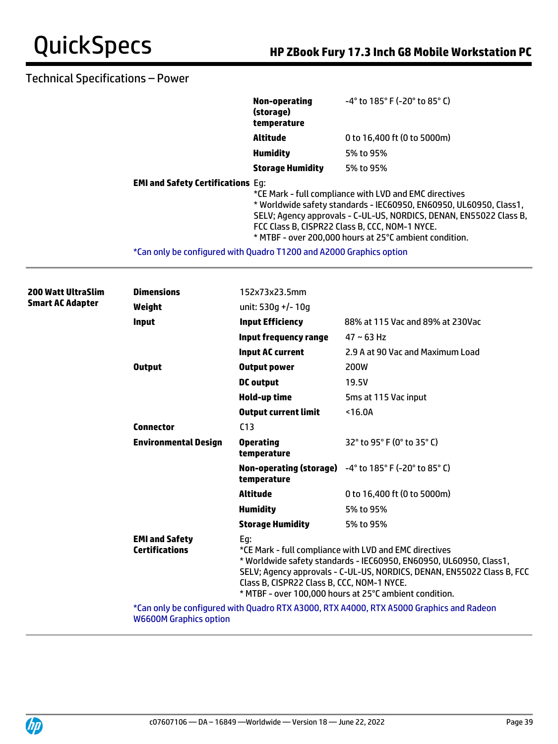## Technical Specifications – Power

| | | | |
|---|---|---|---|
| | | **Non-operating (storage) temperature** | -4° to 185° F (-20° to 85° C) |
| | | **Altitude** | 0 to 16,400 ft (0 to 5000m) |
| | | **Humidity** | 5% to 95% |
| | | **Storage Humidity** | 5% to 95% |
| | **EMI and Safety Certifications** | Eg:<br>*CE Mark - full compliance with LVD and EMC directives<br>* Worldwide safety standards - IEC60950, EN60950, UL60950, Class1, SELV; Agency approvals - C-UL-US, NORDICS, DENAN, EN55022 Class B, FCC Class B, CISPR22 Class B, CCC, NOM-1 NYCE.<br>* MTBF - over 200,000 hours at 25°C ambient condition. | |

*Can only be configured with Quadro T1200 and A2000 Graphics option

| | | | |
|---|---|---|---|
| **200 Watt UltraSlim Smart AC Adapter** | **Dimensions** | 152x73x23.5mm | |
| | **Weight** | unit: 530g +/- 10g | |
| | **Input** | **Input Efficiency** | 88% at 115 Vac and 89% at 230Vac |
| | | **Input frequency range** | 47 ~ 63 Hz |
| | | **Input AC current** | 2.9 A at 90 Vac and Maximum Load |
| | **Output** | **Output power** | 200W |
| | | **DC output** | 19.5V |
| | | **Hold-up time** | 5ms at 115 Vac input |
| | | **Output current limit** | <16.0A |
| | **Connector** | C13 | |
| | **Environmental Design** | **Operating temperature** | 32° to 95° F (0° to 35° C) |
| | | **Non-operating (storage) temperature** | -4° to 185° F (-20° to 85° C) |
| | | **Altitude** | 0 to 16,400 ft (0 to 5000m) |
| | | **Humidity** | 5% to 95% |
| | | **Storage Humidity** | 5% to 95% |
| | **EMI and Safety Certifications** | Eg:<br>*CE Mark - full compliance with LVD and EMC directives<br>* Worldwide safety standards - IEC60950, EN60950, UL60950, Class1, SELV; Agency approvals - C-UL-US, NORDICS, DENAN, EN55022 Class B, FCC Class B, CISPR22 Class B, CCC, NOM-1 NYCE.<br>* MTBF - over 100,000 hours at 25°C ambient condition. | |

*Can only be configured with Quadro RTX A3000, RTX A4000, RTX A5000 Graphics and Radeon W6600M Graphics option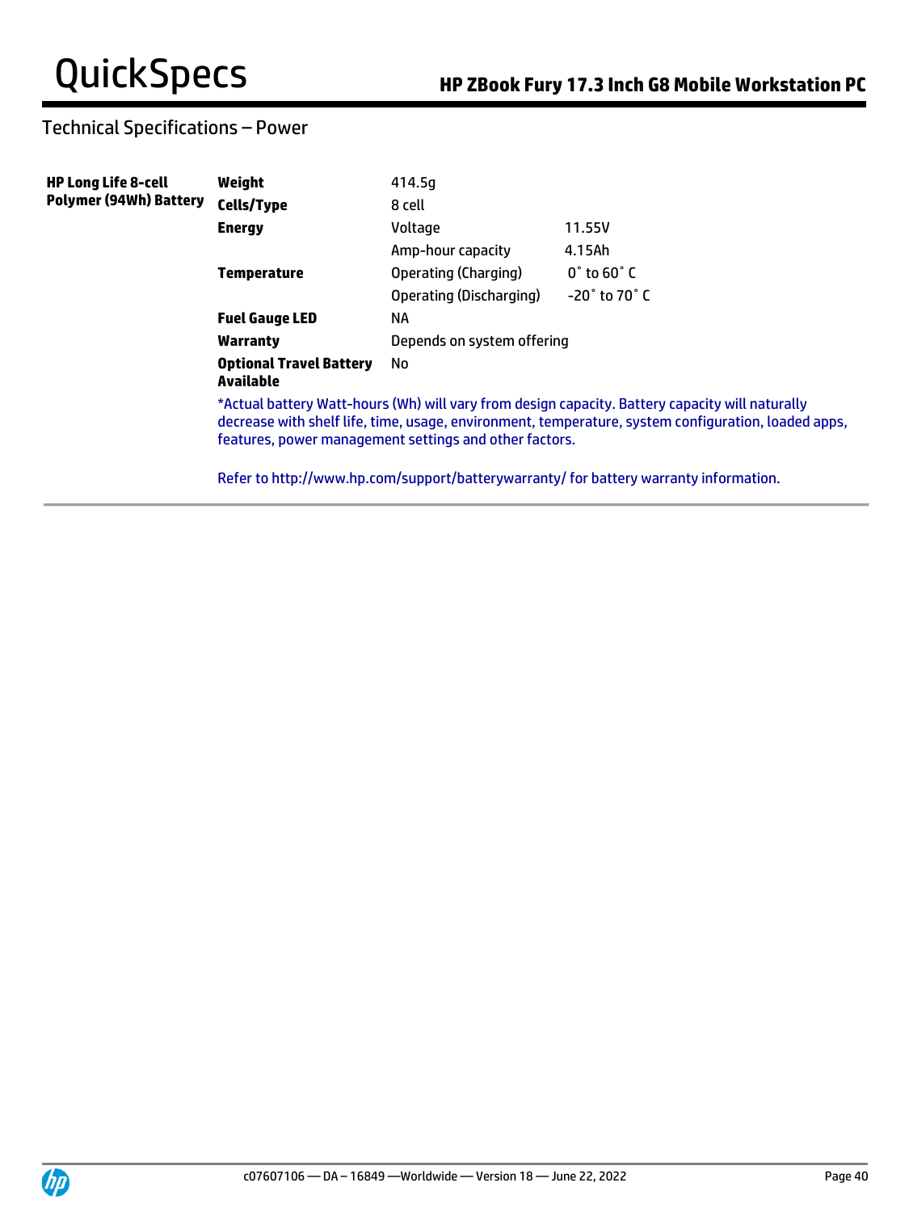## Technical Specifications – Power

| | | | |
|---|---|---|---|
| **HP Long Life 8-cell Polymer (94Wh) Battery** | **Weight** | 414.5g | |
| | **Cells/Type** | 8 cell | |
| | **Energy** | Voltage | 11.55V |
| | | Amp-hour capacity | 4.15Ah |
| | **Temperature** | Operating (Charging) | 0˚ to 60˚ C |
| | | Operating (Discharging) | -20˚ to 70˚ C |
| | **Fuel Gauge LED** | NA | |
| | **Warranty** | Depends on system offering | |
| | **Optional Travel Battery Available** | No | |

*Actual battery Watt-hours (Wh) will vary from design capacity. Battery capacity will naturally decrease with shelf life, time, usage, environment, temperature, system configuration, loaded apps, features, power management settings and other factors.

Refer to http://www.hp.com/support/batterywarranty/ for battery warranty information.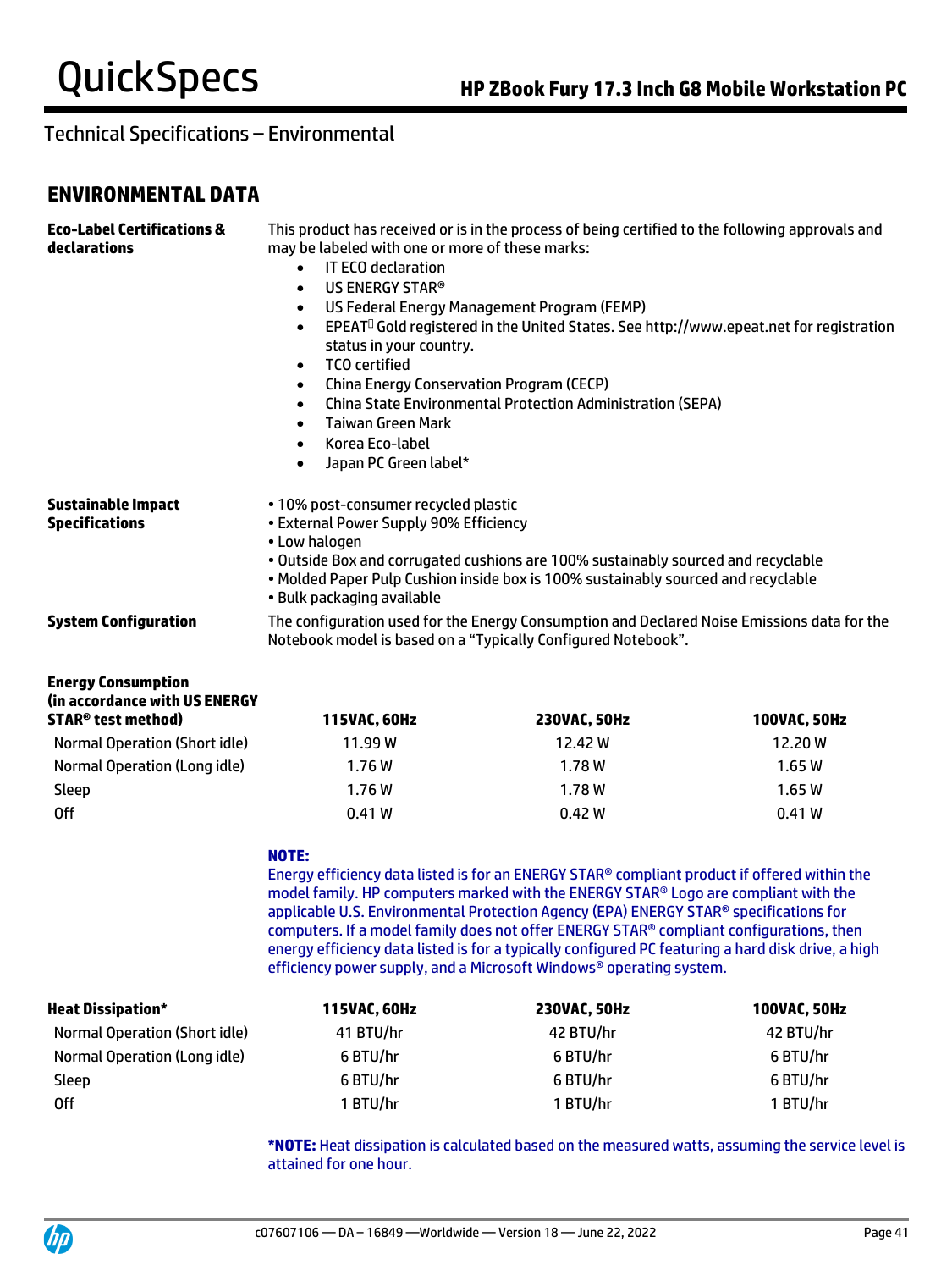## Technical Specifications – Environmental

## ENVIRONMENTAL DATA

**Eco-Label Certifications & declarations**

This product has received or is in the process of being certified to the following approvals and may be labeled with one or more of these marks:

- IT ECO declaration
- US ENERGY STAR®
- US Federal Energy Management Program (FEMP)
- EPEAT Gold registered in the United States. See http://www.epeat.net for registration status in your country.
- TCO certified
- China Energy Conservation Program (CECP)
- China State Environmental Protection Administration (SEPA)
- Taiwan Green Mark
- Korea Eco-label
- Japan PC Green label*

**Sustainable Impact Specifications**

- 10% post-consumer recycled plastic
- External Power Supply 90% Efficiency
- Low halogen
- Outside Box and corrugated cushions are 100% sustainably sourced and recyclable
- Molded Paper Pulp Cushion inside box is 100% sustainably sourced and recyclable
- Bulk packaging available

**System Configuration**

The configuration used for the Energy Consumption and Declared Noise Emissions data for the Notebook model is based on a "Typically Configured Notebook".

| **Energy Consumption (in accordance with US ENERGY STAR® test method)** | **115VAC, 60Hz** | **230VAC, 50Hz** | **100VAC, 50Hz** |
|---|---|---|---|
| Normal Operation (Short idle) | 11.99 W | 12.42 W | 12.20 W |
| Normal Operation (Long idle) | 1.76 W | 1.78 W | 1.65 W |
| Sleep | 1.76 W | 1.78 W | 1.65 W |
| Off | 0.41 W | 0.42 W | 0.41 W |

**NOTE:**
Energy efficiency data listed is for an ENERGY STAR® compliant product if offered within the model family. HP computers marked with the ENERGY STAR® Logo are compliant with the applicable U.S. Environmental Protection Agency (EPA) ENERGY STAR® specifications for computers. If a model family does not offer ENERGY STAR® compliant configurations, then energy efficiency data listed is for a typically configured PC featuring a hard disk drive, a high efficiency power supply, and a Microsoft Windows® operating system.

| **Heat Dissipation*** | **115VAC, 60Hz** | **230VAC, 50Hz** | **100VAC, 50Hz** |
|---|---|---|---|
| Normal Operation (Short idle) | 41 BTU/hr | 42 BTU/hr | 42 BTU/hr |
| Normal Operation (Long idle) | 6 BTU/hr | 6 BTU/hr | 6 BTU/hr |
| Sleep | 6 BTU/hr | 6 BTU/hr | 6 BTU/hr |
| Off | 1 BTU/hr | 1 BTU/hr | 1 BTU/hr |

***NOTE:** Heat dissipation is calculated based on the measured watts, assuming the service level is attained for one hour.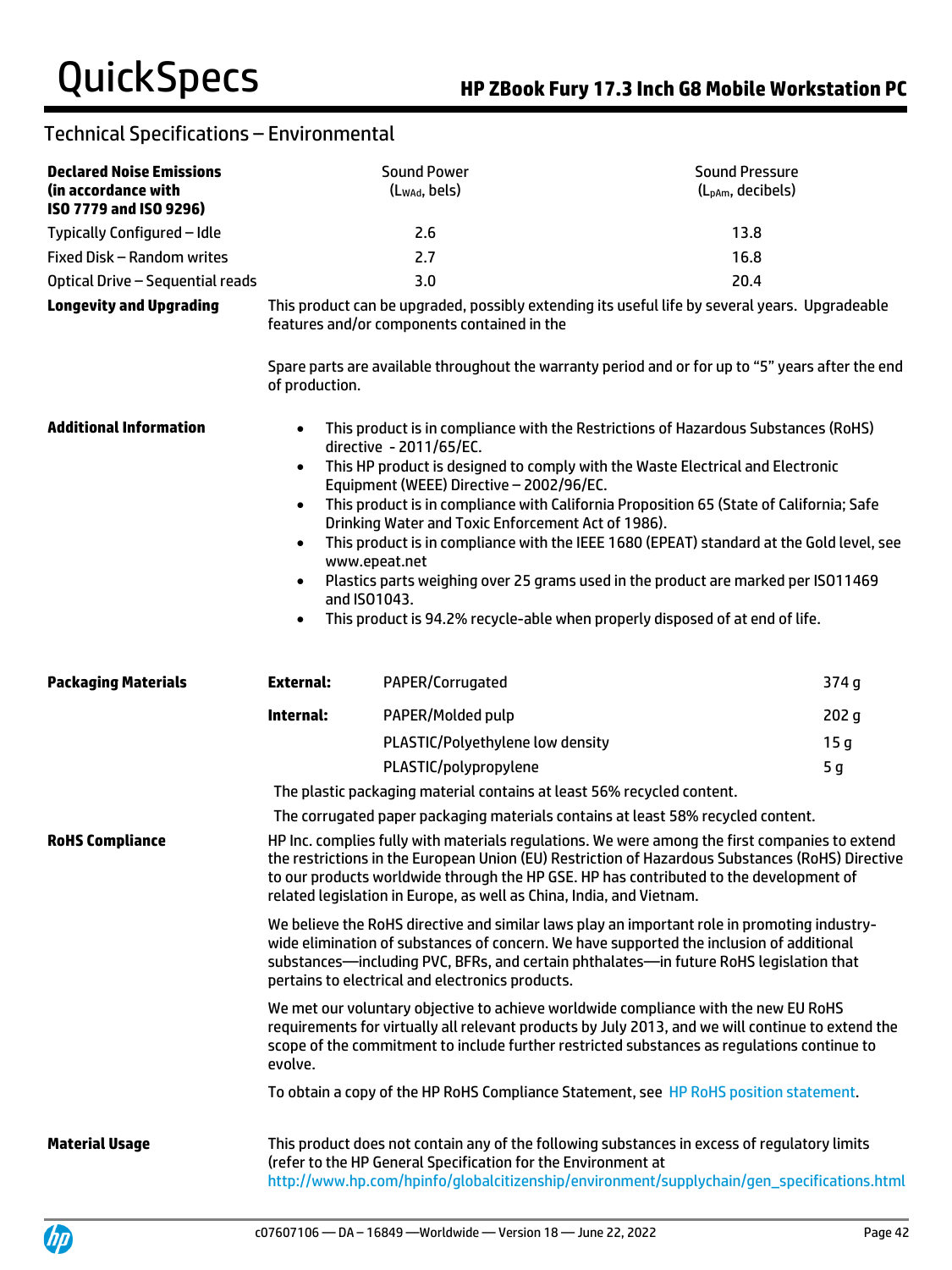## Technical Specifications – Environmental

| **Declared Noise Emissions (in accordance with ISO 7779 and ISO 9296)** | Sound Power ($L_{WAd}$, bels) | Sound Pressure ($L_{pAm}$, decibels) |
|---|---|---|
| Typically Configured – Idle | 2.6 | 13.8 |
| Fixed Disk – Random writes | 2.7 | 16.8 |
| Optical Drive – Sequential reads | 3.0 | 20.4 |

**Longevity and Upgrading**

This product can be upgraded, possibly extending its useful life by several years. Upgradeable features and/or components contained in the

Spare parts are available throughout the warranty period and or for up to "5" years after the end of production.

**Additional Information**

- This product is in compliance with the Restrictions of Hazardous Substances (RoHS) directive - 2011/65/EC.
- This HP product is designed to comply with the Waste Electrical and Electronic Equipment (WEEE) Directive – 2002/96/EC.
- This product is in compliance with California Proposition 65 (State of California; Safe Drinking Water and Toxic Enforcement Act of 1986).
- This product is in compliance with the IEEE 1680 (EPEAT) standard at the Gold level, see www.epeat.net
- Plastics parts weighing over 25 grams used in the product are marked per ISO11469 and ISO1043.
- This product is 94.2% recycle-able when properly disposed of at end of life.

**Packaging Materials**

| | | |
|---|---|---|
| **External:** | PAPER/Corrugated | 374 g |
| **Internal:** | PAPER/Molded pulp | 202 g |
| | PLASTIC/Polyethylene low density | 15 g |
| | PLASTIC/polypropylene | 5 g |

The plastic packaging material contains at least 56% recycled content.

The corrugated paper packaging materials contains at least 58% recycled content.

**RoHS Compliance**

HP Inc. complies fully with materials regulations. We were among the first companies to extend the restrictions in the European Union (EU) Restriction of Hazardous Substances (RoHS) Directive to our products worldwide through the HP GSE. HP has contributed to the development of related legislation in Europe, as well as China, India, and Vietnam.

We believe the RoHS directive and similar laws play an important role in promoting industry-wide elimination of substances of concern. We have supported the inclusion of additional substances—including PVC, BFRs, and certain phthalates—in future RoHS legislation that pertains to electrical and electronics products.

We met our voluntary objective to achieve worldwide compliance with the new EU RoHS requirements for virtually all relevant products by July 2013, and we will continue to extend the scope of the commitment to include further restricted substances as regulations continue to evolve.

To obtain a copy of the HP RoHS Compliance Statement, see HP RoHS position statement.

**Material Usage**

This product does not contain any of the following substances in excess of regulatory limits (refer to the HP General Specification for the Environment at http://www.hp.com/hpinfo/globalcitizenship/environment/supplychain/gen_specifications.html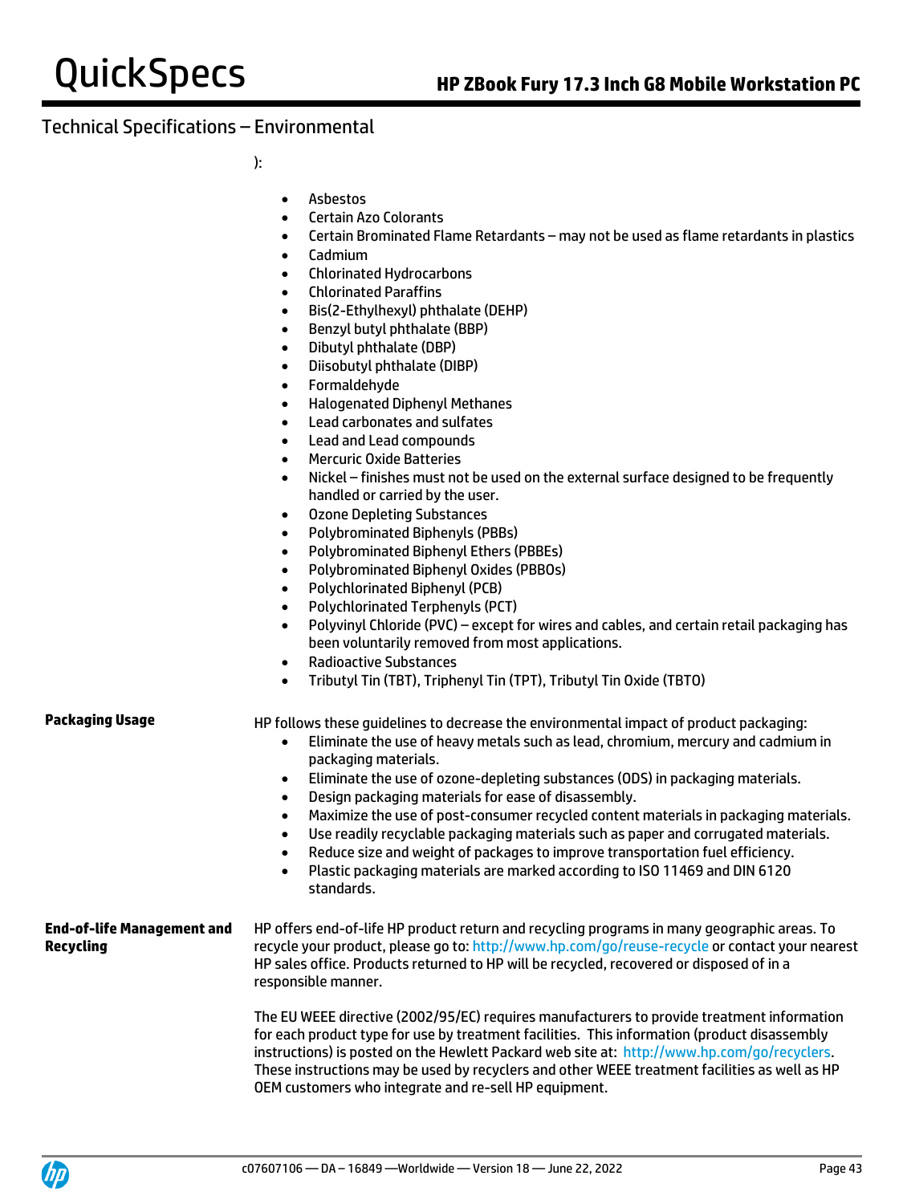## Technical Specifications – Environmental

):

- Asbestos
- Certain Azo Colorants
- Certain Brominated Flame Retardants – may not be used as flame retardants in plastics
- Cadmium
- Chlorinated Hydrocarbons
- Chlorinated Paraffins
- Bis(2-Ethylhexyl) phthalate (DEHP)
- Benzyl butyl phthalate (BBP)
- Dibutyl phthalate (DBP)
- Diisobutyl phthalate (DIBP)
- Formaldehyde
- Halogenated Diphenyl Methanes
- Lead carbonates and sulfates
- Lead and Lead compounds
- Mercuric Oxide Batteries
- Nickel – finishes must not be used on the external surface designed to be frequently handled or carried by the user.
- Ozone Depleting Substances
- Polybrominated Biphenyls (PBBs)
- Polybrominated Biphenyl Ethers (PBBEs)
- Polybrominated Biphenyl Oxides (PBBOs)
- Polychlorinated Biphenyl (PCB)
- Polychlorinated Terphenyls (PCT)
- Polyvinyl Chloride (PVC) – except for wires and cables, and certain retail packaging has been voluntarily removed from most applications.
- Radioactive Substances
- Tributyl Tin (TBT), Triphenyl Tin (TPT), Tributyl Tin Oxide (TBTO)

**Packaging Usage**

HP follows these guidelines to decrease the environmental impact of product packaging:

- Eliminate the use of heavy metals such as lead, chromium, mercury and cadmium in packaging materials.
- Eliminate the use of ozone-depleting substances (ODS) in packaging materials.
- Design packaging materials for ease of disassembly.
- Maximize the use of post-consumer recycled content materials in packaging materials.
- Use readily recyclable packaging materials such as paper and corrugated materials.
- Reduce size and weight of packages to improve transportation fuel efficiency.
- Plastic packaging materials are marked according to ISO 11469 and DIN 6120 standards.

**End-of-life Management and Recycling**

HP offers end-of-life HP product return and recycling programs in many geographic areas. To recycle your product, please go to: http://www.hp.com/go/reuse-recycle or contact your nearest HP sales office. Products returned to HP will be recycled, recovered or disposed of in a responsible manner.

The EU WEEE directive (2002/95/EC) requires manufacturers to provide treatment information for each product type for use by treatment facilities. This information (product disassembly instructions) is posted on the Hewlett Packard web site at: http://www.hp.com/go/recyclers. These instructions may be used by recyclers and other WEEE treatment facilities as well as HP OEM customers who integrate and re-sell HP equipment.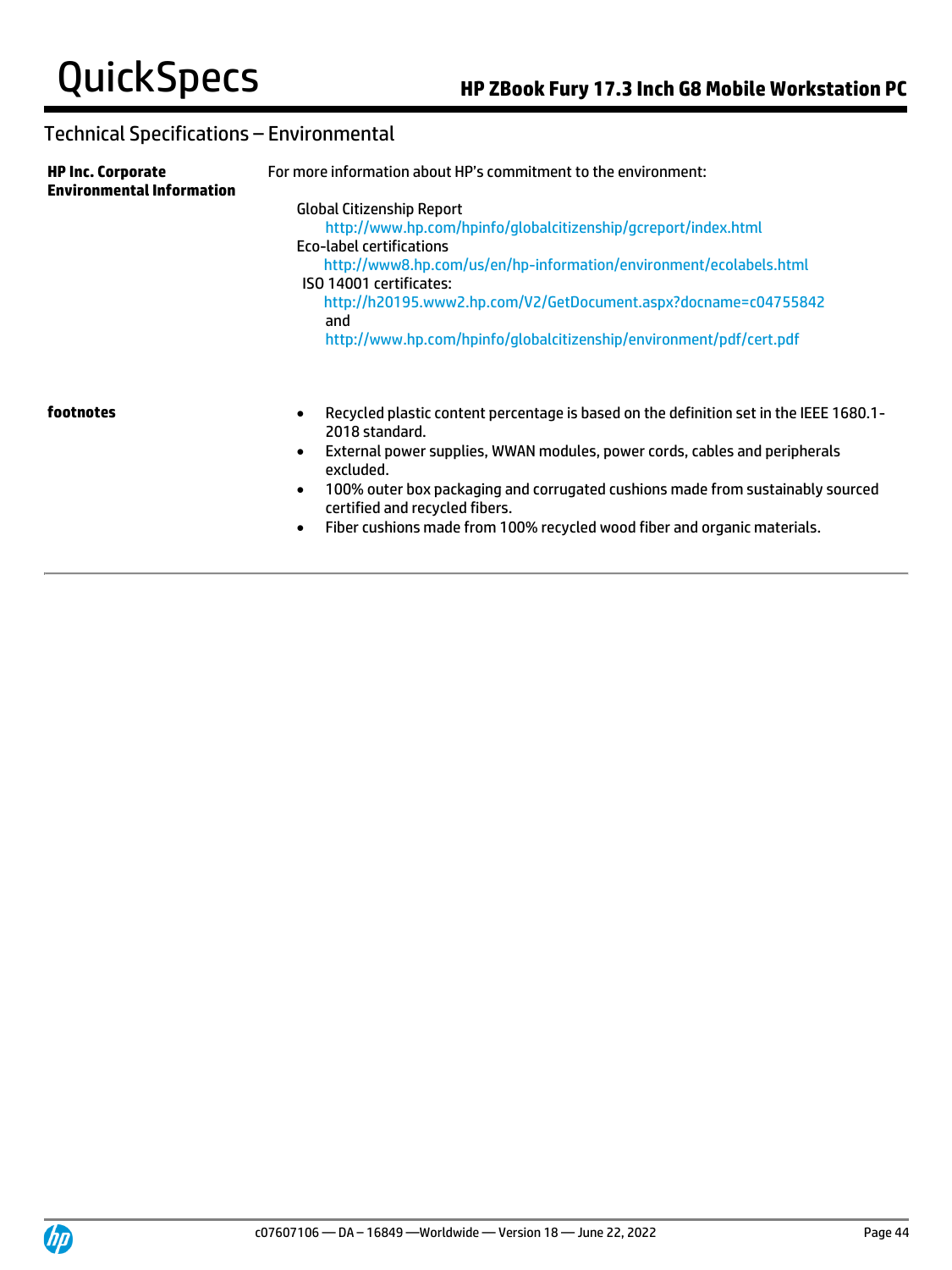## Technical Specifications – Environmental

| | |
|---|---|
| **HP Inc. Corporate Environmental Information** | For more information about HP's commitment to the environment:<br><br>Global Citizenship Report<br>http://www.hp.com/hpinfo/globalcitizenship/gcreport/index.html<br>Eco-label certifications<br>http://www8.hp.com/us/en/hp-information/environment/ecolabels.html<br>ISO 14001 certificates:<br>http://h20195.www2.hp.com/V2/GetDocument.aspx?docname=c04755842<br>and<br>http://www.hp.com/hpinfo/globalcitizenship/environment/pdf/cert.pdf |
| **footnotes** | • Recycled plastic content percentage is based on the definition set in the IEEE 1680.1-2018 standard.<br>• External power supplies, WWAN modules, power cords, cables and peripherals excluded.<br>• 100% outer box packaging and corrugated cushions made from sustainably sourced certified and recycled fibers.<br>• Fiber cushions made from 100% recycled wood fiber and organic materials. |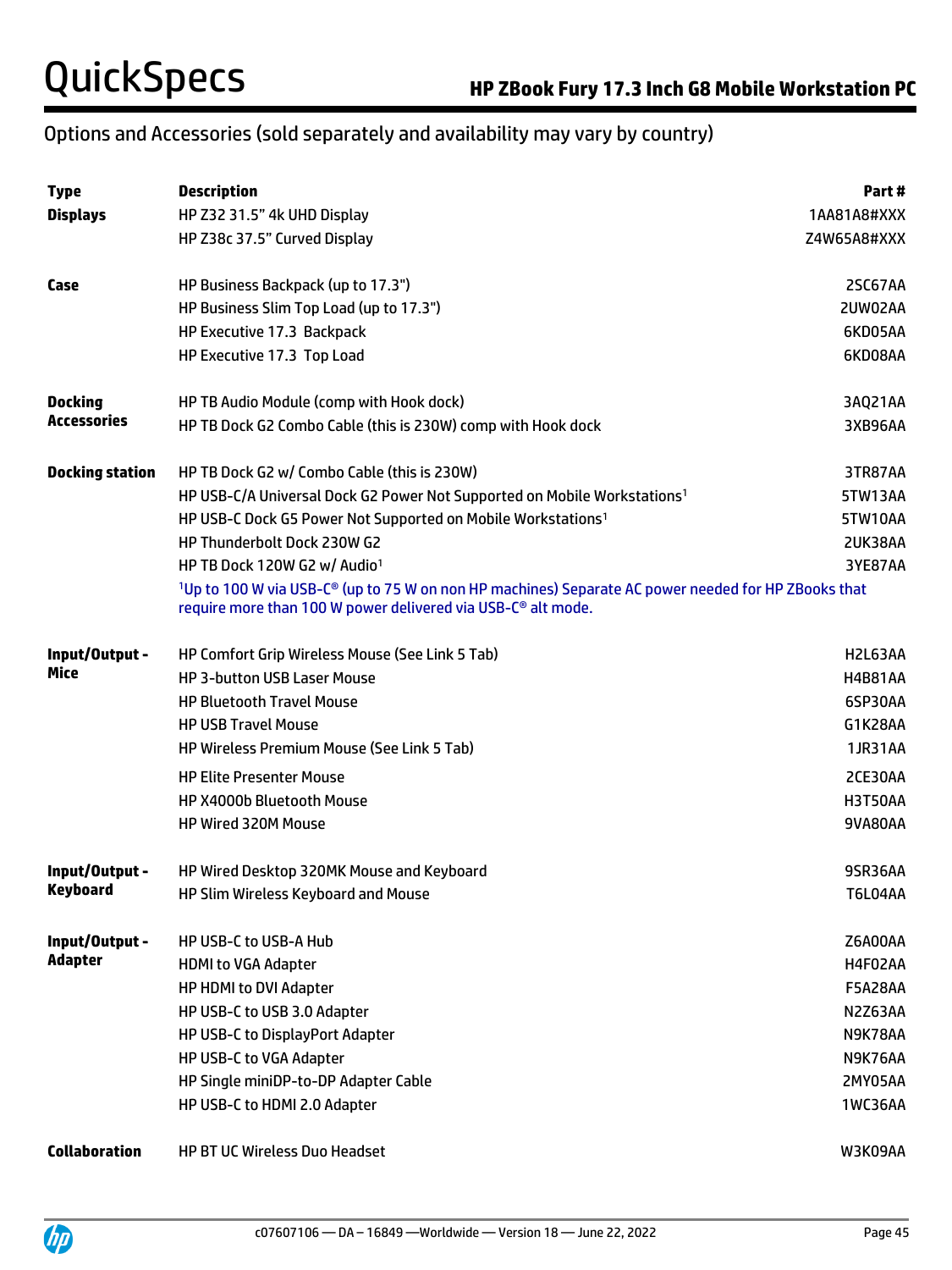## Options and Accessories (sold separately and availability may vary by country)

| Type | Description | Part # |
|---|---|---|
| **Displays** | HP Z32 31.5" 4k UHD Display | 1AA81A8#XXX |
| | HP Z38c 37.5" Curved Display | Z4W65A8#XXX |
| **Case** | HP Business Backpack (up to 17.3") | 2SC67AA |
| | HP Business Slim Top Load (up to 17.3") | 2UW02AA |
| | HP Executive 17.3 Backpack | 6KD05AA |
| | HP Executive 17.3 Top Load | 6KD08AA |
| **Docking Accessories** | HP TB Audio Module (comp with Hook dock) | 3AQ21AA |
| | HP TB Dock G2 Combo Cable (this is 230W) comp with Hook dock | 3XB96AA |
| **Docking station** | HP TB Dock G2 w/ Combo Cable (this is 230W) | 3TR87AA |
| | HP USB-C/A Universal Dock G2 Power Not Supported on Mobile Workstations[1] | 5TW13AA |
| | HP USB-C Dock G5 Power Not Supported on Mobile Workstations[1] | 5TW10AA |
| | HP Thunderbolt Dock 230W G2 | 2UK38AA |
| | HP TB Dock 120W G2 w/ Audio[1] | 3YE87AA |
| | [1]Up to 100 W via USB-C® (up to 75 W on non HP machines) Separate AC power needed for HP ZBooks that require more than 100 W power delivered via USB-C® alt mode. | |
| **Input/Output - Mice** | HP Comfort Grip Wireless Mouse (See Link 5 Tab) | H2L63AA |
| | HP 3-button USB Laser Mouse | H4B81AA |
| | HP Bluetooth Travel Mouse | 6SP30AA |
| | HP USB Travel Mouse | G1K28AA |
| | HP Wireless Premium Mouse (See Link 5 Tab) | 1JR31AA |
| | HP Elite Presenter Mouse | 2CE30AA |
| | HP X4000b Bluetooth Mouse | H3T50AA |
| | HP Wired 320M Mouse | 9VA80AA |
| **Input/Output - Keyboard** | HP Wired Desktop 320MK Mouse and Keyboard | 9SR36AA |
| | HP Slim Wireless Keyboard and Mouse | T6L04AA |
| **Input/Output - Adapter** | HP USB-C to USB-A Hub | Z6A00AA |
| | HDMI to VGA Adapter | H4F02AA |
| | HP HDMI to DVI Adapter | F5A28AA |
| | HP USB-C to USB 3.0 Adapter | N2Z63AA |
| | HP USB-C to DisplayPort Adapter | N9K78AA |
| | HP USB-C to VGA Adapter | N9K76AA |
| | HP Single miniDP-to-DP Adapter Cable | 2MY05AA |
| | HP USB-C to HDMI 2.0 Adapter | 1WC36AA |
| **Collaboration** | HP BT UC Wireless Duo Headset | W3K09AA |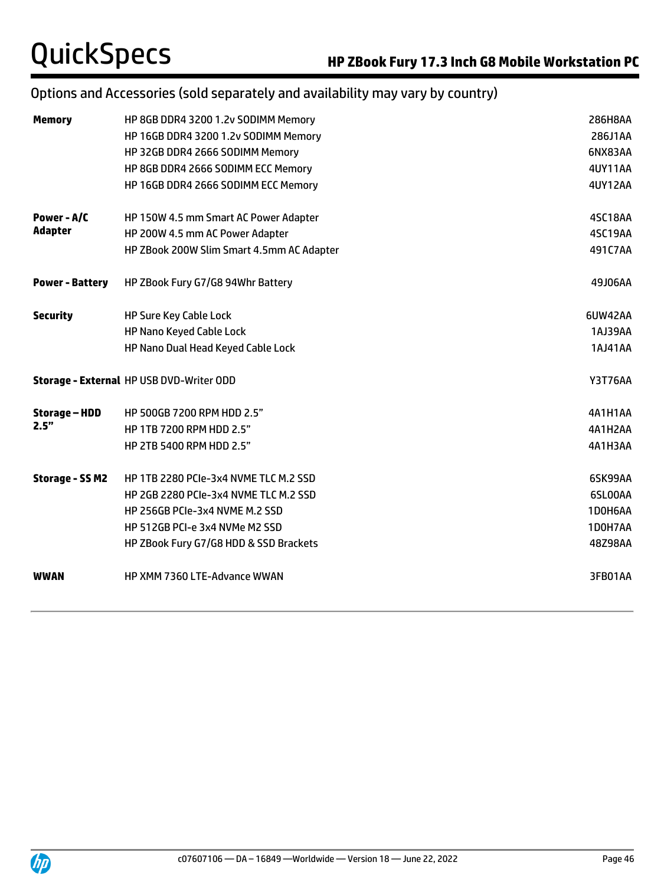## Options and Accessories (sold separately and availability may vary by country)

| | | |
|---|---|---|
| **Memory** | HP 8GB DDR4 3200 1.2v SODIMM Memory | 286H8AA |
| | HP 16GB DDR4 3200 1.2v SODIMM Memory | 286J1AA |
| | HP 32GB DDR4 2666 SODIMM Memory | 6NX83AA |
| | HP 8GB DDR4 2666 SODIMM ECC Memory | 4UY11AA |
| | HP 16GB DDR4 2666 SODIMM ECC Memory | 4UY12AA |
| **Power - A/C Adapter** | HP 150W 4.5 mm Smart AC Power Adapter | 4SC18AA |
| | HP 200W 4.5 mm AC Power Adapter | 4SC19AA |
| | HP ZBook 200W Slim Smart 4.5mm AC Adapter | 491C7AA |
| **Power - Battery** | HP ZBook Fury G7/G8 94Whr Battery | 49J06AA |
| **Security** | HP Sure Key Cable Lock | 6UW42AA |
| | HP Nano Keyed Cable Lock | 1AJ39AA |
| | HP Nano Dual Head Keyed Cable Lock | 1AJ41AA |
| **Storage - External** | HP USB DVD-Writer ODD | Y3T76AA |
| **Storage – HDD 2.5"** | HP 500GB 7200 RPM HDD 2.5" | 4A1H1AA |
| | HP 1TB 7200 RPM HDD 2.5" | 4A1H2AA |
| | HP 2TB 5400 RPM HDD 2.5" | 4A1H3AA |
| **Storage - SS M2** | HP 1TB 2280 PCIe-3x4 NVME TLC M.2 SSD | 6SK99AA |
| | HP 2GB 2280 PCIe-3x4 NVME TLC M.2 SSD | 6SL00AA |
| | HP 256GB PCIe-3x4 NVME M.2 SSD | 1D0H6AA |
| | HP 512GB PCI-e 3x4 NVMe M2 SSD | 1D0H7AA |
| | HP ZBook Fury G7/G8 HDD & SSD Brackets | 48Z98AA |
| **WWAN** | HP XMM 7360 LTE-Advance WWAN | 3FB01AA |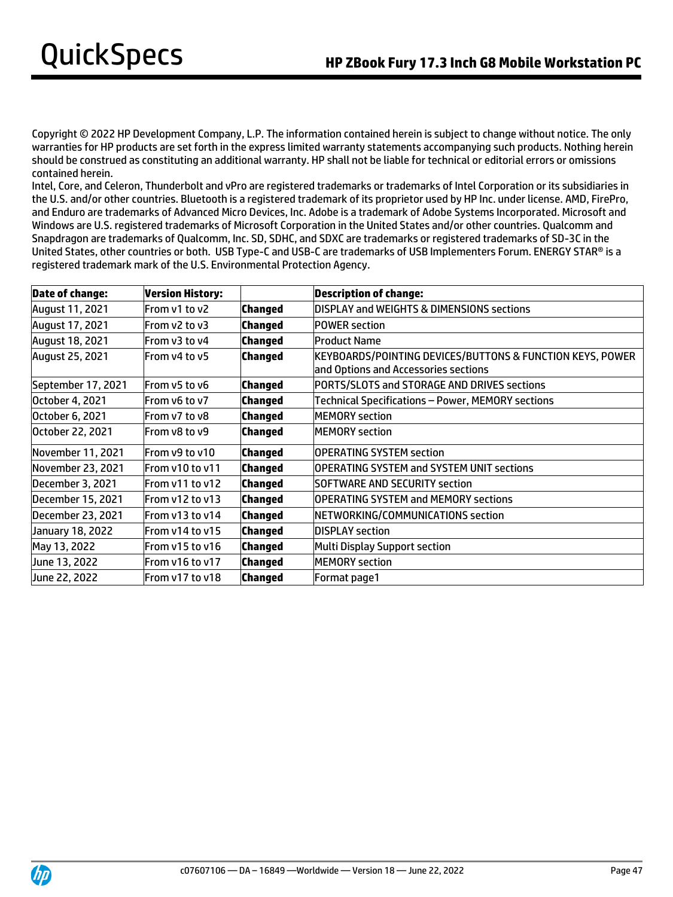Copyright © 2022 HP Development Company, L.P. The information contained herein is subject to change without notice. The only warranties for HP products are set forth in the express limited warranty statements accompanying such products. Nothing herein should be construed as constituting an additional warranty. HP shall not be liable for technical or editorial errors or omissions contained herein.
Intel, Core, and Celeron, Thunderbolt and vPro are registered trademarks or trademarks of Intel Corporation or its subsidiaries in the U.S. and/or other countries. Bluetooth is a registered trademark of its proprietor used by HP Inc. under license. AMD, FirePro, and Enduro are trademarks of Advanced Micro Devices, Inc. Adobe is a trademark of Adobe Systems Incorporated. Microsoft and Windows are U.S. registered trademarks of Microsoft Corporation in the United States and/or other countries. Qualcomm and Snapdragon are trademarks of Qualcomm, Inc. SD, SDHC, and SDXC are trademarks or registered trademarks of SD-3C in the United States, other countries or both. USB Type-C and USB-C are trademarks of USB Implementers Forum. ENERGY STAR® is a registered trademark mark of the U.S. Environmental Protection Agency.

| Date of change: | Version History: | | Description of change: |
|---|---|---|---|
| August 11, 2021 | From v1 to v2 | **Changed** | DISPLAY and WEIGHTS & DIMENSIONS sections |
| August 17, 2021 | From v2 to v3 | **Changed** | POWER section |
| August 18, 2021 | From v3 to v4 | **Changed** | Product Name |
| August 25, 2021 | From v4 to v5 | **Changed** | KEYBOARDS/POINTING DEVICES/BUTTONS & FUNCTION KEYS, POWER and Options and Accessories sections |
| September 17, 2021 | From v5 to v6 | **Changed** | PORTS/SLOTS and STORAGE AND DRIVES sections |
| October 4, 2021 | From v6 to v7 | **Changed** | Technical Specifications – Power, MEMORY sections |
| October 6, 2021 | From v7 to v8 | **Changed** | MEMORY section |
| October 22, 2021 | From v8 to v9 | **Changed** | MEMORY section |
| November 11, 2021 | From v9 to v10 | **Changed** | OPERATING SYSTEM section |
| November 23, 2021 | From v10 to v11 | **Changed** | OPERATING SYSTEM and SYSTEM UNIT sections |
| December 3, 2021 | From v11 to v12 | **Changed** | SOFTWARE AND SECURITY section |
| December 15, 2021 | From v12 to v13 | **Changed** | OPERATING SYSTEM and MEMORY sections |
| December 23, 2021 | From v13 to v14 | **Changed** | NETWORKING/COMMUNICATIONS section |
| January 18, 2022 | From v14 to v15 | **Changed** | DISPLAY section |
| May 13, 2022 | From v15 to v16 | **Changed** | Multi Display Support section |
| June 13, 2022 | From v16 to v17 | **Changed** | MEMORY section |
| June 22, 2022 | From v17 to v18 | **Changed** | Format page1 |